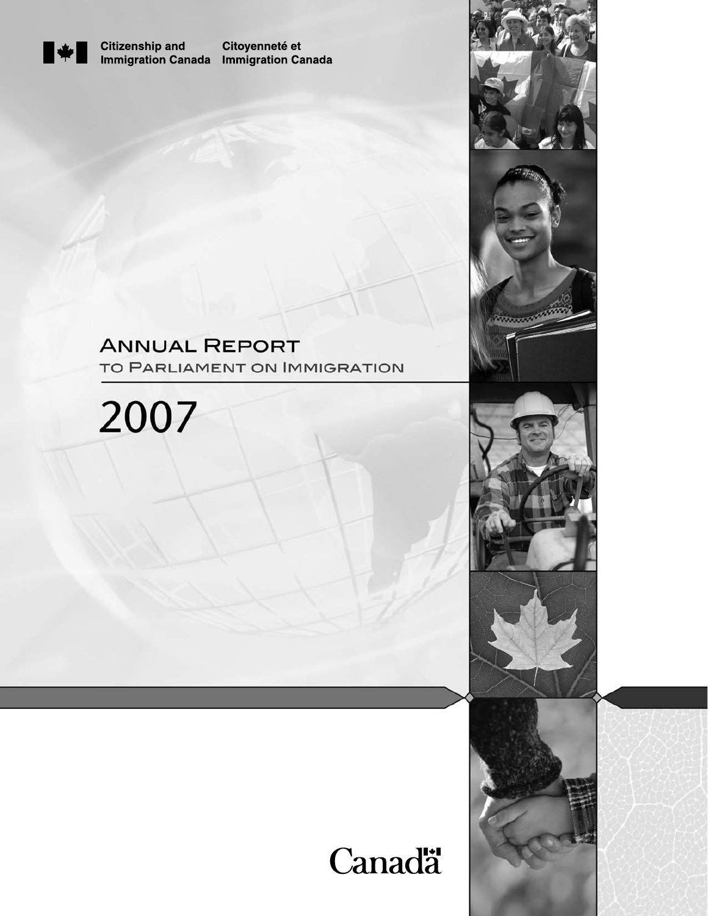Citizenship and Immigration Canada

Citoyenneté et Immigration Canada

# Annual Report

## to Parliament on Immigration

# 2007

Canada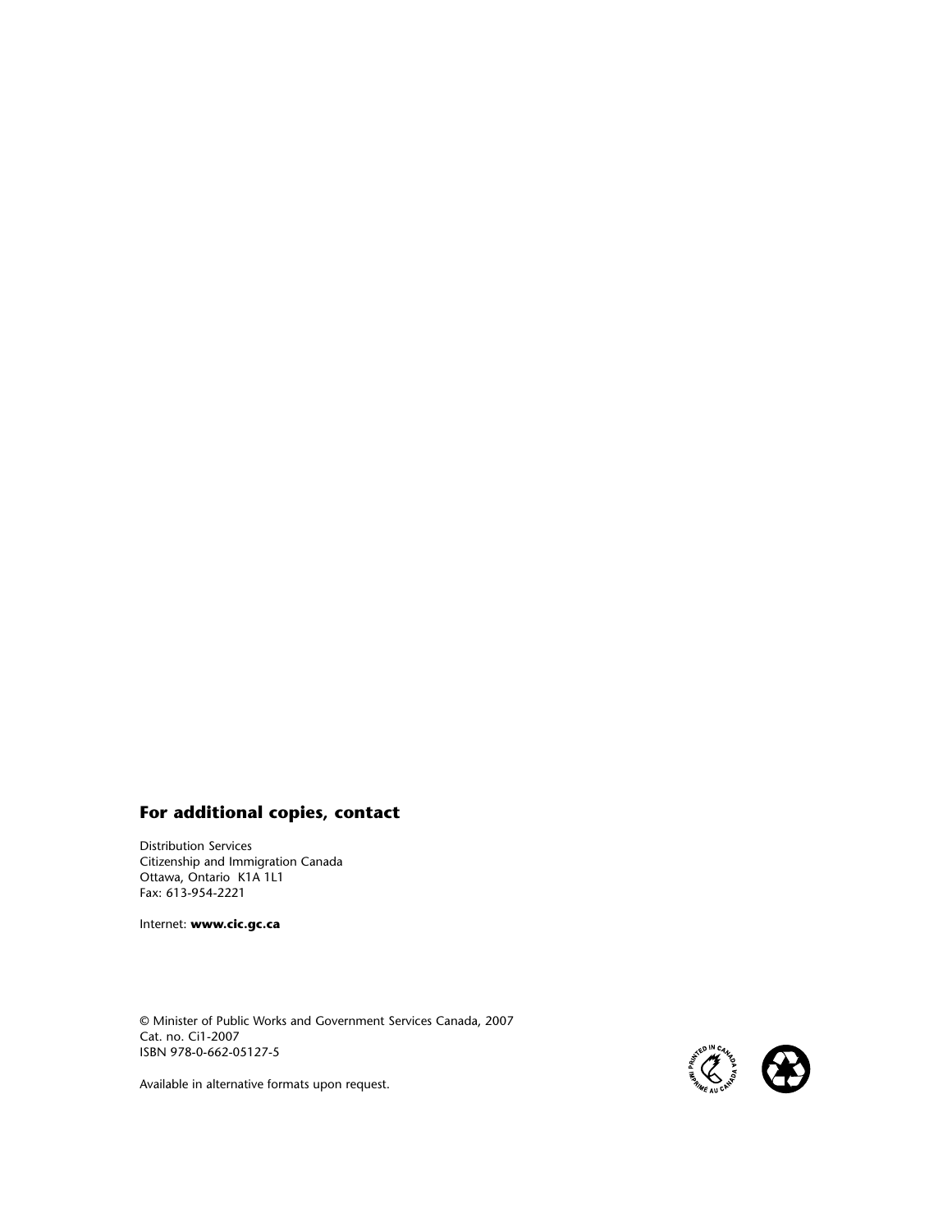## For additional copies, contact

Distribution Services
Citizenship and Immigration Canada
Ottawa, Ontario K1A 1L1
Fax: 613-954-2221

Internet: **www.cic.gc.ca**

© Minister of Public Works and Government Services Canada, 2007
Cat. no. Ci1-2007
ISBN 978-0-662-05127-5

Available in alternative formats upon request.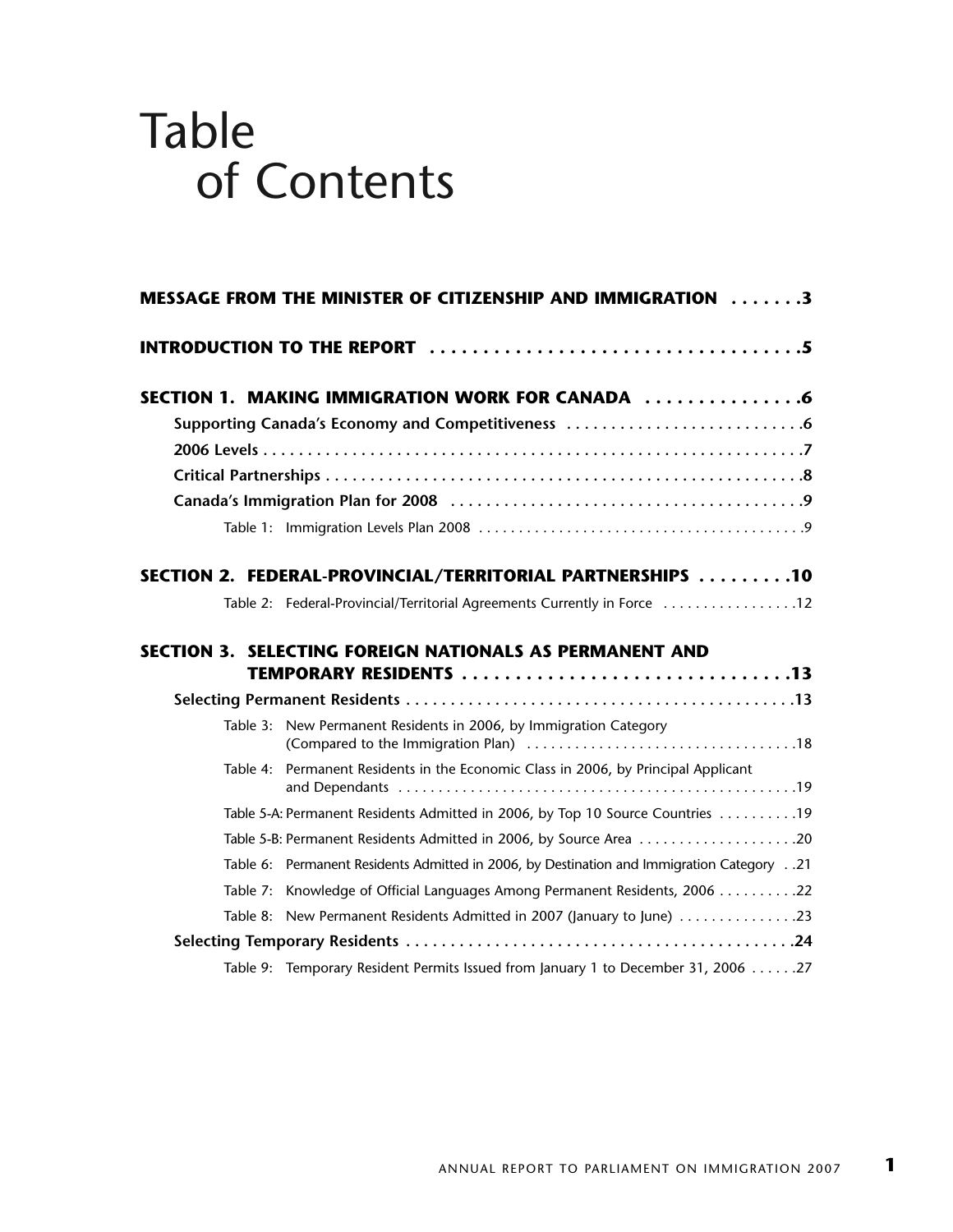# Table of Contents

**MESSAGE FROM THE MINISTER OF CITIZENSHIP AND IMMIGRATION ....... 3**

**INTRODUCTION TO THE REPORT ....... 5**

**SECTION 1. MAKING IMMIGRATION WORK FOR CANADA ....... 6**

- **Supporting Canada's Economy and Competitiveness ....... 6**
- **2006 Levels ....... 7**
- **Critical Partnerships ....... 8**
- **Canada's Immigration Plan for 2008 ....... 9**
  - Table 1: Immigration Levels Plan 2008 ....... 9

**SECTION 2. FEDERAL-PROVINCIAL/TERRITORIAL PARTNERSHIPS ....... 10**

- Table 2: Federal-Provincial/Territorial Agreements Currently in Force ....... 12

**SECTION 3. SELECTING FOREIGN NATIONALS AS PERMANENT AND TEMPORARY RESIDENTS ....... 13**

- **Selecting Permanent Residents ....... 13**
  - Table 3: New Permanent Residents in 2006, by Immigration Category (Compared to the Immigration Plan) ....... 18
  - Table 4: Permanent Residents in the Economic Class in 2006, by Principal Applicant and Dependants ....... 19
  - Table 5-A: Permanent Residents Admitted in 2006, by Top 10 Source Countries ....... 19
  - Table 5-B: Permanent Residents Admitted in 2006, by Source Area ....... 20
  - Table 6: Permanent Residents Admitted in 2006, by Destination and Immigration Category ....... 21
  - Table 7: Knowledge of Official Languages Among Permanent Residents, 2006 ....... 22
  - Table 8: New Permanent Residents Admitted in 2007 (January to June) ....... 23
- **Selecting Temporary Residents ....... 24**
  - Table 9: Temporary Resident Permits Issued from January 1 to December 31, 2006 ....... 27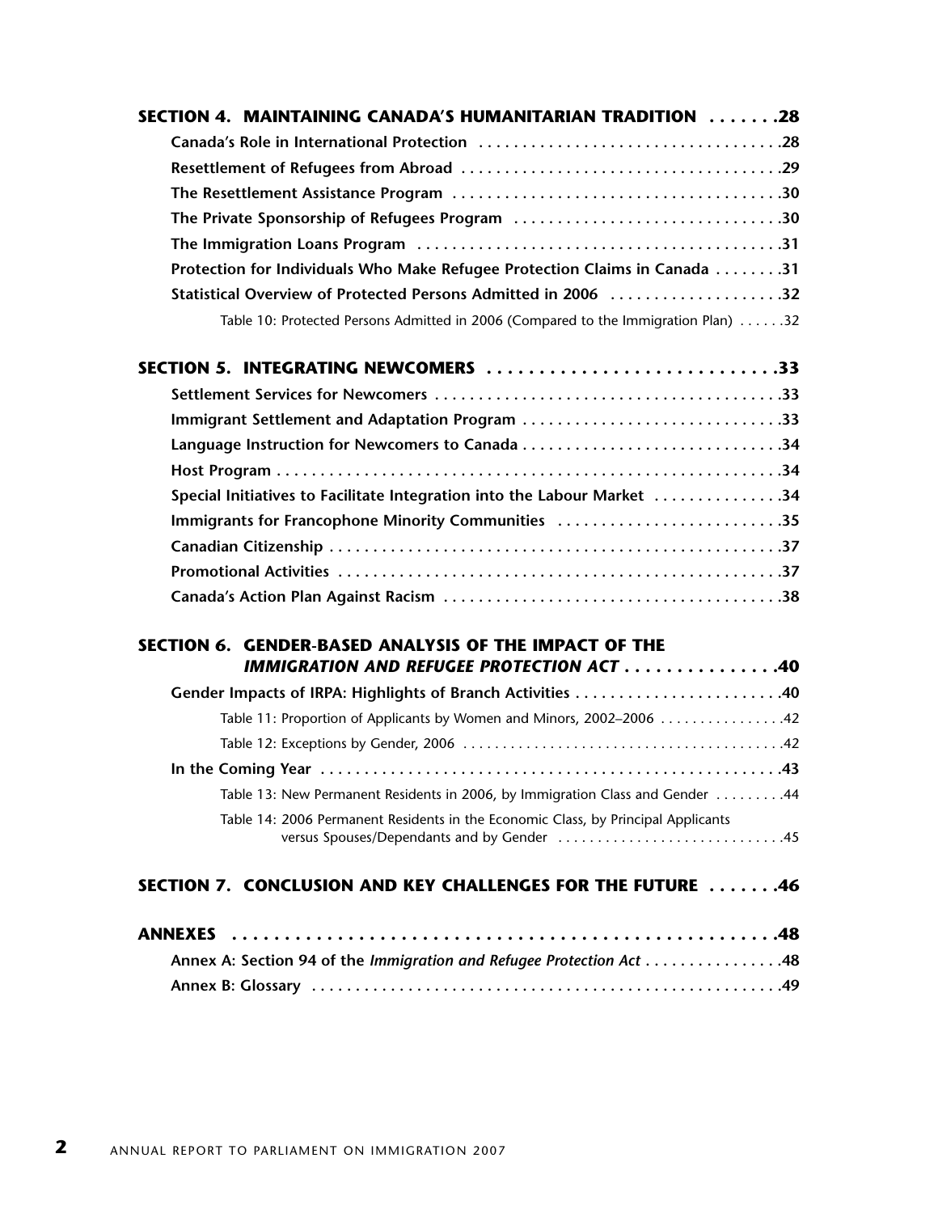**SECTION 4. MAINTAINING CANADA'S HUMANITARIAN TRADITION . . . . . . .28**

**Canada's Role in International Protection . . . . . . . . . . . . . . . . . . . . . . . . . . . . . . . . . . .28**

**Resettlement of Refugees from Abroad . . . . . . . . . . . . . . . . . . . . . . . . . . . . . . . . . . . .29**

**The Resettlement Assistance Program . . . . . . . . . . . . . . . . . . . . . . . . . . . . . . . . . . . . .30**

**The Private Sponsorship of Refugees Program . . . . . . . . . . . . . . . . . . . . . . . . . . . . . .30**

**The Immigration Loans Program . . . . . . . . . . . . . . . . . . . . . . . . . . . . . . . . . . . . . . . . .31**

**Protection for Individuals Who Make Refugee Protection Claims in Canada . . . . . . . .31**

**Statistical Overview of Protected Persons Admitted in 2006 . . . . . . . . . . . . . . . . . . . .32**

Table 10: Protected Persons Admitted in 2006 (Compared to the Immigration Plan) . . . . . .32

**SECTION 5. INTEGRATING NEWCOMERS . . . . . . . . . . . . . . . . . . . . . . . . . . . .33**

**Settlement Services for Newcomers . . . . . . . . . . . . . . . . . . . . . . . . . . . . . . . . . . . . . . .33**

**Immigrant Settlement and Adaptation Program . . . . . . . . . . . . . . . . . . . . . . . . . . . . .33**

**Language Instruction for Newcomers to Canada . . . . . . . . . . . . . . . . . . . . . . . . . . . . .34**

**Host Program . . . . . . . . . . . . . . . . . . . . . . . . . . . . . . . . . . . . . . . . . . . . . . . . . . . . . . . .34**

**Special Initiatives to Facilitate Integration into the Labour Market . . . . . . . . . . . . . . .34**

**Immigrants for Francophone Minority Communities . . . . . . . . . . . . . . . . . . . . . . . . . .35**

**Canadian Citizenship . . . . . . . . . . . . . . . . . . . . . . . . . . . . . . . . . . . . . . . . . . . . . . . . . .37**

**Promotional Activities . . . . . . . . . . . . . . . . . . . . . . . . . . . . . . . . . . . . . . . . . . . . . . . . .37**

**Canada's Action Plan Against Racism . . . . . . . . . . . . . . . . . . . . . . . . . . . . . . . . . . . . . .38**

**SECTION 6. GENDER-BASED ANALYSIS OF THE IMPACT OF THE *IMMIGRATION AND REFUGEE PROTECTION ACT* . . . . . . . . . . . . . . .40**

**Gender Impacts of IRPA: Highlights of Branch Activities . . . . . . . . . . . . . . . . . . . . . . . .40**

Table 11: Proportion of Applicants by Women and Minors, 2002–2006 . . . . . . . . . . . . . . . .42

Table 12: Exceptions by Gender, 2006 . . . . . . . . . . . . . . . . . . . . . . . . . . . . . . . . . . . . . . . .42

**In the Coming Year . . . . . . . . . . . . . . . . . . . . . . . . . . . . . . . . . . . . . . . . . . . . . . . . . . . .43**

Table 13: New Permanent Residents in 2006, by Immigration Class and Gender . . . . . . . . .44

Table 14: 2006 Permanent Residents in the Economic Class, by Principal Applicants versus Spouses/Dependants and by Gender . . . . . . . . . . . . . . . . . . . . . . . . . . . . .45

**SECTION 7. CONCLUSION AND KEY CHALLENGES FOR THE FUTURE . . . . . . .46**

**ANNEXES . . . . . . . . . . . . . . . . . . . . . . . . . . . . . . . . . . . . . . . . . . . . . . . . . . . . .48**

**Annex A: Section 94 of the *Immigration and Refugee Protection Act* . . . . . . . . . . . . . . . .48**

**Annex B: Glossary . . . . . . . . . . . . . . . . . . . . . . . . . . . . . . . . . . . . . . . . . . . . . . . . . . . . .49**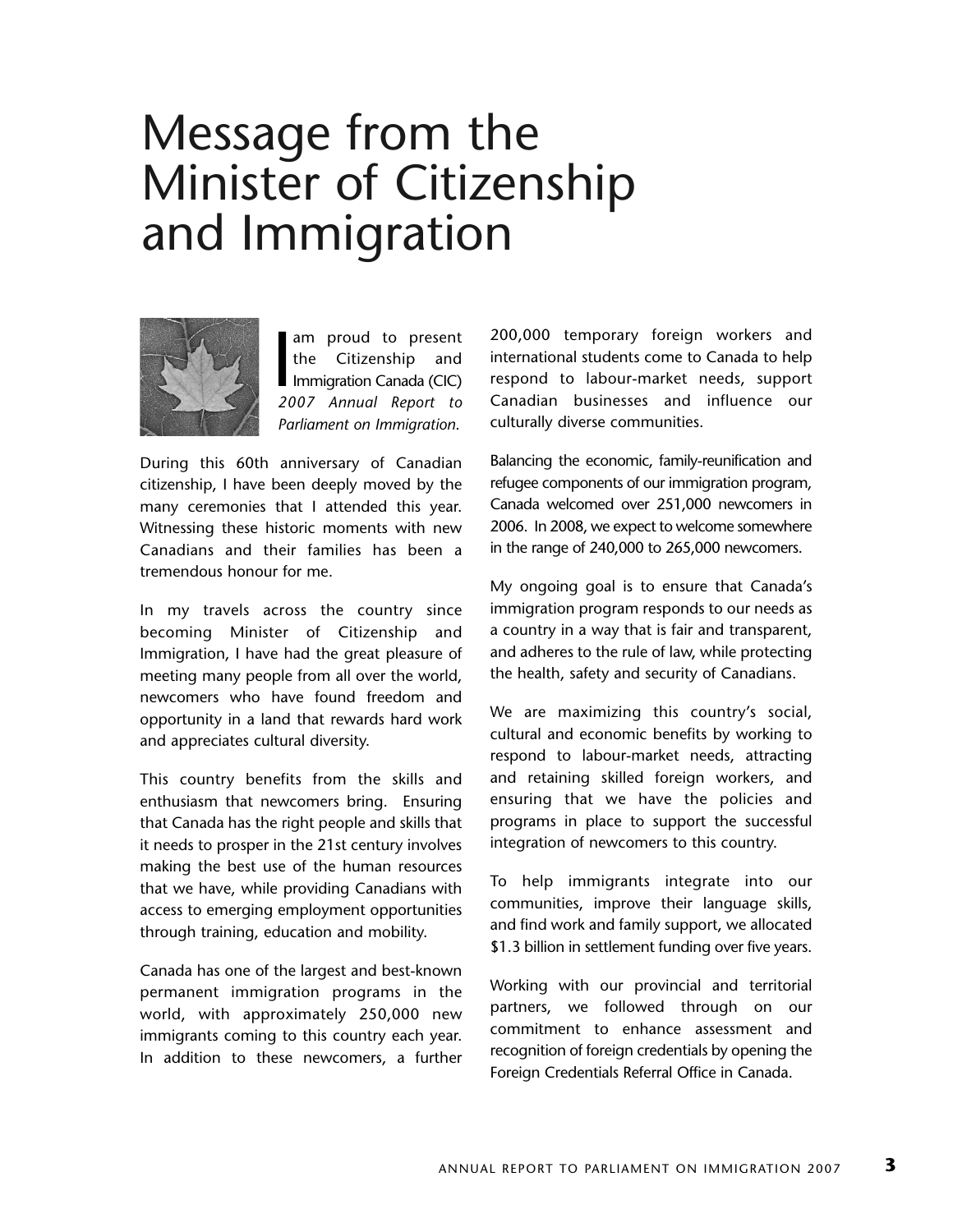# Message from the Minister of Citizenship and Immigration

I am proud to present the Citizenship and Immigration Canada (CIC) *2007 Annual Report to Parliament on Immigration*.

During this 60th anniversary of Canadian citizenship, I have been deeply moved by the many ceremonies that I attended this year. Witnessing these historic moments with new Canadians and their families has been a tremendous honour for me.

In my travels across the country since becoming Minister of Citizenship and Immigration, I have had the great pleasure of meeting many people from all over the world, newcomers who have found freedom and opportunity in a land that rewards hard work and appreciates cultural diversity.

This country benefits from the skills and enthusiasm that newcomers bring. Ensuring that Canada has the right people and skills that it needs to prosper in the 21st century involves making the best use of the human resources that we have, while providing Canadians with access to emerging employment opportunities through training, education and mobility.

Canada has one of the largest and best-known permanent immigration programs in the world, with approximately 250,000 new immigrants coming to this country each year. In addition to these newcomers, a further 200,000 temporary foreign workers and international students come to Canada to help respond to labour-market needs, support Canadian businesses and influence our culturally diverse communities.

Balancing the economic, family-reunification and refugee components of our immigration program, Canada welcomed over 251,000 newcomers in 2006. In 2008, we expect to welcome somewhere in the range of 240,000 to 265,000 newcomers.

My ongoing goal is to ensure that Canada's immigration program responds to our needs as a country in a way that is fair and transparent, and adheres to the rule of law, while protecting the health, safety and security of Canadians.

We are maximizing this country's social, cultural and economic benefits by working to respond to labour-market needs, attracting and retaining skilled foreign workers, and ensuring that we have the policies and programs in place to support the successful integration of newcomers to this country.

To help immigrants integrate into our communities, improve their language skills, and find work and family support, we allocated $1.3 billion in settlement funding over five years.

Working with our provincial and territorial partners, we followed through on our commitment to enhance assessment and recognition of foreign credentials by opening the Foreign Credentials Referral Office in Canada.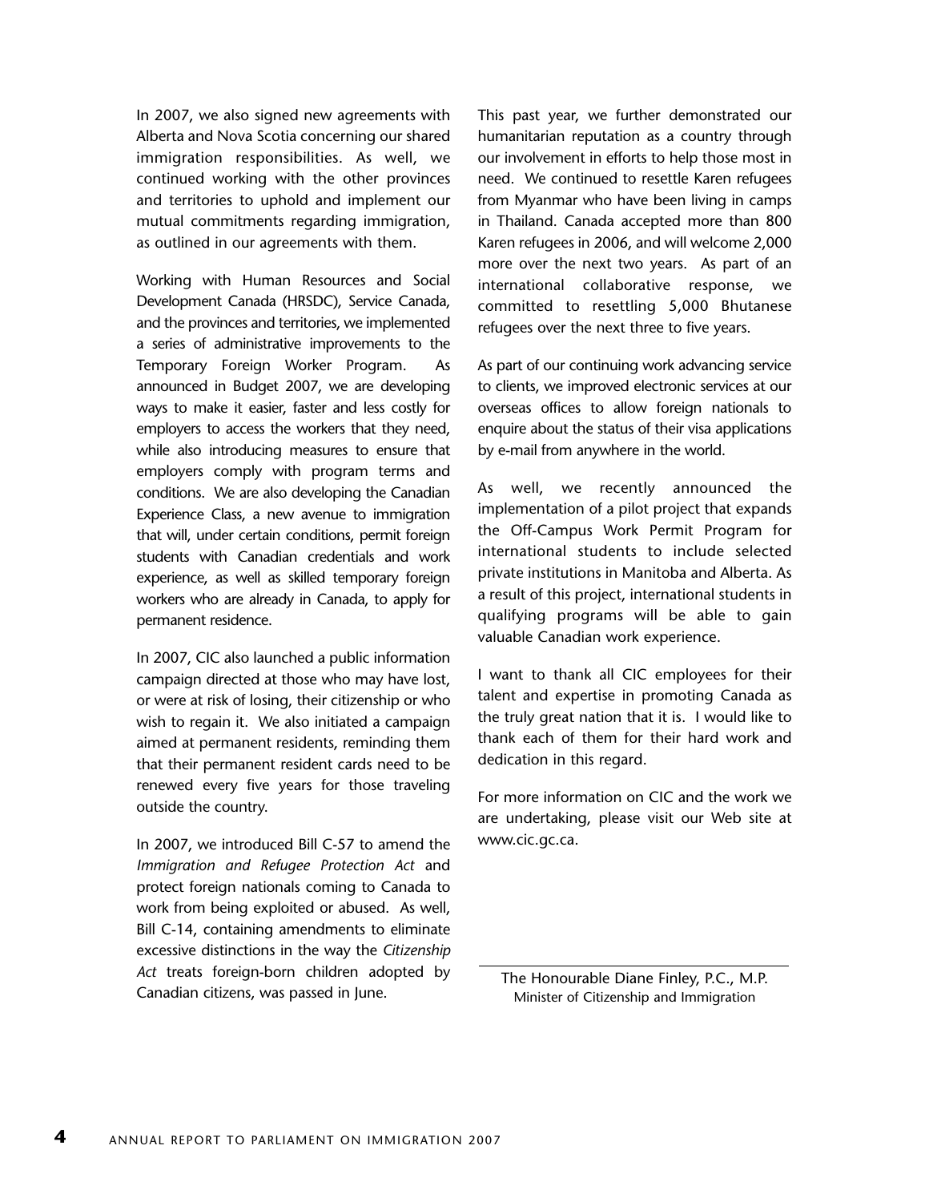In 2007, we also signed new agreements with Alberta and Nova Scotia concerning our shared immigration responsibilities. As well, we continued working with the other provinces and territories to uphold and implement our mutual commitments regarding immigration, as outlined in our agreements with them.

Working with Human Resources and Social Development Canada (HRSDC), Service Canada, and the provinces and territories, we implemented a series of administrative improvements to the Temporary Foreign Worker Program. As announced in Budget 2007, we are developing ways to make it easier, faster and less costly for employers to access the workers that they need, while also introducing measures to ensure that employers comply with program terms and conditions. We are also developing the Canadian Experience Class, a new avenue to immigration that will, under certain conditions, permit foreign students with Canadian credentials and work experience, as well as skilled temporary foreign workers who are already in Canada, to apply for permanent residence.

In 2007, CIC also launched a public information campaign directed at those who may have lost, or were at risk of losing, their citizenship or who wish to regain it. We also initiated a campaign aimed at permanent residents, reminding them that their permanent resident cards need to be renewed every five years for those traveling outside the country.

In 2007, we introduced Bill C-57 to amend the *Immigration and Refugee Protection Act* and protect foreign nationals coming to Canada to work from being exploited or abused. As well, Bill C-14, containing amendments to eliminate excessive distinctions in the way the *Citizenship Act* treats foreign-born children adopted by Canadian citizens, was passed in June.

This past year, we further demonstrated our humanitarian reputation as a country through our involvement in efforts to help those most in need. We continued to resettle Karen refugees from Myanmar who have been living in camps in Thailand. Canada accepted more than 800 Karen refugees in 2006, and will welcome 2,000 more over the next two years. As part of an international collaborative response, we committed to resettling 5,000 Bhutanese refugees over the next three to five years.

As part of our continuing work advancing service to clients, we improved electronic services at our overseas offices to allow foreign nationals to enquire about the status of their visa applications by e-mail from anywhere in the world.

As well, we recently announced the implementation of a pilot project that expands the Off-Campus Work Permit Program for international students to include selected private institutions in Manitoba and Alberta. As a result of this project, international students in qualifying programs will be able to gain valuable Canadian work experience.

I want to thank all CIC employees for their talent and expertise in promoting Canada as the truly great nation that it is. I would like to thank each of them for their hard work and dedication in this regard.

For more information on CIC and the work we are undertaking, please visit our Web site at www.cic.gc.ca.

The Honourable Diane Finley, P.C., M.P.
Minister of Citizenship and Immigration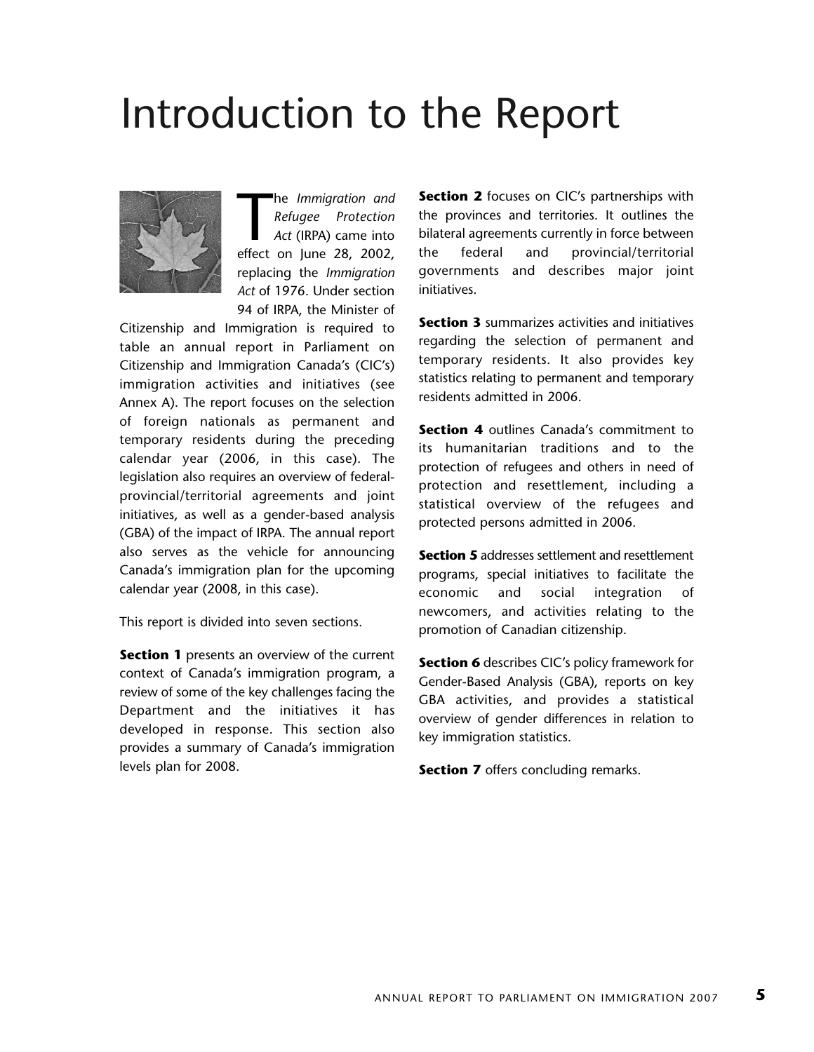# Introduction to the Report

The *Immigration and Refugee Protection Act* (IRPA) came into effect on June 28, 2002, replacing the *Immigration Act* of 1976. Under section 94 of IRPA, the Minister of Citizenship and Immigration is required to table an annual report in Parliament on Citizenship and Immigration Canada's (CIC's) immigration activities and initiatives (see Annex A). The report focuses on the selection of foreign nationals as permanent and temporary residents during the preceding calendar year (2006, in this case). The legislation also requires an overview of federal-provincial/territorial agreements and joint initiatives, as well as a gender-based analysis (GBA) of the impact of IRPA. The annual report also serves as the vehicle for announcing Canada's immigration plan for the upcoming calendar year (2008, in this case).

This report is divided into seven sections.

**Section 1** presents an overview of the current context of Canada's immigration program, a review of some of the key challenges facing the Department and the initiatives it has developed in response. This section also provides a summary of Canada's immigration levels plan for 2008.

**Section 2** focuses on CIC's partnerships with the provinces and territories. It outlines the bilateral agreements currently in force between the federal and provincial/territorial governments and describes major joint initiatives.

**Section 3** summarizes activities and initiatives regarding the selection of permanent and temporary residents. It also provides key statistics relating to permanent and temporary residents admitted in 2006.

**Section 4** outlines Canada's commitment to its humanitarian traditions and to the protection of refugees and others in need of protection and resettlement, including a statistical overview of the refugees and protected persons admitted in 2006.

**Section 5** addresses settlement and resettlement programs, special initiatives to facilitate the economic and social integration of newcomers, and activities relating to the promotion of Canadian citizenship.

**Section 6** describes CIC's policy framework for Gender-Based Analysis (GBA), reports on key GBA activities, and provides a statistical overview of gender differences in relation to key immigration statistics.

**Section 7** offers concluding remarks.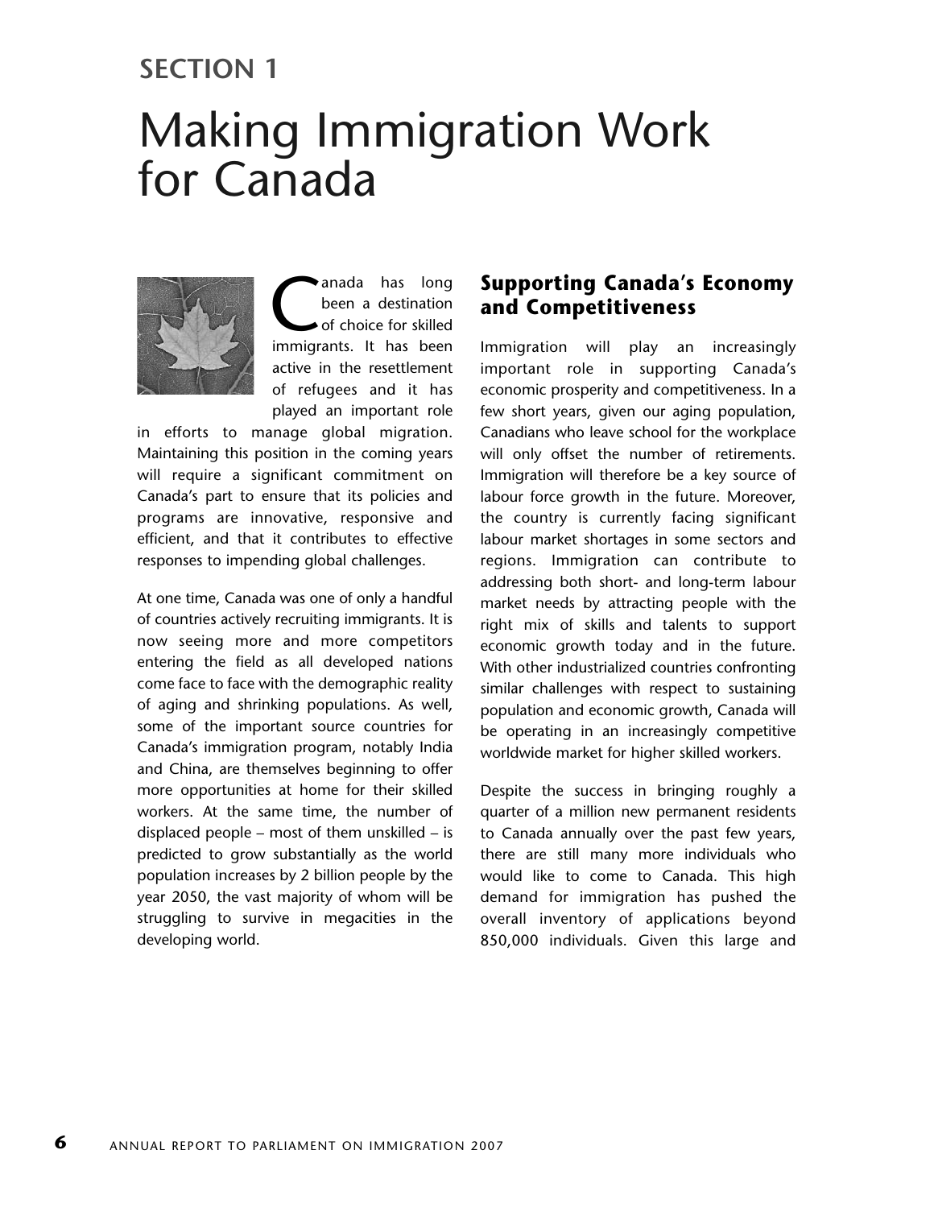# SECTION 1

# Making Immigration Work for Canada

Canada has long been a destination of choice for skilled immigrants. It has been active in the resettlement of refugees and it has played an important role in efforts to manage global migration. Maintaining this position in the coming years will require a significant commitment on Canada's part to ensure that its policies and programs are innovative, responsive and efficient, and that it contributes to effective responses to impending global challenges.

At one time, Canada was one of only a handful of countries actively recruiting immigrants. It is now seeing more and more competitors entering the field as all developed nations come face to face with the demographic reality of aging and shrinking populations. As well, some of the important source countries for Canada's immigration program, notably India and China, are themselves beginning to offer more opportunities at home for their skilled workers. At the same time, the number of displaced people – most of them unskilled – is predicted to grow substantially as the world population increases by 2 billion people by the year 2050, the vast majority of whom will be struggling to survive in megacities in the developing world.

## Supporting Canada's Economy and Competitiveness

Immigration will play an increasingly important role in supporting Canada's economic prosperity and competitiveness. In a few short years, given our aging population, Canadians who leave school for the workplace will only offset the number of retirements. Immigration will therefore be a key source of labour force growth in the future. Moreover, the country is currently facing significant labour market shortages in some sectors and regions. Immigration can contribute to addressing both short- and long-term labour market needs by attracting people with the right mix of skills and talents to support economic growth today and in the future. With other industrialized countries confronting similar challenges with respect to sustaining population and economic growth, Canada will be operating in an increasingly competitive worldwide market for higher skilled workers.

Despite the success in bringing roughly a quarter of a million new permanent residents to Canada annually over the past few years, there are still many more individuals who would like to come to Canada. This high demand for immigration has pushed the overall inventory of applications beyond 850,000 individuals. Given this large and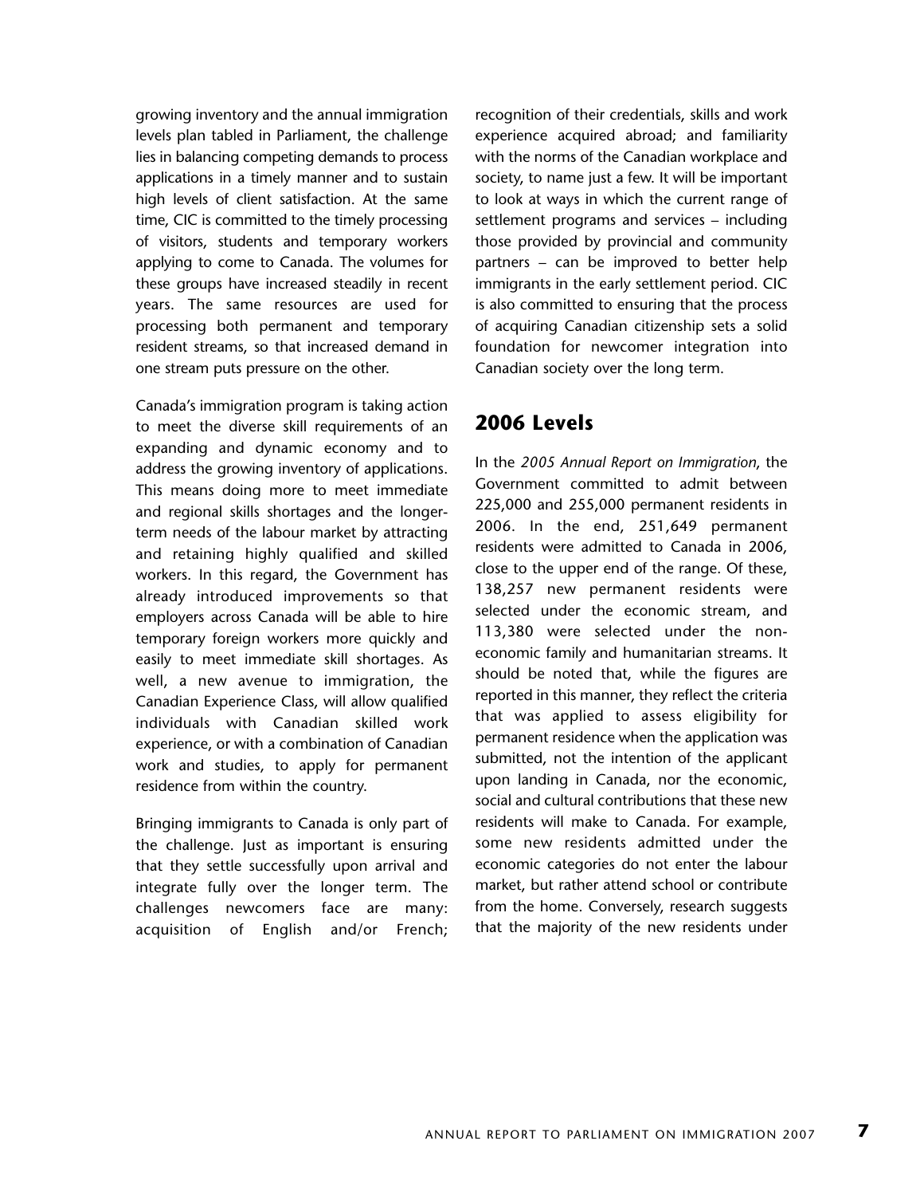growing inventory and the annual immigration levels plan tabled in Parliament, the challenge lies in balancing competing demands to process applications in a timely manner and to sustain high levels of client satisfaction. At the same time, CIC is committed to the timely processing of visitors, students and temporary workers applying to come to Canada. The volumes for these groups have increased steadily in recent years. The same resources are used for processing both permanent and temporary resident streams, so that increased demand in one stream puts pressure on the other.

Canada's immigration program is taking action to meet the diverse skill requirements of an expanding and dynamic economy and to address the growing inventory of applications. This means doing more to meet immediate and regional skills shortages and the longer-term needs of the labour market by attracting and retaining highly qualified and skilled workers. In this regard, the Government has already introduced improvements so that employers across Canada will be able to hire temporary foreign workers more quickly and easily to meet immediate skill shortages. As well, a new avenue to immigration, the Canadian Experience Class, will allow qualified individuals with Canadian skilled work experience, or with a combination of Canadian work and studies, to apply for permanent residence from within the country.

Bringing immigrants to Canada is only part of the challenge. Just as important is ensuring that they settle successfully upon arrival and integrate fully over the longer term. The challenges newcomers face are many: acquisition of English and/or French; recognition of their credentials, skills and work experience acquired abroad; and familiarity with the norms of the Canadian workplace and society, to name just a few. It will be important to look at ways in which the current range of settlement programs and services – including those provided by provincial and community partners – can be improved to better help immigrants in the early settlement period. CIC is also committed to ensuring that the process of acquiring Canadian citizenship sets a solid foundation for newcomer integration into Canadian society over the long term.

## 2006 Levels

In the *2005 Annual Report on Immigration*, the Government committed to admit between 225,000 and 255,000 permanent residents in 2006. In the end, 251,649 permanent residents were admitted to Canada in 2006, close to the upper end of the range. Of these, 138,257 new permanent residents were selected under the economic stream, and 113,380 were selected under the non-economic family and humanitarian streams. It should be noted that, while the figures are reported in this manner, they reflect the criteria that was applied to assess eligibility for permanent residence when the application was submitted, not the intention of the applicant upon landing in Canada, nor the economic, social and cultural contributions that these new residents will make to Canada. For example, some new residents admitted under the economic categories do not enter the labour market, but rather attend school or contribute from the home. Conversely, research suggests that the majority of the new residents under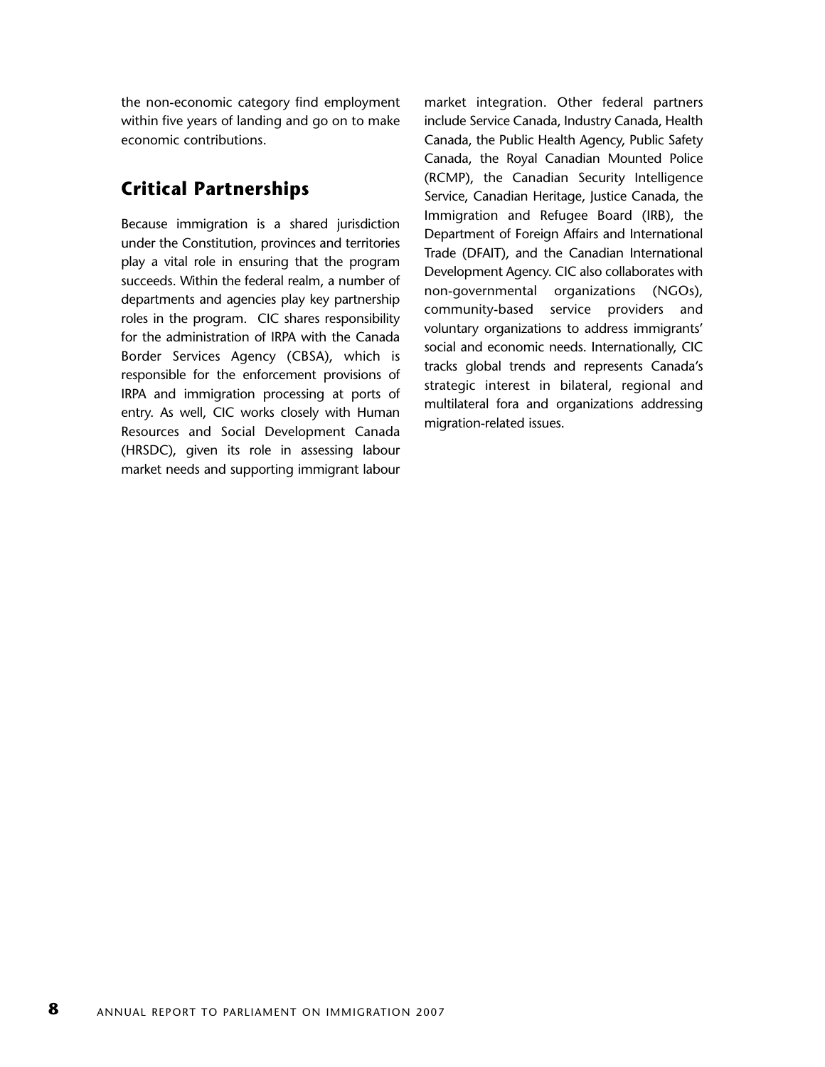the non-economic category find employment within five years of landing and go on to make economic contributions.

## Critical Partnerships

Because immigration is a shared jurisdiction under the Constitution, provinces and territories play a vital role in ensuring that the program succeeds. Within the federal realm, a number of departments and agencies play key partnership roles in the program. CIC shares responsibility for the administration of IRPA with the Canada Border Services Agency (CBSA), which is responsible for the enforcement provisions of IRPA and immigration processing at ports of entry. As well, CIC works closely with Human Resources and Social Development Canada (HRSDC), given its role in assessing labour market needs and supporting immigrant labour market integration. Other federal partners include Service Canada, Industry Canada, Health Canada, the Public Health Agency, Public Safety Canada, the Royal Canadian Mounted Police (RCMP), the Canadian Security Intelligence Service, Canadian Heritage, Justice Canada, the Immigration and Refugee Board (IRB), the Department of Foreign Affairs and International Trade (DFAIT), and the Canadian International Development Agency. CIC also collaborates with non-governmental organizations (NGOs), community-based service providers and voluntary organizations to address immigrants' social and economic needs. Internationally, CIC tracks global trends and represents Canada's strategic interest in bilateral, regional and multilateral fora and organizations addressing migration-related issues.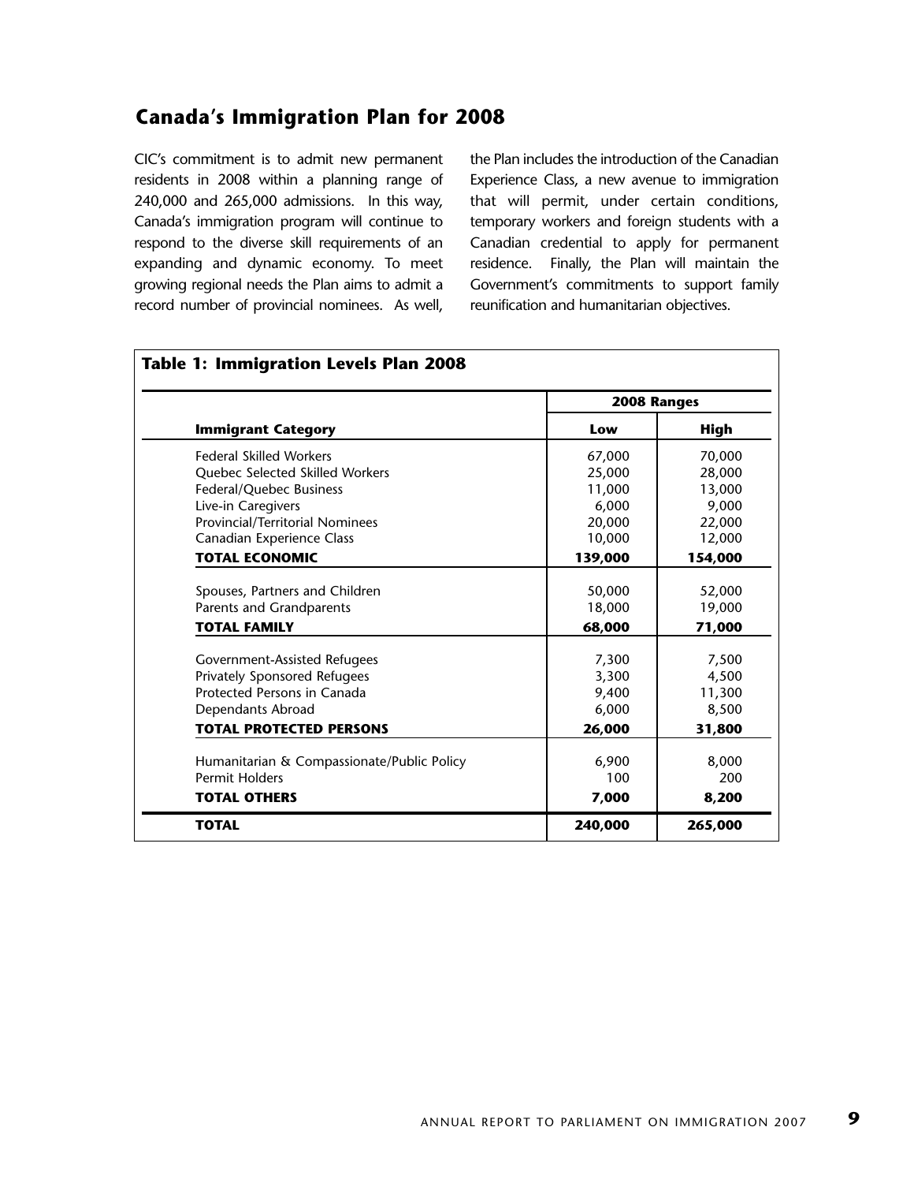## Canada's Immigration Plan for 2008

CIC's commitment is to admit new permanent residents in 2008 within a planning range of 240,000 and 265,000 admissions. In this way, Canada's immigration program will continue to respond to the diverse skill requirements of an expanding and dynamic economy. To meet growing regional needs the Plan aims to admit a record number of provincial nominees. As well, the Plan includes the introduction of the Canadian Experience Class, a new avenue to immigration that will permit, under certain conditions, temporary workers and foreign students with a Canadian credential to apply for permanent residence. Finally, the Plan will maintain the Government's commitments to support family reunification and humanitarian objectives.

**Table 1: Immigration Levels Plan 2008**

| | 2008 Ranges | |
|---|---|---|
| **Immigrant Category** | **Low** | **High** |
| Federal Skilled Workers | 67,000 | 70,000 |
| Quebec Selected Skilled Workers | 25,000 | 28,000 |
| Federal/Quebec Business | 11,000 | 13,000 |
| Live-in Caregivers | 6,000 | 9,000 |
| Provincial/Territorial Nominees | 20,000 | 22,000 |
| Canadian Experience Class | 10,000 | 12,000 |
| **TOTAL ECONOMIC** | **139,000** | **154,000** |
| Spouses, Partners and Children | 50,000 | 52,000 |
| Parents and Grandparents | 18,000 | 19,000 |
| **TOTAL FAMILY** | **68,000** | **71,000** |
| Government-Assisted Refugees | 7,300 | 7,500 |
| Privately Sponsored Refugees | 3,300 | 4,500 |
| Protected Persons in Canada | 9,400 | 11,300 |
| Dependants Abroad | 6,000 | 8,500 |
| **TOTAL PROTECTED PERSONS** | **26,000** | **31,800** |
| Humanitarian & Compassionate/Public Policy | 6,900 | 8,000 |
| Permit Holders | 100 | 200 |
| **TOTAL OTHERS** | **7,000** | **8,200** |
| **TOTAL** | **240,000** | **265,000** |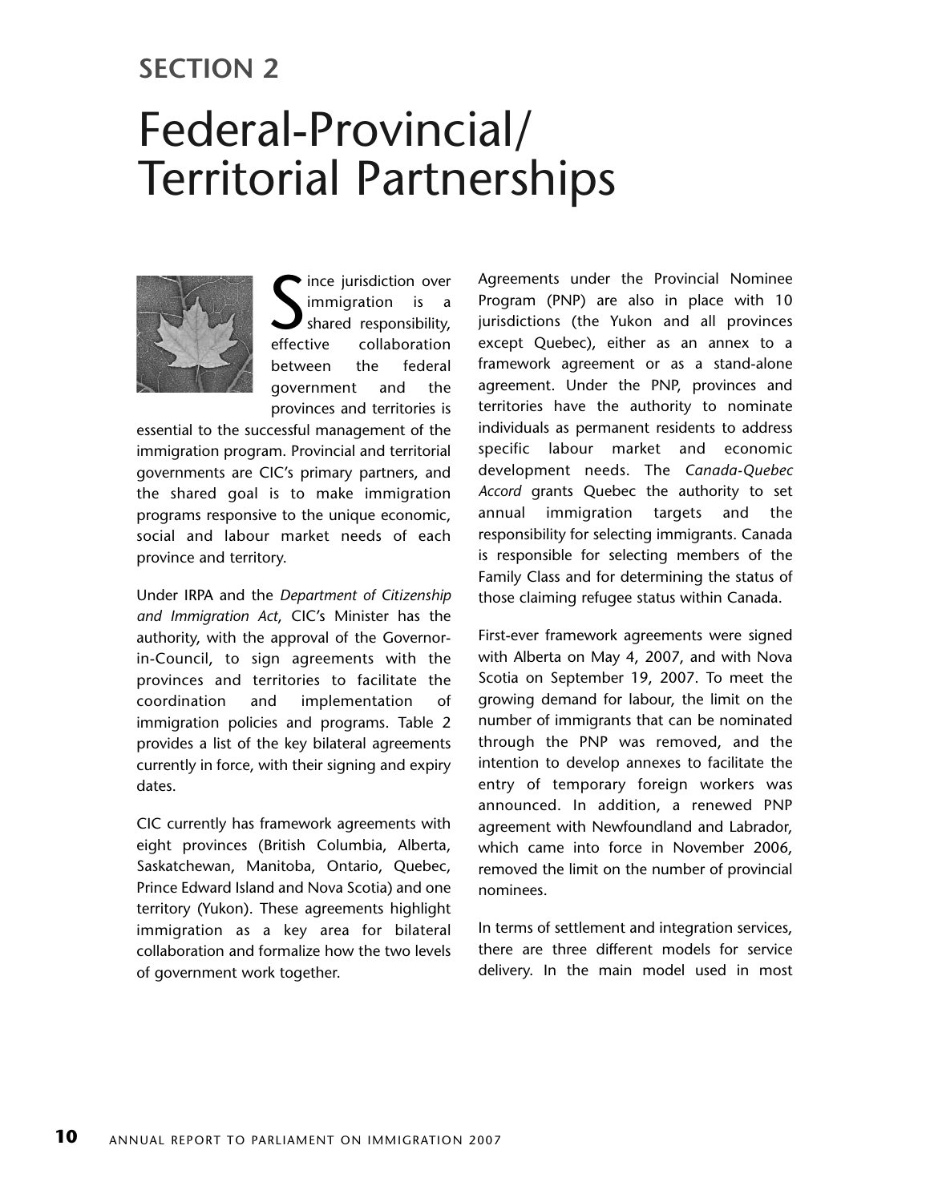## SECTION 2

# Federal-Provincial/ Territorial Partnerships

Since jurisdiction over immigration is a shared responsibility, effective collaboration between the federal government and the provinces and territories is essential to the successful management of the immigration program. Provincial and territorial governments are CIC's primary partners, and the shared goal is to make immigration programs responsive to the unique economic, social and labour market needs of each province and territory.

Under IRPA and the *Department of Citizenship and Immigration Act*, CIC's Minister has the authority, with the approval of the Governor-in-Council, to sign agreements with the provinces and territories to facilitate the coordination and implementation of immigration policies and programs. Table 2 provides a list of the key bilateral agreements currently in force, with their signing and expiry dates.

CIC currently has framework agreements with eight provinces (British Columbia, Alberta, Saskatchewan, Manitoba, Ontario, Quebec, Prince Edward Island and Nova Scotia) and one territory (Yukon). These agreements highlight immigration as a key area for bilateral collaboration and formalize how the two levels of government work together.

Agreements under the Provincial Nominee Program (PNP) are also in place with 10 jurisdictions (the Yukon and all provinces except Quebec), either as an annex to a framework agreement or as a stand-alone agreement. Under the PNP, provinces and territories have the authority to nominate individuals as permanent residents to address specific labour market and economic development needs. The *Canada-Quebec Accord* grants Quebec the authority to set annual immigration targets and the responsibility for selecting immigrants. Canada is responsible for selecting members of the Family Class and for determining the status of those claiming refugee status within Canada.

First-ever framework agreements were signed with Alberta on May 4, 2007, and with Nova Scotia on September 19, 2007. To meet the growing demand for labour, the limit on the number of immigrants that can be nominated through the PNP was removed, and the intention to develop annexes to facilitate the entry of temporary foreign workers was announced. In addition, a renewed PNP agreement with Newfoundland and Labrador, which came into force in November 2006, removed the limit on the number of provincial nominees.

In terms of settlement and integration services, there are three different models for service delivery. In the main model used in most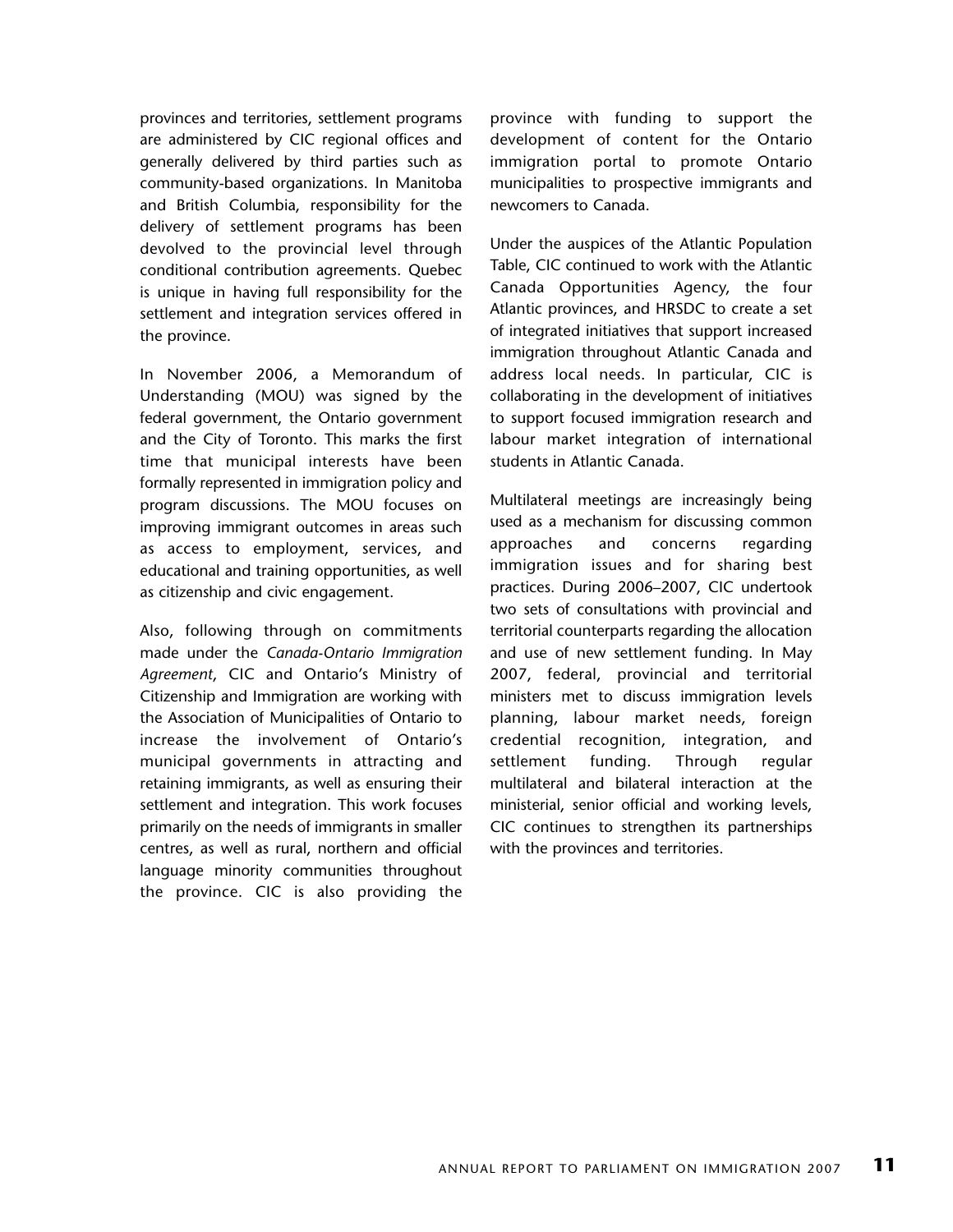provinces and territories, settlement programs are administered by CIC regional offices and generally delivered by third parties such as community-based organizations. In Manitoba and British Columbia, responsibility for the delivery of settlement programs has been devolved to the provincial level through conditional contribution agreements. Quebec is unique in having full responsibility for the settlement and integration services offered in the province.

In November 2006, a Memorandum of Understanding (MOU) was signed by the federal government, the Ontario government and the City of Toronto. This marks the first time that municipal interests have been formally represented in immigration policy and program discussions. The MOU focuses on improving immigrant outcomes in areas such as access to employment, services, and educational and training opportunities, as well as citizenship and civic engagement.

Also, following through on commitments made under the *Canada-Ontario Immigration Agreement*, CIC and Ontario's Ministry of Citizenship and Immigration are working with the Association of Municipalities of Ontario to increase the involvement of Ontario's municipal governments in attracting and retaining immigrants, as well as ensuring their settlement and integration. This work focuses primarily on the needs of immigrants in smaller centres, as well as rural, northern and official language minority communities throughout the province. CIC is also providing the province with funding to support the development of content for the Ontario immigration portal to promote Ontario municipalities to prospective immigrants and newcomers to Canada.

Under the auspices of the Atlantic Population Table, CIC continued to work with the Atlantic Canada Opportunities Agency, the four Atlantic provinces, and HRSDC to create a set of integrated initiatives that support increased immigration throughout Atlantic Canada and address local needs. In particular, CIC is collaborating in the development of initiatives to support focused immigration research and labour market integration of international students in Atlantic Canada.

Multilateral meetings are increasingly being used as a mechanism for discussing common approaches and concerns regarding immigration issues and for sharing best practices. During 2006–2007, CIC undertook two sets of consultations with provincial and territorial counterparts regarding the allocation and use of new settlement funding. In May 2007, federal, provincial and territorial ministers met to discuss immigration levels planning, labour market needs, foreign credential recognition, integration, and settlement funding. Through regular multilateral and bilateral interaction at the ministerial, senior official and working levels, CIC continues to strengthen its partnerships with the provinces and territories.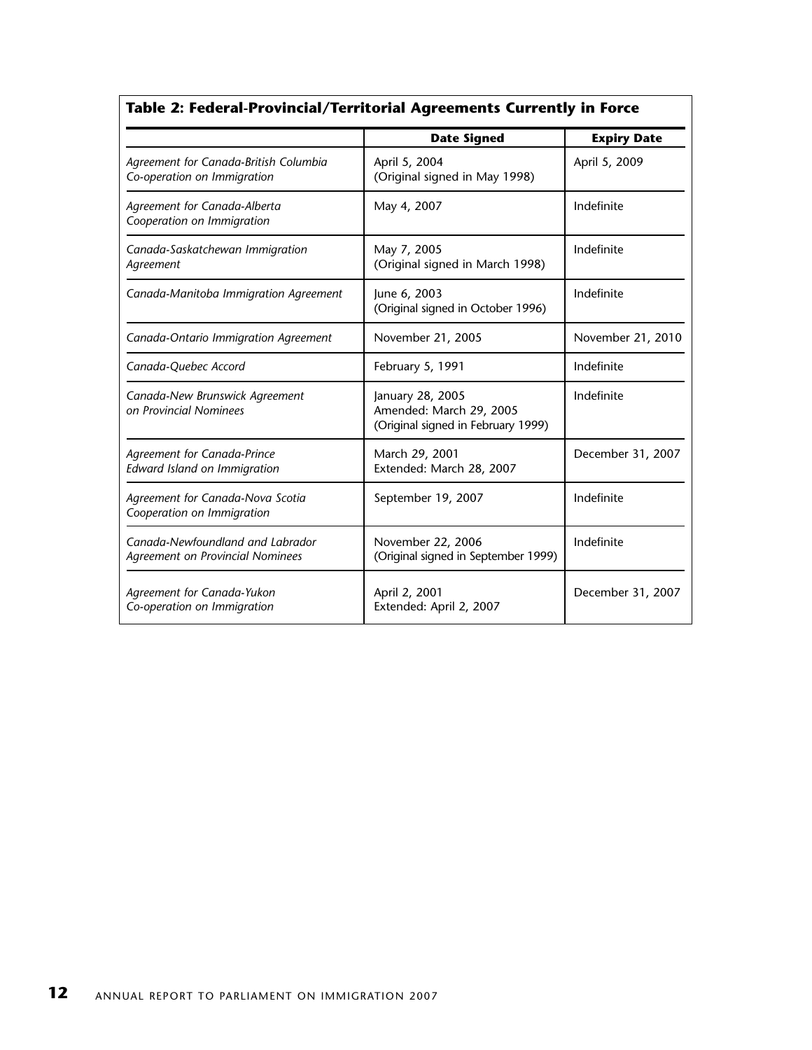**Table 2: Federal-Provincial/Territorial Agreements Currently in Force**

| | Date Signed | Expiry Date |
|---|---|---|
| *Agreement for Canada-British Columbia Co-operation on Immigration* | April 5, 2004 (Original signed in May 1998) | April 5, 2009 |
| *Agreement for Canada-Alberta Cooperation on Immigration* | May 4, 2007 | Indefinite |
| *Canada-Saskatchewan Immigration Agreement* | May 7, 2005 (Original signed in March 1998) | Indefinite |
| *Canada-Manitoba Immigration Agreement* | June 6, 2003 (Original signed in October 1996) | Indefinite |
| *Canada-Ontario Immigration Agreement* | November 21, 2005 | November 21, 2010 |
| *Canada-Quebec Accord* | February 5, 1991 | Indefinite |
| *Canada-New Brunswick Agreement on Provincial Nominees* | January 28, 2005 Amended: March 29, 2005 (Original signed in February 1999) | Indefinite |
| *Agreement for Canada-Prince Edward Island on Immigration* | March 29, 2001 Extended: March 28, 2007 | December 31, 2007 |
| *Agreement for Canada-Nova Scotia Cooperation on Immigration* | September 19, 2007 | Indefinite |
| *Canada-Newfoundland and Labrador Agreement on Provincial Nominees* | November 22, 2006 (Original signed in September 1999) | Indefinite |
| *Agreement for Canada-Yukon Co-operation on Immigration* | April 2, 2001 Extended: April 2, 2007 | December 31, 2007 |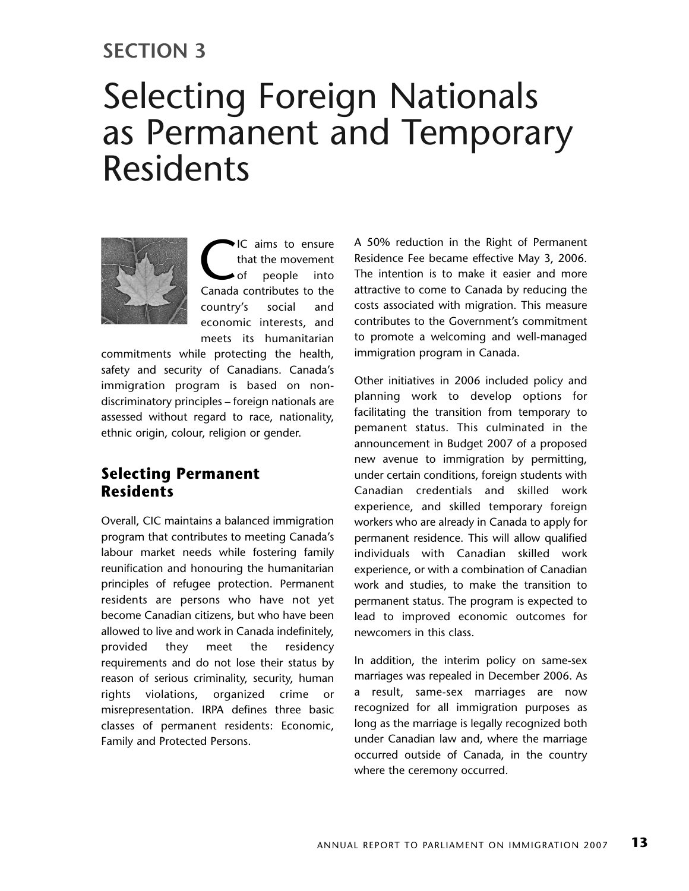# SECTION 3

# Selecting Foreign Nationals as Permanent and Temporary Residents

CIC aims to ensure that the movement of people into Canada contributes to the country's social and economic interests, and meets its humanitarian commitments while protecting the health, safety and security of Canadians. Canada's immigration program is based on non-discriminatory principles – foreign nationals are assessed without regard to race, nationality, ethnic origin, colour, religion or gender.

## Selecting Permanent Residents

Overall, CIC maintains a balanced immigration program that contributes to meeting Canada's labour market needs while fostering family reunification and honouring the humanitarian principles of refugee protection. Permanent residents are persons who have not yet become Canadian citizens, but who have been allowed to live and work in Canada indefinitely, provided they meet the residency requirements and do not lose their status by reason of serious criminality, security, human rights violations, organized crime or misrepresentation. IRPA defines three basic classes of permanent residents: Economic, Family and Protected Persons.

A 50% reduction in the Right of Permanent Residence Fee became effective May 3, 2006. The intention is to make it easier and more attractive to come to Canada by reducing the costs associated with migration. This measure contributes to the Government's commitment to promote a welcoming and well-managed immigration program in Canada.

Other initiatives in 2006 included policy and planning work to develop options for facilitating the transition from temporary to pemanent status. This culminated in the announcement in Budget 2007 of a proposed new avenue to immigration by permitting, under certain conditions, foreign students with Canadian credentials and skilled work experience, and skilled temporary foreign workers who are already in Canada to apply for permanent residence. This will allow qualified individuals with Canadian skilled work experience, or with a combination of Canadian work and studies, to make the transition to permanent status. The program is expected to lead to improved economic outcomes for newcomers in this class.

In addition, the interim policy on same-sex marriages was repealed in December 2006. As a result, same-sex marriages are now recognized for all immigration purposes as long as the marriage is legally recognized both under Canadian law and, where the marriage occurred outside of Canada, in the country where the ceremony occurred.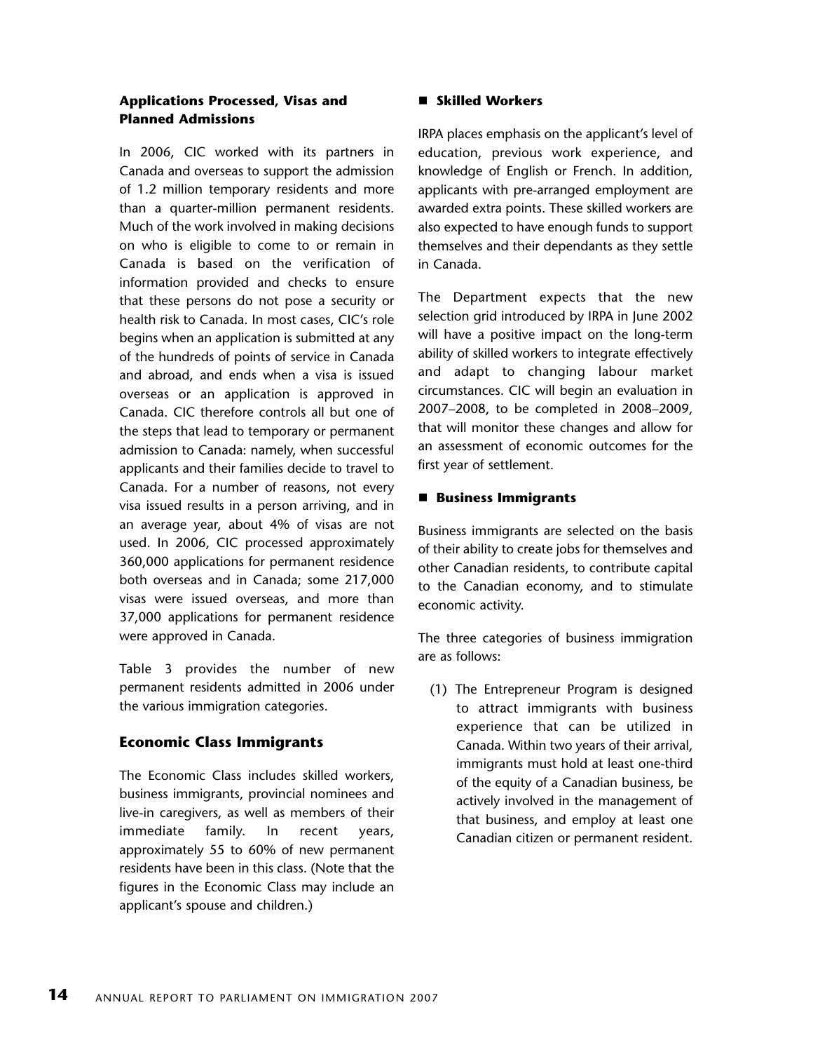### Applications Processed, Visas and Planned Admissions

In 2006, CIC worked with its partners in Canada and overseas to support the admission of 1.2 million temporary residents and more than a quarter-million permanent residents. Much of the work involved in making decisions on who is eligible to come to or remain in Canada is based on the verification of information provided and checks to ensure that these persons do not pose a security or health risk to Canada. In most cases, CIC's role begins when an application is submitted at any of the hundreds of points of service in Canada and abroad, and ends when a visa is issued overseas or an application is approved in Canada. CIC therefore controls all but one of the steps that lead to temporary or permanent admission to Canada: namely, when successful applicants and their families decide to travel to Canada. For a number of reasons, not every visa issued results in a person arriving, and in an average year, about 4% of visas are not used. In 2006, CIC processed approximately 360,000 applications for permanent residence both overseas and in Canada; some 217,000 visas were issued overseas, and more than 37,000 applications for permanent residence were approved in Canada.

Table 3 provides the number of new permanent residents admitted in 2006 under the various immigration categories.

## Economic Class Immigrants

The Economic Class includes skilled workers, business immigrants, provincial nominees and live-in caregivers, as well as members of their immediate family. In recent years, approximately 55 to 60% of new permanent residents have been in this class. (Note that the figures in the Economic Class may include an applicant's spouse and children.)

### Skilled Workers

IRPA places emphasis on the applicant's level of education, previous work experience, and knowledge of English or French. In addition, applicants with pre-arranged employment are awarded extra points. These skilled workers are also expected to have enough funds to support themselves and their dependants as they settle in Canada.

The Department expects that the new selection grid introduced by IRPA in June 2002 will have a positive impact on the long-term ability of skilled workers to integrate effectively and adapt to changing labour market circumstances. CIC will begin an evaluation in 2007–2008, to be completed in 2008–2009, that will monitor these changes and allow for an assessment of economic outcomes for the first year of settlement.

### Business Immigrants

Business immigrants are selected on the basis of their ability to create jobs for themselves and other Canadian residents, to contribute capital to the Canadian economy, and to stimulate economic activity.

The three categories of business immigration are as follows:

(1) The Entrepreneur Program is designed to attract immigrants with business experience that can be utilized in Canada. Within two years of their arrival, immigrants must hold at least one-third of the equity of a Canadian business, be actively involved in the management of that business, and employ at least one Canadian citizen or permanent resident.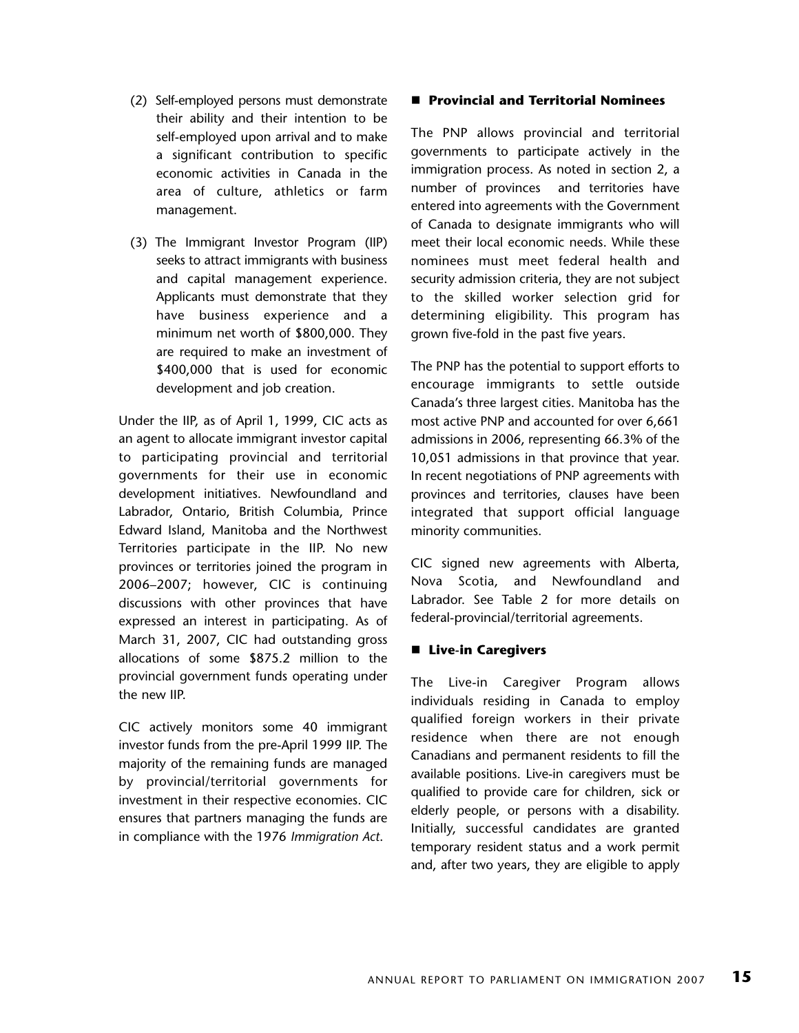(2) Self-employed persons must demonstrate their ability and their intention to be self-employed upon arrival and to make a significant contribution to specific economic activities in Canada in the area of culture, athletics or farm management.

(3) The Immigrant Investor Program (IIP) seeks to attract immigrants with business and capital management experience. Applicants must demonstrate that they have business experience and a minimum net worth of $800,000. They are required to make an investment of $400,000 that is used for economic development and job creation.

Under the IIP, as of April 1, 1999, CIC acts as an agent to allocate immigrant investor capital to participating provincial and territorial governments for their use in economic development initiatives. Newfoundland and Labrador, Ontario, British Columbia, Prince Edward Island, Manitoba and the Northwest Territories participate in the IIP. No new provinces or territories joined the program in 2006–2007; however, CIC is continuing discussions with other provinces that have expressed an interest in participating. As of March 31, 2007, CIC had outstanding gross allocations of some $875.2 million to the provincial government funds operating under the new IIP.

CIC actively monitors some 40 immigrant investor funds from the pre-April 1999 IIP. The majority of the remaining funds are managed by provincial/territorial governments for investment in their respective economies. CIC ensures that partners managing the funds are in compliance with the 1976 *Immigration Act*.

### Provincial and Territorial Nominees

The PNP allows provincial and territorial governments to participate actively in the immigration process. As noted in section 2, a number of provinces and territories have entered into agreements with the Government of Canada to designate immigrants who will meet their local economic needs. While these nominees must meet federal health and security admission criteria, they are not subject to the skilled worker selection grid for determining eligibility. This program has grown five-fold in the past five years.

The PNP has the potential to support efforts to encourage immigrants to settle outside Canada's three largest cities. Manitoba has the most active PNP and accounted for over 6,661 admissions in 2006, representing 66.3% of the 10,051 admissions in that province that year. In recent negotiations of PNP agreements with provinces and territories, clauses have been integrated that support official language minority communities.

CIC signed new agreements with Alberta, Nova Scotia, and Newfoundland and Labrador. See Table 2 for more details on federal-provincial/territorial agreements.

### Live-in Caregivers

The Live-in Caregiver Program allows individuals residing in Canada to employ qualified foreign workers in their private residence when there are not enough Canadians and permanent residents to fill the available positions. Live-in caregivers must be qualified to provide care for children, sick or elderly people, or persons with a disability. Initially, successful candidates are granted temporary resident status and a work permit and, after two years, they are eligible to apply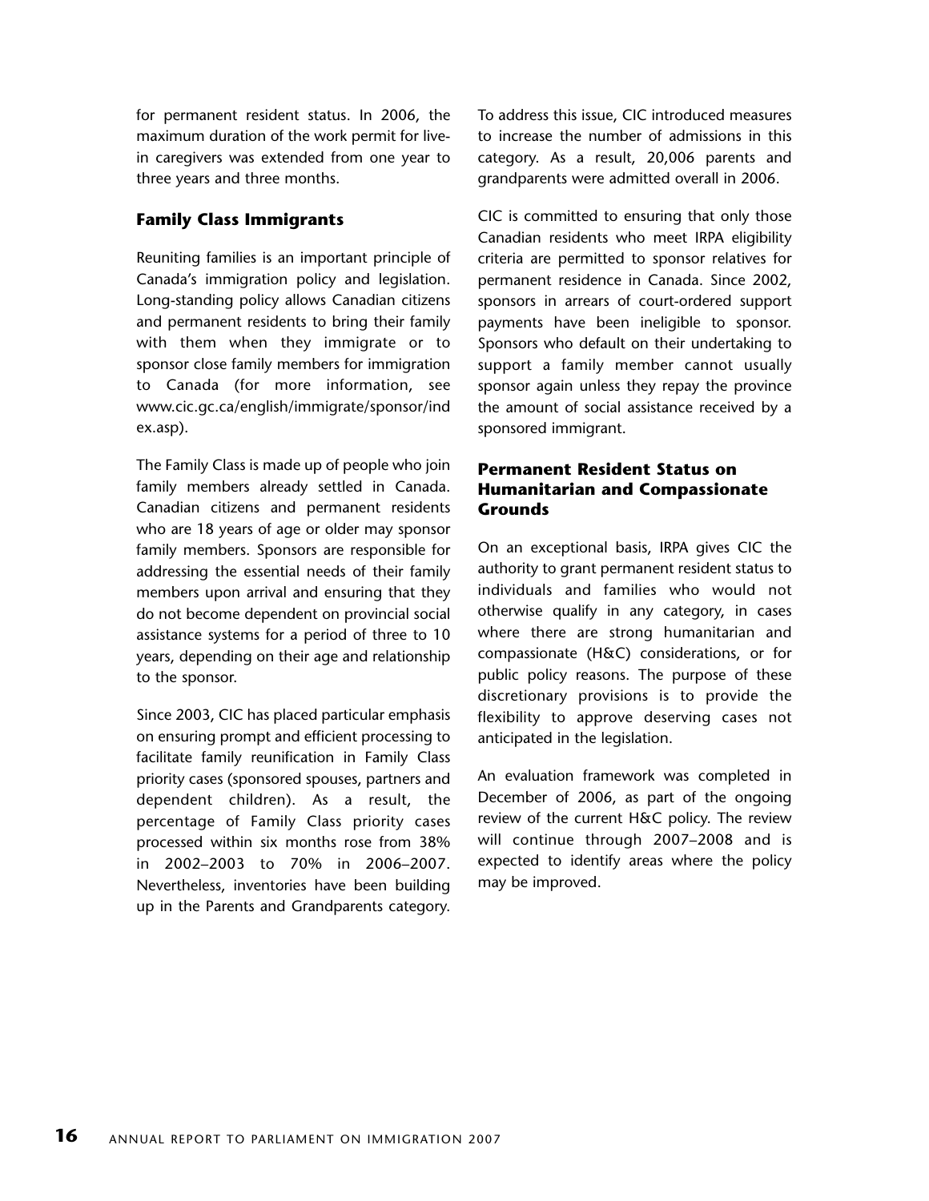for permanent resident status. In 2006, the maximum duration of the work permit for live-in caregivers was extended from one year to three years and three months.

### Family Class Immigrants

Reuniting families is an important principle of Canada's immigration policy and legislation. Long-standing policy allows Canadian citizens and permanent residents to bring their family with them when they immigrate or to sponsor close family members for immigration to Canada (for more information, see www.cic.gc.ca/english/immigrate/sponsor/index.asp).

The Family Class is made up of people who join family members already settled in Canada. Canadian citizens and permanent residents who are 18 years of age or older may sponsor family members. Sponsors are responsible for addressing the essential needs of their family members upon arrival and ensuring that they do not become dependent on provincial social assistance systems for a period of three to 10 years, depending on their age and relationship to the sponsor.

Since 2003, CIC has placed particular emphasis on ensuring prompt and efficient processing to facilitate family reunification in Family Class priority cases (sponsored spouses, partners and dependent children). As a result, the percentage of Family Class priority cases processed within six months rose from 38% in 2002–2003 to 70% in 2006–2007. Nevertheless, inventories have been building up in the Parents and Grandparents category. To address this issue, CIC introduced measures to increase the number of admissions in this category. As a result, 20,006 parents and grandparents were admitted overall in 2006.

CIC is committed to ensuring that only those Canadian residents who meet IRPA eligibility criteria are permitted to sponsor relatives for permanent residence in Canada. Since 2002, sponsors in arrears of court-ordered support payments have been ineligible to sponsor. Sponsors who default on their undertaking to support a family member cannot usually sponsor again unless they repay the province the amount of social assistance received by a sponsored immigrant.

### Permanent Resident Status on Humanitarian and Compassionate Grounds

On an exceptional basis, IRPA gives CIC the authority to grant permanent resident status to individuals and families who would not otherwise qualify in any category, in cases where there are strong humanitarian and compassionate (H&C) considerations, or for public policy reasons. The purpose of these discretionary provisions is to provide the flexibility to approve deserving cases not anticipated in the legislation.

An evaluation framework was completed in December of 2006, as part of the ongoing review of the current H&C policy. The review will continue through 2007–2008 and is expected to identify areas where the policy may be improved.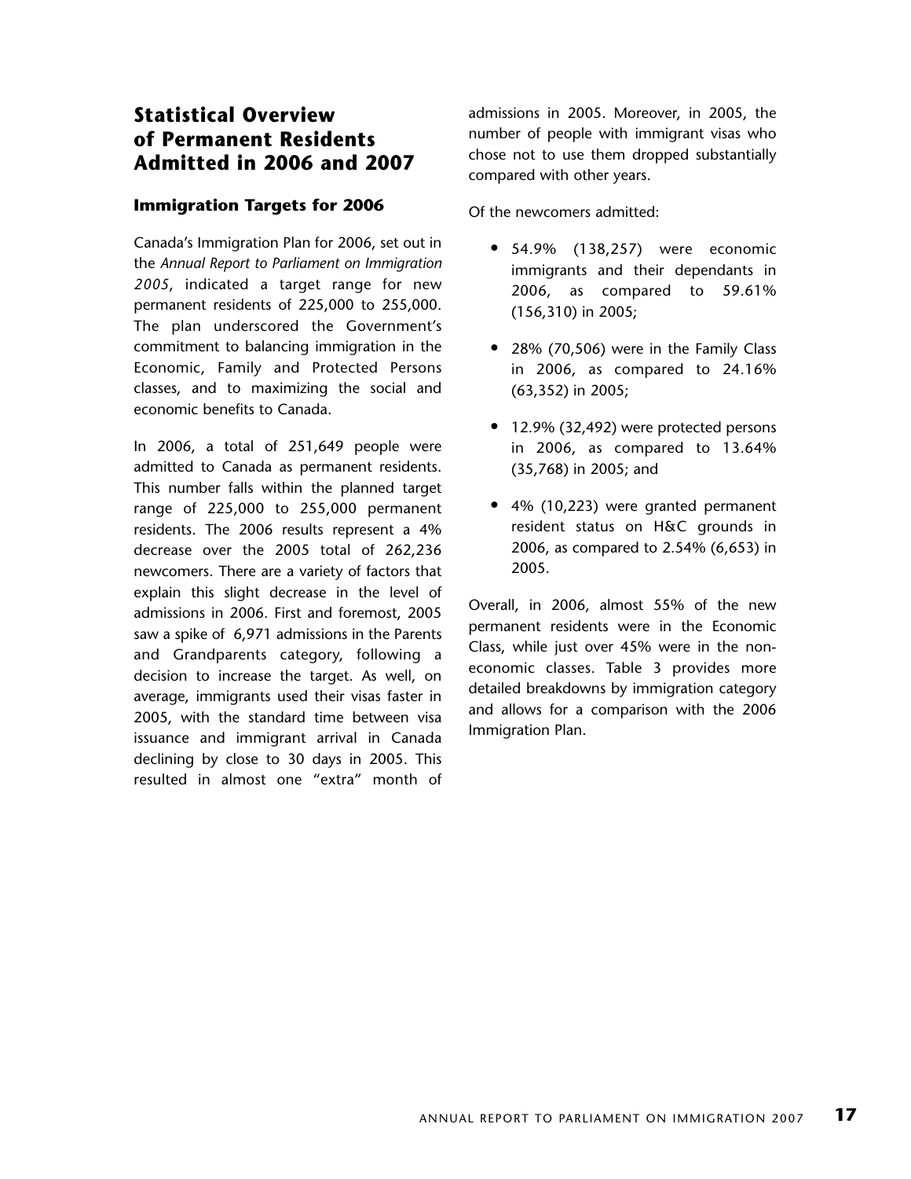## Statistical Overview of Permanent Residents Admitted in 2006 and 2007

### Immigration Targets for 2006

Canada's Immigration Plan for 2006, set out in the *Annual Report to Parliament on Immigration 2005*, indicated a target range for new permanent residents of 225,000 to 255,000. The plan underscored the Government's commitment to balancing immigration in the Economic, Family and Protected Persons classes, and to maximizing the social and economic benefits to Canada.

In 2006, a total of 251,649 people were admitted to Canada as permanent residents. This number falls within the planned target range of 225,000 to 255,000 permanent residents. The 2006 results represent a 4% decrease over the 2005 total of 262,236 newcomers. There are a variety of factors that explain this slight decrease in the level of admissions in 2006. First and foremost, 2005 saw a spike of 6,971 admissions in the Parents and Grandparents category, following a decision to increase the target. As well, on average, immigrants used their visas faster in 2005, with the standard time between visa issuance and immigrant arrival in Canada declining by close to 30 days in 2005. This resulted in almost one "extra" month of admissions in 2005. Moreover, in 2005, the number of people with immigrant visas who chose not to use them dropped substantially compared with other years.

Of the newcomers admitted:

- 54.9% (138,257) were economic immigrants and their dependants in 2006, as compared to 59.61% (156,310) in 2005;
- 28% (70,506) were in the Family Class in 2006, as compared to 24.16% (63,352) in 2005;
- 12.9% (32,492) were protected persons in 2006, as compared to 13.64% (35,768) in 2005; and
- 4% (10,223) were granted permanent resident status on H&C grounds in 2006, as compared to 2.54% (6,653) in 2005.

Overall, in 2006, almost 55% of the new permanent residents were in the Economic Class, while just over 45% were in the non-economic classes. Table 3 provides more detailed breakdowns by immigration category and allows for a comparison with the 2006 Immigration Plan.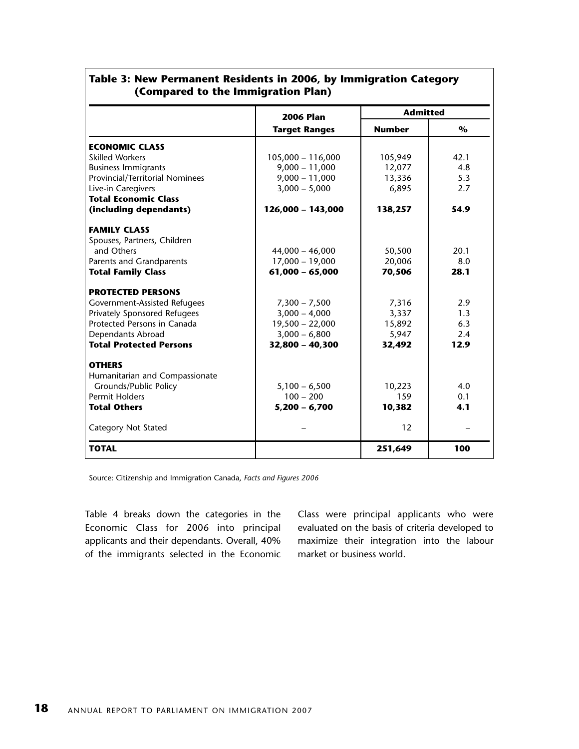### Table 3: New Permanent Residents in 2006, by Immigration Category (Compared to the Immigration Plan)

| | 2006 Plan | Admitted | |
|---|---|---|---|
| | Target Ranges | Number | % |
| **ECONOMIC CLASS** | | | |
| Skilled Workers | 105,000 – 116,000 | 105,949 | 42.1 |
| Business Immigrants | 9,000 – 11,000 | 12,077 | 4.8 |
| Provincial/Territorial Nominees | 9,000 – 11,000 | 13,336 | 5.3 |
| Live-in Caregivers | 3,000 – 5,000 | 6,895 | 2.7 |
| **Total Economic Class (including dependants)** | **126,000 – 143,000** | **138,257** | **54.9** |
| **FAMILY CLASS** | | | |
| Spouses, Partners, Children and Others | 44,000 – 46,000 | 50,500 | 20.1 |
| Parents and Grandparents | 17,000 – 19,000 | 20,006 | 8.0 |
| **Total Family Class** | **61,000 – 65,000** | **70,506** | **28.1** |
| **PROTECTED PERSONS** | | | |
| Government-Assisted Refugees | 7,300 – 7,500 | 7,316 | 2.9 |
| Privately Sponsored Refugees | 3,000 – 4,000 | 3,337 | 1.3 |
| Protected Persons in Canada | 19,500 – 22,000 | 15,892 | 6.3 |
| Dependants Abroad | 3,000 – 6,800 | 5,947 | 2.4 |
| **Total Protected Persons** | **32,800 – 40,300** | **32,492** | **12.9** |
| **OTHERS** | | | |
| Humanitarian and Compassionate Grounds/Public Policy | 5,100 – 6,500 | 10,223 | 4.0 |
| Permit Holders | 100 – 200 | 159 | 0.1 |
| **Total Others** | **5,200 – 6,700** | **10,382** | **4.1** |
| Category Not Stated | – | 12 | – |
| **TOTAL** | | **251,649** | **100** |

Source: Citizenship and Immigration Canada, *Facts and Figures 2006*

Table 4 breaks down the categories in the Economic Class for 2006 into principal applicants and their dependants. Overall, 40% of the immigrants selected in the Economic Class were principal applicants who were evaluated on the basis of criteria developed to maximize their integration into the labour market or business world.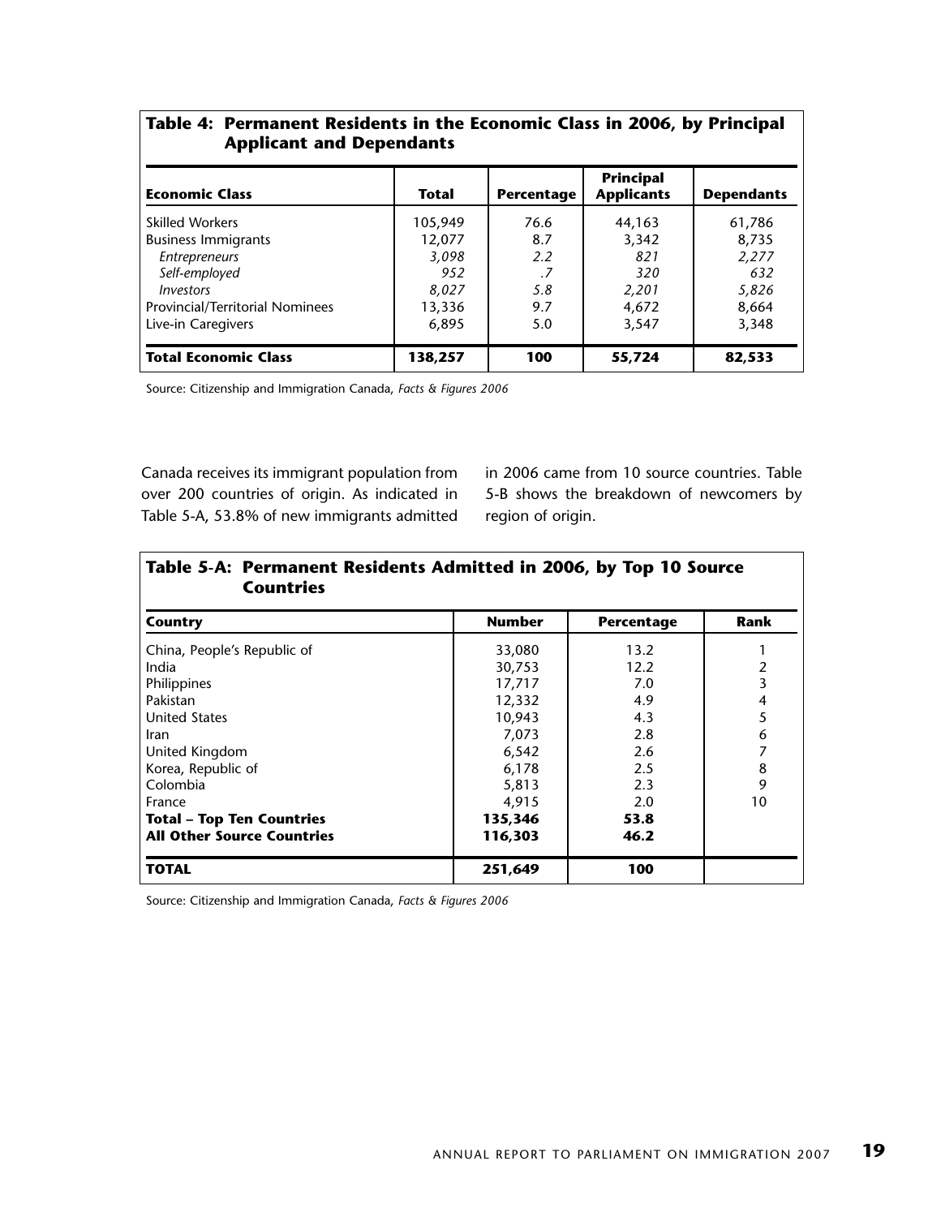**Table 4: Permanent Residents in the Economic Class in 2006, by Principal Applicant and Dependants**

| Economic Class | Total | Percentage | Principal Applicants | Dependants |
|---|---|---|---|---|
| Skilled Workers | 105,949 | 76.6 | 44,163 | 61,786 |
| Business Immigrants | 12,077 | 8.7 | 3,342 | 8,735 |
| *Entrepreneurs* | *3,098* | *2.2* | *821* | *2,277* |
| *Self-employed* | *952* | *.7* | *320* | *632* |
| *Investors* | *8,027* | *5.8* | *2,201* | *5,826* |
| Provincial/Territorial Nominees | 13,336 | 9.7 | 4,672 | 8,664 |
| Live-in Caregivers | 6,895 | 5.0 | 3,547 | 3,348 |
| **Total Economic Class** | **138,257** | **100** | **55,724** | **82,533** |

Source: Citizenship and Immigration Canada, *Facts & Figures 2006*

Canada receives its immigrant population from over 200 countries of origin. As indicated in Table 5-A, 53.8% of new immigrants admitted in 2006 came from 10 source countries. Table 5-B shows the breakdown of newcomers by region of origin.

**Table 5-A: Permanent Residents Admitted in 2006, by Top 10 Source Countries**

| Country | Number | Percentage | Rank |
|---|---|---|---|
| China, People's Republic of | 33,080 | 13.2 | 1 |
| India | 30,753 | 12.2 | 2 |
| Philippines | 17,717 | 7.0 | 3 |
| Pakistan | 12,332 | 4.9 | 4 |
| United States | 10,943 | 4.3 | 5 |
| Iran | 7,073 | 2.8 | 6 |
| United Kingdom | 6,542 | 2.6 | 7 |
| Korea, Republic of | 6,178 | 2.5 | 8 |
| Colombia | 5,813 | 2.3 | 9 |
| France | 4,915 | 2.0 | 10 |
| **Total – Top Ten Countries** | **135,346** | **53.8** | |
| **All Other Source Countries** | **116,303** | **46.2** | |
| **TOTAL** | **251,649** | **100** | |

Source: Citizenship and Immigration Canada, *Facts & Figures 2006*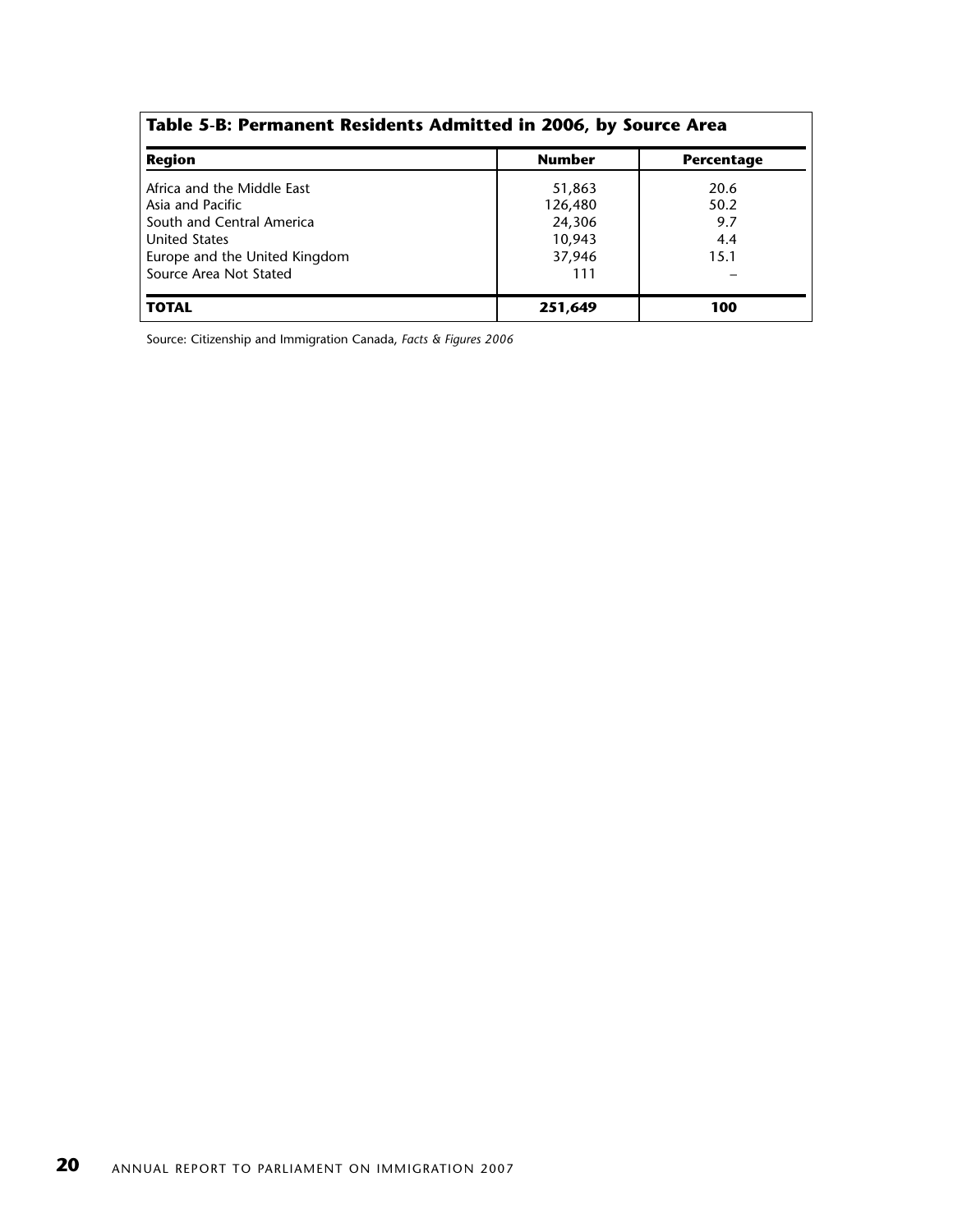**Table 5-B: Permanent Residents Admitted in 2006, by Source Area**

| Region | Number | Percentage |
|---|---|---|
| Africa and the Middle East | 51,863 | 20.6 |
| Asia and Pacific | 126,480 | 50.2 |
| South and Central America | 24,306 | 9.7 |
| United States | 10,943 | 4.4 |
| Europe and the United Kingdom | 37,946 | 15.1 |
| Source Area Not Stated | 111 | – |
| **TOTAL** | **251,649** | **100** |

Source: Citizenship and Immigration Canada, *Facts & Figures 2006*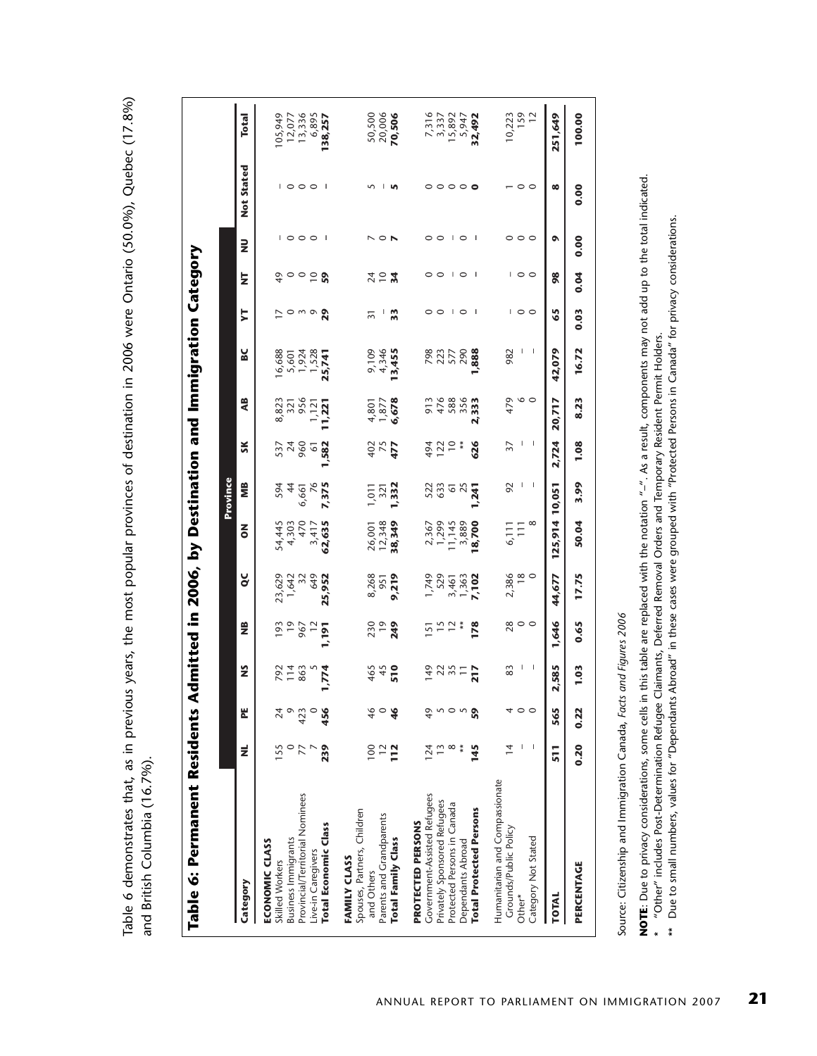Table 6 demonstrates that, as in previous years, the most popular provinces of destination in 2006 were Ontario (50.0%), Quebec (17.8%) and British Columbia (16.7%).

## Table 6: Permanent Residents Admitted in 2006, by Destination and Immigration Category

| Category | NL | PE | NS | NB | QC | ON | MB | SK | AB | BC | YT | NT | NU | Not Stated | Total |
|---|---|---|---|---|---|---|---|---|---|---|---|---|---|---|---|
| | Province | | | | | | | | | | | | | | |
| **ECONOMIC CLASS** | | | | | | | | | | | | | | | |
| Skilled Workers | 155 | 24 | 792 | 193 | 23,629 | 54,445 | 594 | 537 | 8,823 | 16,688 | 17 | 49 | – | – | 105,949 |
| Business Immigrants | 0 | 9 | 114 | 19 | 1,642 | 4,303 | 44 | 24 | 321 | 5,601 | 0 | 0 | 0 | 0 | 12,077 |
| Provincial/Territorial Nominees | 77 | 423 | 863 | 967 | 32 | 470 | 6,661 | 960 | 956 | 1,924 | 3 | 0 | 0 | 0 | 13,336 |
| Live-in Caregivers | 7 | 0 | 5 | 12 | 649 | 3,417 | 76 | 61 | 1,121 | 1,528 | 9 | 10 | 0 | 0 | 6,895 |
| **Total Economic Class** | **239** | **456** | **1,774** | **1,191** | **25,952** | **62,635** | **7,375** | **1,582** | **11,221** | **25,741** | **29** | **59** | – | – | **138,257** |
| **FAMILY CLASS** | | | | | | | | | | | | | | | |
| Spouses, Partners, Children and Others | 100 | 46 | 465 | 230 | 8,268 | 26,001 | 1,011 | 402 | 4,801 | 9,109 | 31 | 24 | 7 | 5 | 50,500 |
| Parents and Grandparents | 12 | 0 | 45 | 19 | 951 | 12,348 | 321 | 75 | 1,877 | 4,346 | – | 10 | 0 | – | 20,006 |
| **Total Family Class** | **112** | **46** | **510** | **249** | **9,219** | **38,349** | **1,332** | **477** | **6,678** | **13,455** | **33** | **34** | **7** | **5** | **70,506** |
| **PROTECTED PERSONS** | | | | | | | | | | | | | | | |
| Government-Assisted Refugees | 124 | 49 | 149 | 151 | 1,749 | 2,367 | 522 | 494 | 913 | 798 | 0 | 0 | 0 | 0 | 7,316 |
| Privately Sponsored Refugees | 13 | 5 | 22 | 15 | 529 | 1,299 | 633 | 122 | 476 | 223 | 0 | 0 | 0 | 0 | 3,337 |
| Protected Persons in Canada | 8 | 0 | 35 | 12 | 3,461 | 11,145 | 61 | 10 | 588 | 577 | – | – | – | 0 | 15,892 |
| Dependants Abroad | ** | 5 | 11 | ** | 1,363 | 3,889 | 25 | ** | 356 | 290 | 0 | 0 | 0 | 0 | 5,947 |
| **Total Protected Persons** | **145** | **59** | **217** | **178** | **7,102** | **18,700** | **1,241** | **626** | **2,333** | **1,888** | – | – | – | **0** | **32,492** |
| Humanitarian and Compassionate Grounds/Public Policy | 14 | 4 | 83 | 28 | 2,386 | 6,111 | 92 | 37 | 479 | 982 | – | – | 0 | 1 | 10,223 |
| Other* | – | 0 | – | 0 | 18 | 111 | – | – | 6 | – | 0 | 0 | 0 | 0 | 159 |
| Category Not Stated | – | 0 | – | 0 | 0 | 8 | – | – | 0 | – | 0 | 0 | 0 | 0 | 12 |
| **TOTAL** | **511** | **565** | **2,585** | **1,646** | **44,677** | **125,914** | **10,051** | **2,724** | **20,717** | **42,079** | **65** | **98** | **9** | **8** | **251,649** |
| **PERCENTAGE** | **0.20** | **0.22** | **1.03** | **0.65** | **17.75** | **50.04** | **3.99** | **1.08** | **8.23** | **16.72** | **0.03** | **0.04** | **0.00** | **0.00** | **100.00** |

Source: Citizenship and Immigration Canada, *Facts and Figures 2006*

**NOTE**: Due to privacy considerations, some cells in this table are replaced with the notation "–". As a result, components may not add up to the total indicated.

\* "Other" includes Post-Determination Refugee Claimants, Deferred Removal Orders and Temporary Resident Permit Holders.

\*\* Due to small numbers, values for "Dependants Abroad" in these cases were grouped with "Protected Persons in Canada" for privacy considerations.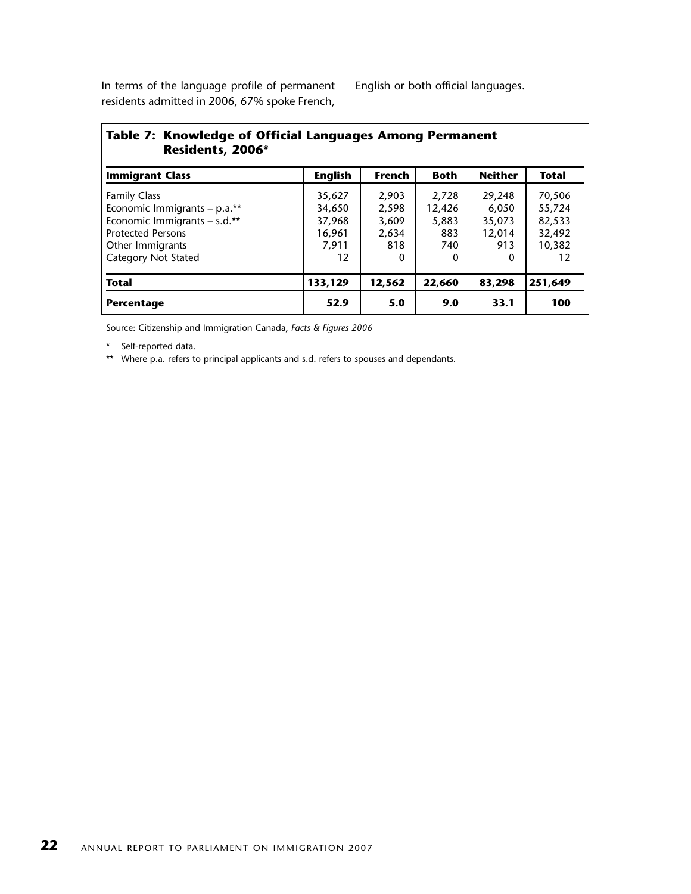In terms of the language profile of permanent residents admitted in 2006, 67% spoke French, English or both official languages.

**Table 7: Knowledge of Official Languages Among Permanent Residents, 2006***

| Immigrant Class | English | French | Both | Neither | Total |
|---|---|---|---|---|---|
| Family Class | 35,627 | 2,903 | 2,728 | 29,248 | 70,506 |
| Economic Immigrants – p.a.** | 34,650 | 2,598 | 12,426 | 6,050 | 55,724 |
| Economic Immigrants – s.d.** | 37,968 | 3,609 | 5,883 | 35,073 | 82,533 |
| Protected Persons | 16,961 | 2,634 | 883 | 12,014 | 32,492 |
| Other Immigrants | 7,911 | 818 | 740 | 913 | 10,382 |
| Category Not Stated | 12 | 0 | 0 | 0 | 12 |
| **Total** | **133,129** | **12,562** | **22,660** | **83,298** | **251,649** |
| **Percentage** | **52.9** | **5.0** | **9.0** | **33.1** | **100** |

Source: Citizenship and Immigration Canada, *Facts & Figures 2006*

\* Self-reported data.

\** Where p.a. refers to principal applicants and s.d. refers to spouses and dependants.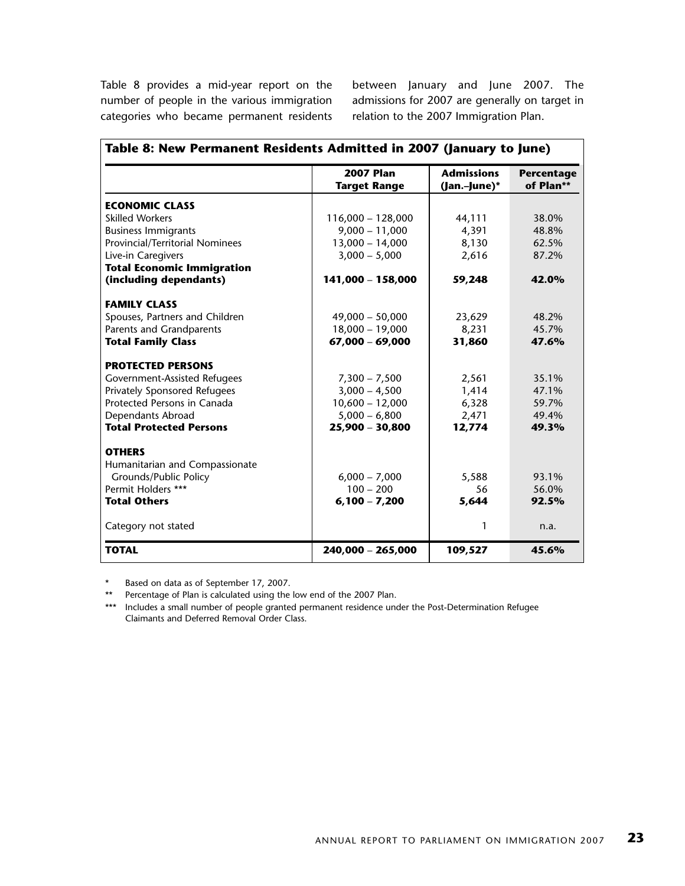Table 8 provides a mid-year report on the number of people in the various immigration categories who became permanent residents between January and June 2007. The admissions for 2007 are generally on target in relation to the 2007 Immigration Plan.

**Table 8: New Permanent Residents Admitted in 2007 (January to June)**

| | 2007 Plan Target Range | Admissions (Jan.–June)* | Percentage of Plan** |
|---|---|---|---|
| **ECONOMIC CLASS** | | | |
| Skilled Workers | 116,000 – 128,000 | 44,111 | 38.0% |
| Business Immigrants | 9,000 – 11,000 | 4,391 | 48.8% |
| Provincial/Territorial Nominees | 13,000 – 14,000 | 8,130 | 62.5% |
| Live-in Caregivers | 3,000 – 5,000 | 2,616 | 87.2% |
| **Total Economic Immigration (including dependants)** | **141,000 – 158,000** | **59,248** | **42.0%** |
| **FAMILY CLASS** | | | |
| Spouses, Partners and Children | 49,000 – 50,000 | 23,629 | 48.2% |
| Parents and Grandparents | 18,000 – 19,000 | 8,231 | 45.7% |
| **Total Family Class** | ***67,000 – 69,000*** | **31,860** | **47.6%** |
| **PROTECTED PERSONS** | | | |
| Government-Assisted Refugees | 7,300 – 7,500 | 2,561 | 35.1% |
| Privately Sponsored Refugees | 3,000 – 4,500 | 1,414 | 47.1% |
| Protected Persons in Canada | 10,600 – 12,000 | 6,328 | 59.7% |
| Dependants Abroad | 5,000 – 6,800 | 2,471 | 49.4% |
| **Total Protected Persons** | **25,900 – 30,800** | **12,774** | **49.3%** |
| **OTHERS** | | | |
| Humanitarian and Compassionate Grounds/Public Policy | 6,000 – 7,000 | 5,588 | 93.1% |
| Permit Holders *** | 100 – 200 | 56 | 56.0% |
| **Total Others** | **6,100 – 7,200** | **5,644** | **92.5%** |
| Category not stated | | 1 | n.a. |
| **TOTAL** | **240,000 – 265,000** | **109,527** | **45.6%** |

\* Based on data as of September 17, 2007.

\*\* Percentage of Plan is calculated using the low end of the 2007 Plan.

\*\*\* Includes a small number of people granted permanent residence under the Post-Determination Refugee Claimants and Deferred Removal Order Class.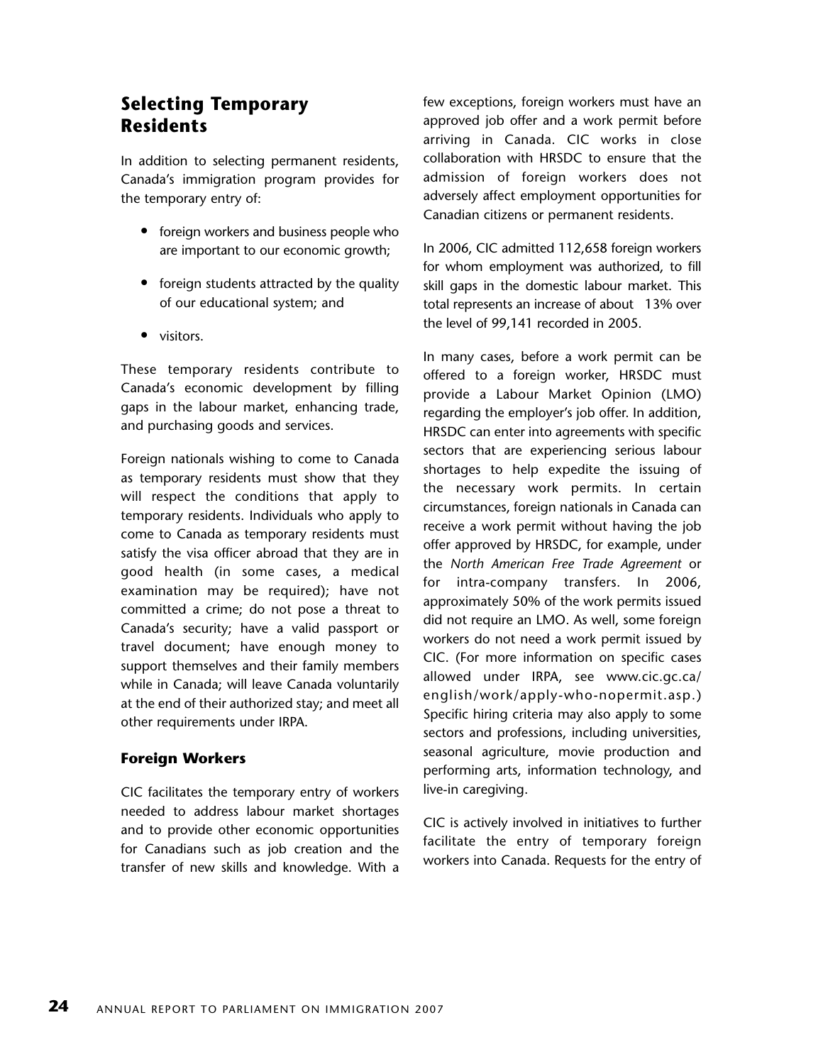## Selecting Temporary Residents

In addition to selecting permanent residents, Canada's immigration program provides for the temporary entry of:

- foreign workers and business people who are important to our economic growth;
- foreign students attracted by the quality of our educational system; and
- visitors.

These temporary residents contribute to Canada's economic development by filling gaps in the labour market, enhancing trade, and purchasing goods and services.

Foreign nationals wishing to come to Canada as temporary residents must show that they will respect the conditions that apply to temporary residents. Individuals who apply to come to Canada as temporary residents must satisfy the visa officer abroad that they are in good health (in some cases, a medical examination may be required); have not committed a crime; do not pose a threat to Canada's security; have a valid passport or travel document; have enough money to support themselves and their family members while in Canada; will leave Canada voluntarily at the end of their authorized stay; and meet all other requirements under IRPA.

### Foreign Workers

CIC facilitates the temporary entry of workers needed to address labour market shortages and to provide other economic opportunities for Canadians such as job creation and the transfer of new skills and knowledge. With a few exceptions, foreign workers must have an approved job offer and a work permit before arriving in Canada. CIC works in close collaboration with HRSDC to ensure that the admission of foreign workers does not adversely affect employment opportunities for Canadian citizens or permanent residents.

In 2006, CIC admitted 112,658 foreign workers for whom employment was authorized, to fill skill gaps in the domestic labour market. This total represents an increase of about 13% over the level of 99,141 recorded in 2005.

In many cases, before a work permit can be offered to a foreign worker, HRSDC must provide a Labour Market Opinion (LMO) regarding the employer's job offer. In addition, HRSDC can enter into agreements with specific sectors that are experiencing serious labour shortages to help expedite the issuing of the necessary work permits. In certain circumstances, foreign nationals in Canada can receive a work permit without having the job offer approved by HRSDC, for example, under the *North American Free Trade Agreement* or for intra-company transfers. In 2006, approximately 50% of the work permits issued did not require an LMO. As well, some foreign workers do not need a work permit issued by CIC. (For more information on specific cases allowed under IRPA, see www.cic.gc.ca/english/work/apply-who-nopermit.asp.) Specific hiring criteria may also apply to some sectors and professions, including universities, seasonal agriculture, movie production and performing arts, information technology, and live-in caregiving.

CIC is actively involved in initiatives to further facilitate the entry of temporary foreign workers into Canada. Requests for the entry of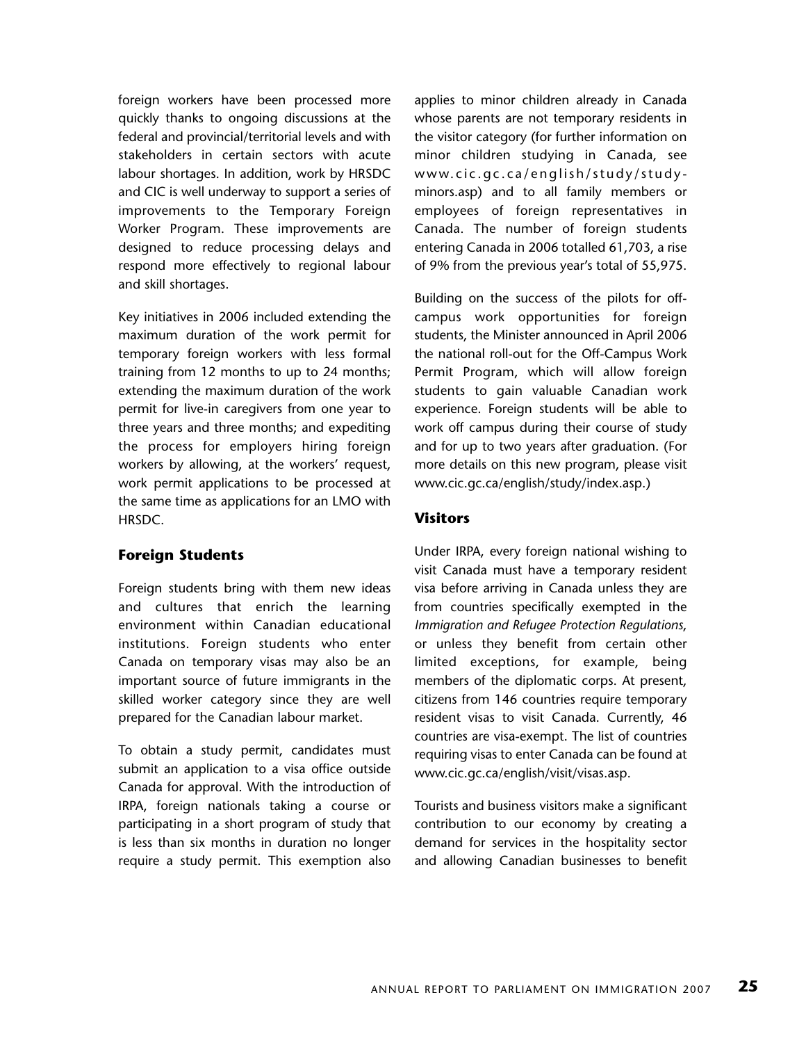foreign workers have been processed more quickly thanks to ongoing discussions at the federal and provincial/territorial levels and with stakeholders in certain sectors with acute labour shortages. In addition, work by HRSDC and CIC is well underway to support a series of improvements to the Temporary Foreign Worker Program. These improvements are designed to reduce processing delays and respond more effectively to regional labour and skill shortages.

Key initiatives in 2006 included extending the maximum duration of the work permit for temporary foreign workers with less formal training from 12 months to up to 24 months; extending the maximum duration of the work permit for live-in caregivers from one year to three years and three months; and expediting the process for employers hiring foreign workers by allowing, at the workers' request, work permit applications to be processed at the same time as applications for an LMO with HRSDC.

### Foreign Students

Foreign students bring with them new ideas and cultures that enrich the learning environment within Canadian educational institutions. Foreign students who enter Canada on temporary visas may also be an important source of future immigrants in the skilled worker category since they are well prepared for the Canadian labour market.

To obtain a study permit, candidates must submit an application to a visa office outside Canada for approval. With the introduction of IRPA, foreign nationals taking a course or participating in a short program of study that is less than six months in duration no longer require a study permit. This exemption also applies to minor children already in Canada whose parents are not temporary residents in the visitor category (for further information on minor children studying in Canada, see www.cic.gc.ca/english/study/study-minors.asp) and to all family members or employees of foreign representatives in Canada. The number of foreign students entering Canada in 2006 totalled 61,703, a rise of 9% from the previous year's total of 55,975.

Building on the success of the pilots for off-campus work opportunities for foreign students, the Minister announced in April 2006 the national roll-out for the Off-Campus Work Permit Program, which will allow foreign students to gain valuable Canadian work experience. Foreign students will be able to work off campus during their course of study and for up to two years after graduation. (For more details on this new program, please visit www.cic.gc.ca/english/study/index.asp.)

### Visitors

Under IRPA, every foreign national wishing to visit Canada must have a temporary resident visa before arriving in Canada unless they are from countries specifically exempted in the *Immigration and Refugee Protection Regulations*, or unless they benefit from certain other limited exceptions, for example, being members of the diplomatic corps. At present, citizens from 146 countries require temporary resident visas to visit Canada. Currently, 46 countries are visa-exempt. The list of countries requiring visas to enter Canada can be found at www.cic.gc.ca/english/visit/visas.asp.

Tourists and business visitors make a significant contribution to our economy by creating a demand for services in the hospitality sector and allowing Canadian businesses to benefit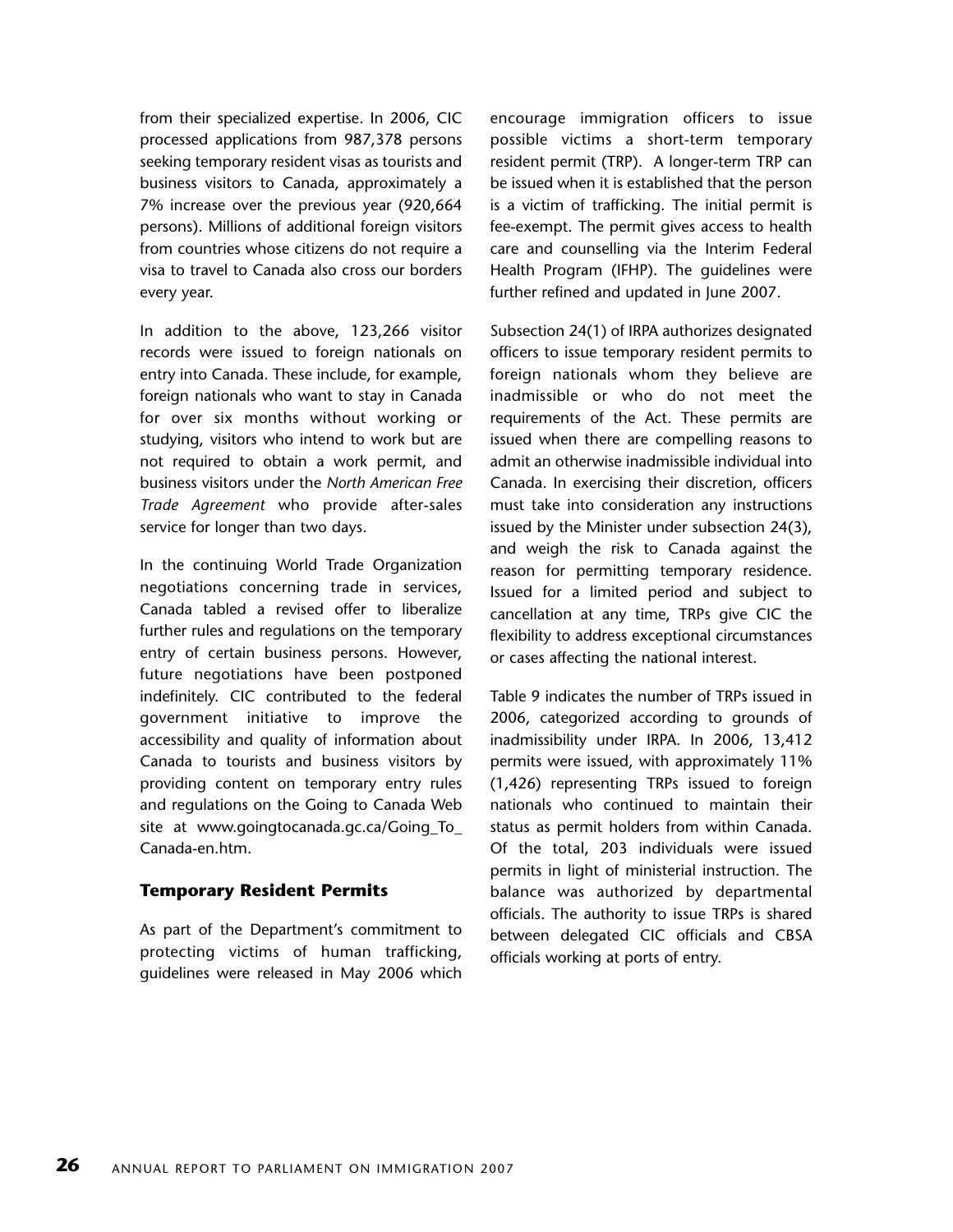from their specialized expertise. In 2006, CIC processed applications from 987,378 persons seeking temporary resident visas as tourists and business visitors to Canada, approximately a 7% increase over the previous year (920,664 persons). Millions of additional foreign visitors from countries whose citizens do not require a visa to travel to Canada also cross our borders every year.

In addition to the above, 123,266 visitor records were issued to foreign nationals on entry into Canada. These include, for example, foreign nationals who want to stay in Canada for over six months without working or studying, visitors who intend to work but are not required to obtain a work permit, and business visitors under the *North American Free Trade Agreement* who provide after-sales service for longer than two days.

In the continuing World Trade Organization negotiations concerning trade in services, Canada tabled a revised offer to liberalize further rules and regulations on the temporary entry of certain business persons. However, future negotiations have been postponed indefinitely. CIC contributed to the federal government initiative to improve the accessibility and quality of information about Canada to tourists and business visitors by providing content on temporary entry rules and regulations on the Going to Canada Web site at www.goingtocanada.gc.ca/Going_To_Canada-en.htm.

### Temporary Resident Permits

As part of the Department's commitment to protecting victims of human trafficking, guidelines were released in May 2006 which encourage immigration officers to issue possible victims a short-term temporary resident permit (TRP). A longer-term TRP can be issued when it is established that the person is a victim of trafficking. The initial permit is fee-exempt. The permit gives access to health care and counselling via the Interim Federal Health Program (IFHP). The guidelines were further refined and updated in June 2007.

Subsection 24(1) of IRPA authorizes designated officers to issue temporary resident permits to foreign nationals whom they believe are inadmissible or who do not meet the requirements of the Act. These permits are issued when there are compelling reasons to admit an otherwise inadmissible individual into Canada. In exercising their discretion, officers must take into consideration any instructions issued by the Minister under subsection 24(3), and weigh the risk to Canada against the reason for permitting temporary residence. Issued for a limited period and subject to cancellation at any time, TRPs give CIC the flexibility to address exceptional circumstances or cases affecting the national interest.

Table 9 indicates the number of TRPs issued in 2006, categorized according to grounds of inadmissibility under IRPA. In 2006, 13,412 permits were issued, with approximately 11% (1,426) representing TRPs issued to foreign nationals who continued to maintain their status as permit holders from within Canada. Of the total, 203 individuals were issued permits in light of ministerial instruction. The balance was authorized by departmental officials. The authority to issue TRPs is shared between delegated CIC officials and CBSA officials working at ports of entry.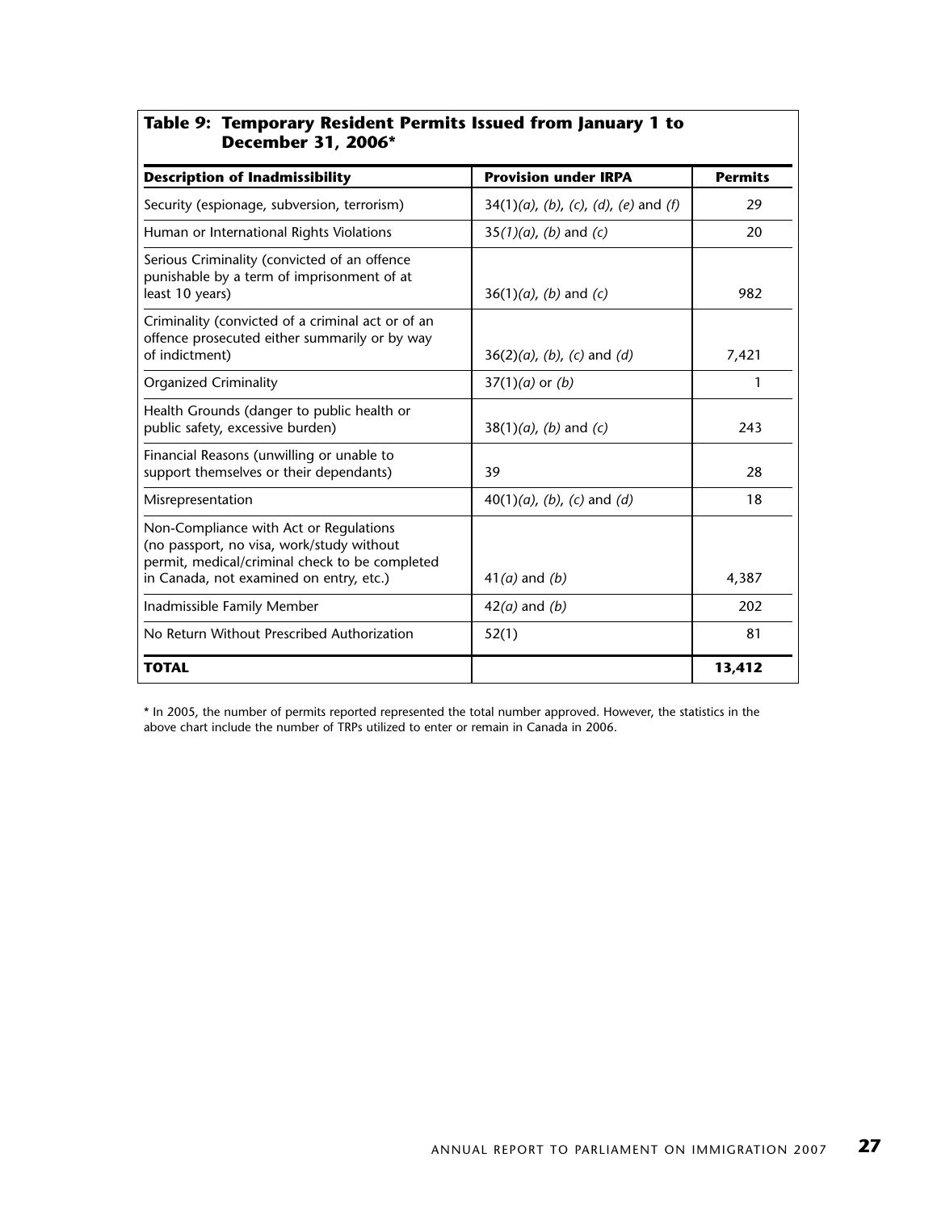### Table 9: Temporary Resident Permits Issued from January 1 to December 31, 2006*

| Description of Inadmissibility | Provision under IRPA | Permits |
|---|---|---|
| Security (espionage, subversion, terrorism) | 34(1)*(a)*, *(b)*, *(c)*, *(d)*, *(e)* and *(f)* | 29 |
| Human or International Rights Violations | 35*(1)(a)*, *(b)* and *(c)* | 20 |
| Serious Criminality (convicted of an offence punishable by a term of imprisonment of at least 10 years) | 36(1)*(a)*, *(b)* and *(c)* | 982 |
| Criminality (convicted of a criminal act or of an offence prosecuted either summarily or by way of indictment) | 36(2)*(a)*, *(b)*, *(c)* and *(d)* | 7,421 |
| Organized Criminality | 37(1)*(a)* or *(b)* | 1 |
| Health Grounds (danger to public health or public safety, excessive burden) | 38(1)*(a)*, *(b)* and *(c)* | 243 |
| Financial Reasons (unwilling or unable to support themselves or their dependants) | 39 | 28 |
| Misrepresentation | 40(1)*(a)*, *(b)*, *(c)* and *(d)* | 18 |
| Non-Compliance with Act or Regulations (no passport, no visa, work/study without permit, medical/criminal check to be completed in Canada, not examined on entry, etc.) | 41*(a)* and *(b)* | 4,387 |
| Inadmissible Family Member | 42*(a)* and *(b)* | 202 |
| No Return Without Prescribed Authorization | 52(1) | 81 |
| **TOTAL** | | **13,412** |

* In 2005, the number of permits reported represented the total number approved. However, the statistics in the above chart include the number of TRPs utilized to enter or remain in Canada in 2006.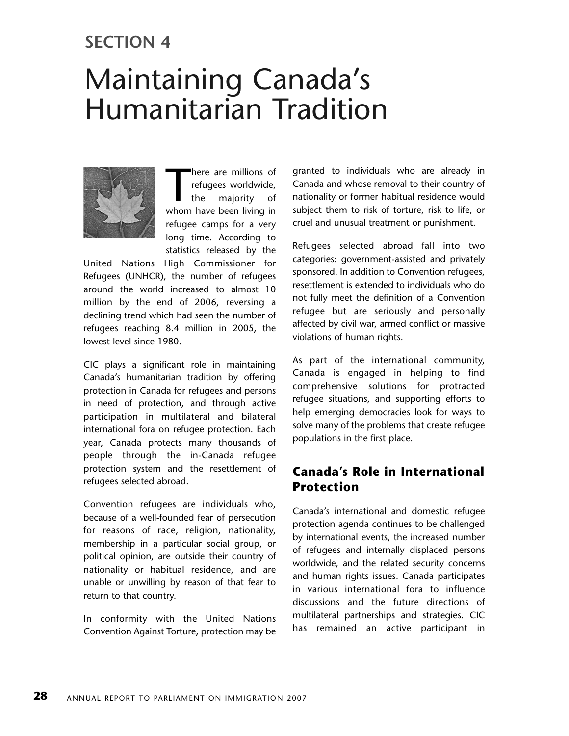## SECTION 4

# Maintaining Canada's Humanitarian Tradition

There are millions of refugees worldwide, the majority of whom have been living in refugee camps for a very long time. According to statistics released by the United Nations High Commissioner for Refugees (UNHCR), the number of refugees around the world increased to almost 10 million by the end of 2006, reversing a declining trend which had seen the number of refugees reaching 8.4 million in 2005, the lowest level since 1980.

CIC plays a significant role in maintaining Canada's humanitarian tradition by offering protection in Canada for refugees and persons in need of protection, and through active participation in multilateral and bilateral international fora on refugee protection. Each year, Canada protects many thousands of people through the in-Canada refugee protection system and the resettlement of refugees selected abroad.

Convention refugees are individuals who, because of a well-founded fear of persecution for reasons of race, religion, nationality, membership in a particular social group, or political opinion, are outside their country of nationality or habitual residence, and are unable or unwilling by reason of that fear to return to that country.

In conformity with the United Nations Convention Against Torture, protection may be granted to individuals who are already in Canada and whose removal to their country of nationality or former habitual residence would subject them to risk of torture, risk to life, or cruel and unusual treatment or punishment.

Refugees selected abroad fall into two categories: government-assisted and privately sponsored. In addition to Convention refugees, resettlement is extended to individuals who do not fully meet the definition of a Convention refugee but are seriously and personally affected by civil war, armed conflict or massive violations of human rights.

As part of the international community, Canada is engaged in helping to find comprehensive solutions for protracted refugee situations, and supporting efforts to help emerging democracies look for ways to solve many of the problems that create refugee populations in the first place.

### Canada's Role in International Protection

Canada's international and domestic refugee protection agenda continues to be challenged by international events, the increased number of refugees and internally displaced persons worldwide, and the related security concerns and human rights issues. Canada participates in various international fora to influence discussions and the future directions of multilateral partnerships and strategies. CIC has remained an active participant in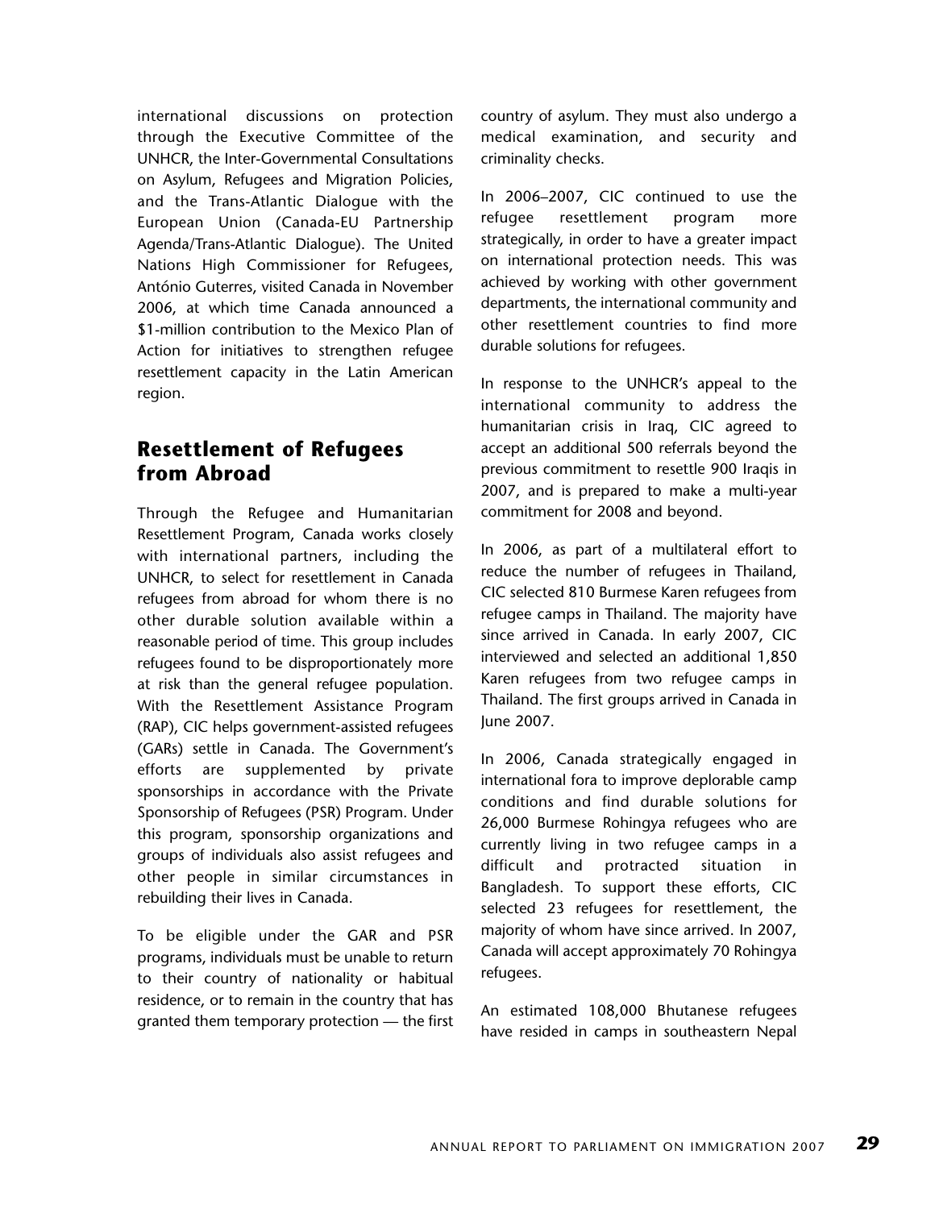international discussions on protection through the Executive Committee of the UNHCR, the Inter-Governmental Consultations on Asylum, Refugees and Migration Policies, and the Trans-Atlantic Dialogue with the European Union (Canada-EU Partnership Agenda/Trans-Atlantic Dialogue). The United Nations High Commissioner for Refugees, António Guterres, visited Canada in November 2006, at which time Canada announced a $1-million contribution to the Mexico Plan of Action for initiatives to strengthen refugee resettlement capacity in the Latin American region.

## Resettlement of Refugees from Abroad

Through the Refugee and Humanitarian Resettlement Program, Canada works closely with international partners, including the UNHCR, to select for resettlement in Canada refugees from abroad for whom there is no other durable solution available within a reasonable period of time. This group includes refugees found to be disproportionately more at risk than the general refugee population. With the Resettlement Assistance Program (RAP), CIC helps government-assisted refugees (GARs) settle in Canada. The Government's efforts are supplemented by private sponsorships in accordance with the Private Sponsorship of Refugees (PSR) Program. Under this program, sponsorship organizations and groups of individuals also assist refugees and other people in similar circumstances in rebuilding their lives in Canada.

To be eligible under the GAR and PSR programs, individuals must be unable to return to their country of nationality or habitual residence, or to remain in the country that has granted them temporary protection — the first country of asylum. They must also undergo a medical examination, and security and criminality checks.

In 2006–2007, CIC continued to use the refugee resettlement program more strategically, in order to have a greater impact on international protection needs. This was achieved by working with other government departments, the international community and other resettlement countries to find more durable solutions for refugees.

In response to the UNHCR's appeal to the international community to address the humanitarian crisis in Iraq, CIC agreed to accept an additional 500 referrals beyond the previous commitment to resettle 900 Iraqis in 2007, and is prepared to make a multi-year commitment for 2008 and beyond.

In 2006, as part of a multilateral effort to reduce the number of refugees in Thailand, CIC selected 810 Burmese Karen refugees from refugee camps in Thailand. The majority have since arrived in Canada. In early 2007, CIC interviewed and selected an additional 1,850 Karen refugees from two refugee camps in Thailand. The first groups arrived in Canada in June 2007.

In 2006, Canada strategically engaged in international fora to improve deplorable camp conditions and find durable solutions for 26,000 Burmese Rohingya refugees who are currently living in two refugee camps in a difficult and protracted situation in Bangladesh. To support these efforts, CIC selected 23 refugees for resettlement, the majority of whom have since arrived. In 2007, Canada will accept approximately 70 Rohingya refugees.

An estimated 108,000 Bhutanese refugees have resided in camps in southeastern Nepal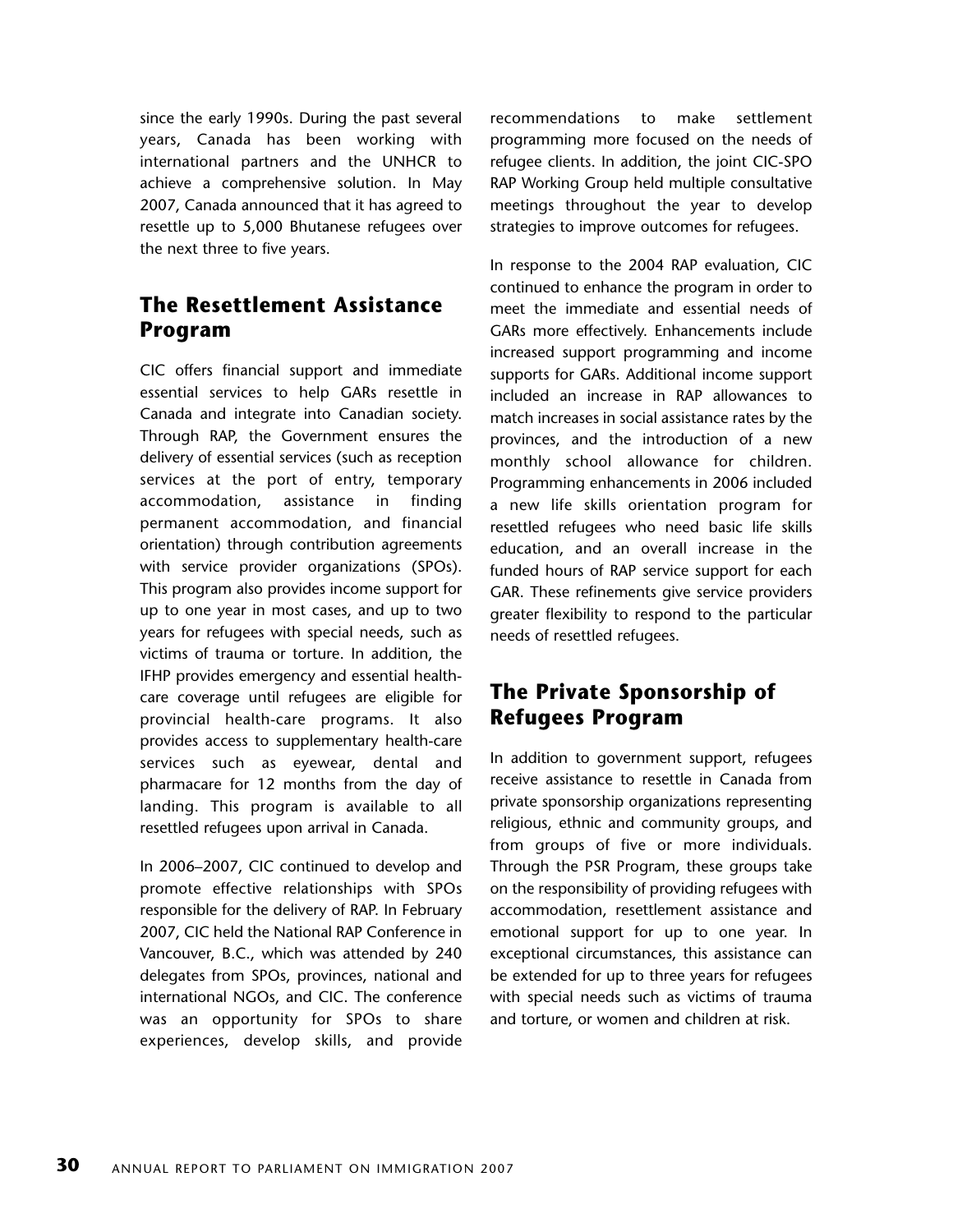since the early 1990s. During the past several years, Canada has been working with international partners and the UNHCR to achieve a comprehensive solution. In May 2007, Canada announced that it has agreed to resettle up to 5,000 Bhutanese refugees over the next three to five years.

## The Resettlement Assistance Program

CIC offers financial support and immediate essential services to help GARs resettle in Canada and integrate into Canadian society. Through RAP, the Government ensures the delivery of essential services (such as reception services at the port of entry, temporary accommodation, assistance in finding permanent accommodation, and financial orientation) through contribution agreements with service provider organizations (SPOs). This program also provides income support for up to one year in most cases, and up to two years for refugees with special needs, such as victims of trauma or torture. In addition, the IFHP provides emergency and essential health-care coverage until refugees are eligible for provincial health-care programs. It also provides access to supplementary health-care services such as eyewear, dental and pharmacare for 12 months from the day of landing. This program is available to all resettled refugees upon arrival in Canada.

In 2006–2007, CIC continued to develop and promote effective relationships with SPOs responsible for the delivery of RAP. In February 2007, CIC held the National RAP Conference in Vancouver, B.C., which was attended by 240 delegates from SPOs, provinces, national and international NGOs, and CIC. The conference was an opportunity for SPOs to share experiences, develop skills, and provide recommendations to make settlement programming more focused on the needs of refugee clients. In addition, the joint CIC-SPO RAP Working Group held multiple consultative meetings throughout the year to develop strategies to improve outcomes for refugees.

In response to the 2004 RAP evaluation, CIC continued to enhance the program in order to meet the immediate and essential needs of GARs more effectively. Enhancements include increased support programming and income supports for GARs. Additional income support included an increase in RAP allowances to match increases in social assistance rates by the provinces, and the introduction of a new monthly school allowance for children. Programming enhancements in 2006 included a new life skills orientation program for resettled refugees who need basic life skills education, and an overall increase in the funded hours of RAP service support for each GAR. These refinements give service providers greater flexibility to respond to the particular needs of resettled refugees.

## The Private Sponsorship of Refugees Program

In addition to government support, refugees receive assistance to resettle in Canada from private sponsorship organizations representing religious, ethnic and community groups, and from groups of five or more individuals. Through the PSR Program, these groups take on the responsibility of providing refugees with accommodation, resettlement assistance and emotional support for up to one year. In exceptional circumstances, this assistance can be extended for up to three years for refugees with special needs such as victims of trauma and torture, or women and children at risk.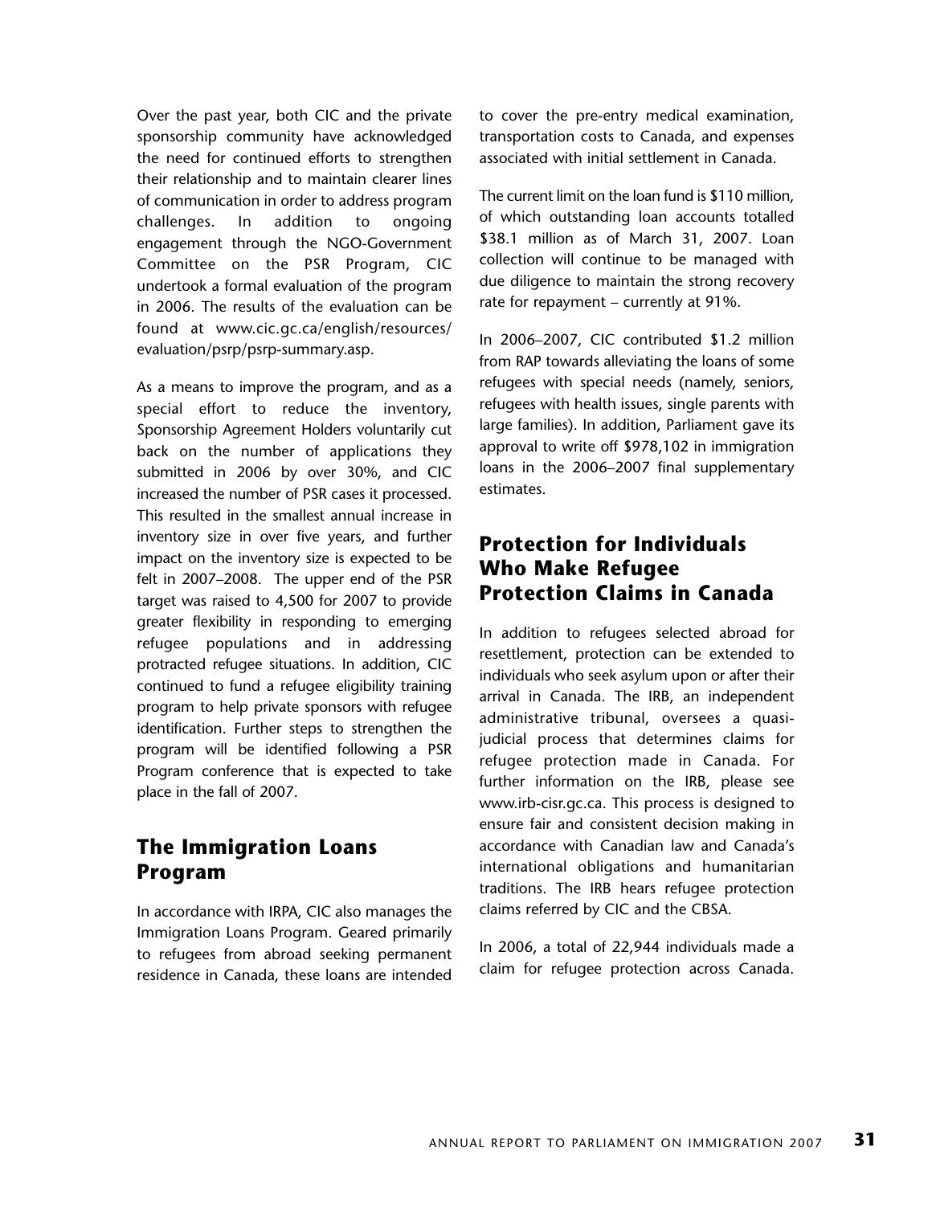Over the past year, both CIC and the private sponsorship community have acknowledged the need for continued efforts to strengthen their relationship and to maintain clearer lines of communication in order to address program challenges. In addition to ongoing engagement through the NGO-Government Committee on the PSR Program, CIC undertook a formal evaluation of the program in 2006. The results of the evaluation can be found at www.cic.gc.ca/english/resources/evaluation/psrp/psrp-summary.asp.

As a means to improve the program, and as a special effort to reduce the inventory, Sponsorship Agreement Holders voluntarily cut back on the number of applications they submitted in 2006 by over 30%, and CIC increased the number of PSR cases it processed. This resulted in the smallest annual increase in inventory size in over five years, and further impact on the inventory size is expected to be felt in 2007–2008. The upper end of the PSR target was raised to 4,500 for 2007 to provide greater flexibility in responding to emerging refugee populations and in addressing protracted refugee situations. In addition, CIC continued to fund a refugee eligibility training program to help private sponsors with refugee identification. Further steps to strengthen the program will be identified following a PSR Program conference that is expected to take place in the fall of 2007.

## The Immigration Loans Program

In accordance with IRPA, CIC also manages the Immigration Loans Program. Geared primarily to refugees from abroad seeking permanent residence in Canada, these loans are intended to cover the pre-entry medical examination, transportation costs to Canada, and expenses associated with initial settlement in Canada.

The current limit on the loan fund is $110 million, of which outstanding loan accounts totalled $38.1 million as of March 31, 2007. Loan collection will continue to be managed with due diligence to maintain the strong recovery rate for repayment – currently at 91%.

In 2006–2007, CIC contributed $1.2 million from RAP towards alleviating the loans of some refugees with special needs (namely, seniors, refugees with health issues, single parents with large families). In addition, Parliament gave its approval to write off $978,102 in immigration loans in the 2006–2007 final supplementary estimates.

## Protection for Individuals Who Make Refugee Protection Claims in Canada

In addition to refugees selected abroad for resettlement, protection can be extended to individuals who seek asylum upon or after their arrival in Canada. The IRB, an independent administrative tribunal, oversees a quasi-judicial process that determines claims for refugee protection made in Canada. For further information on the IRB, please see www.irb-cisr.gc.ca. This process is designed to ensure fair and consistent decision making in accordance with Canadian law and Canada's international obligations and humanitarian traditions. The IRB hears refugee protection claims referred by CIC and the CBSA.

In 2006, a total of 22,944 individuals made a claim for refugee protection across Canada.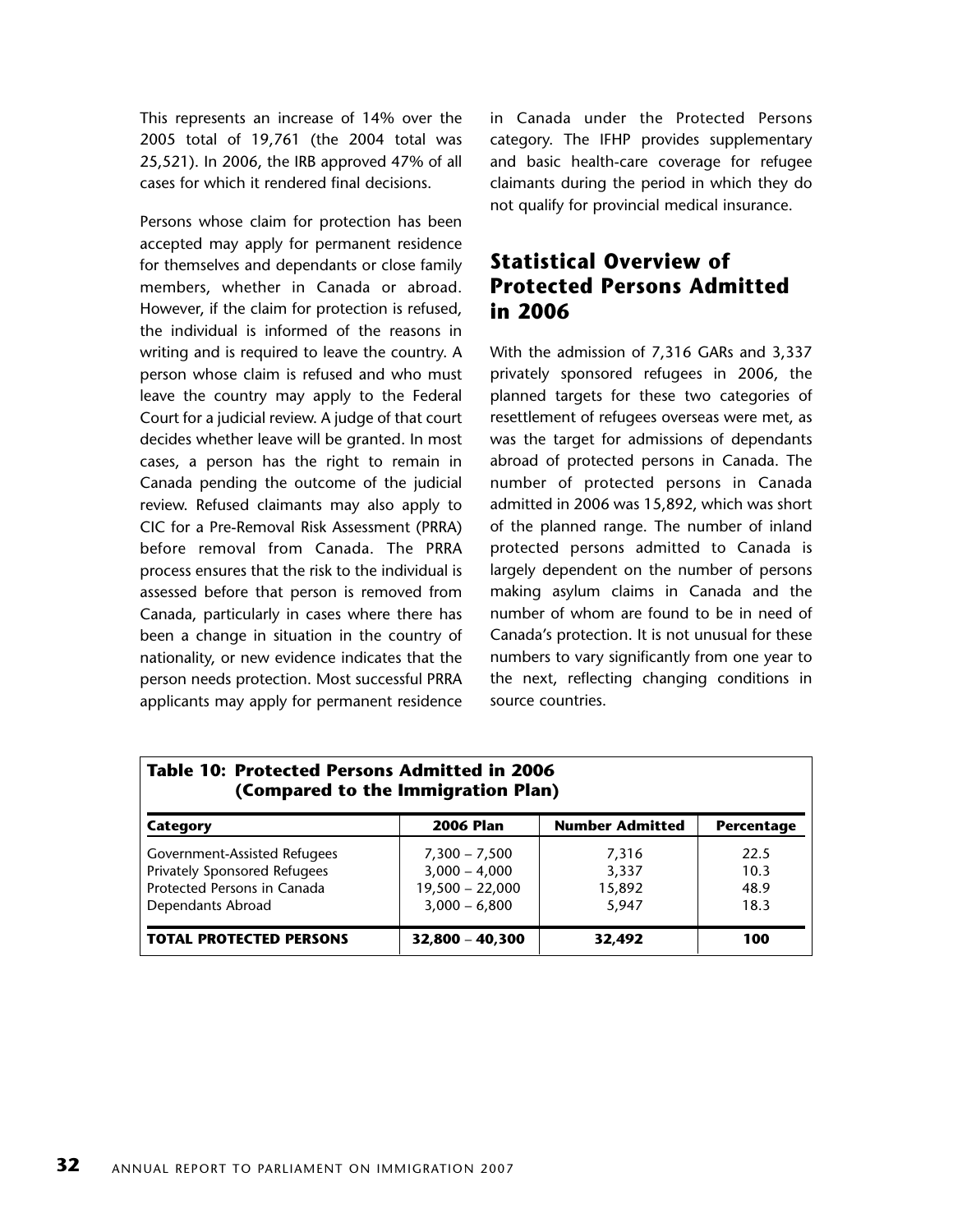This represents an increase of 14% over the 2005 total of 19,761 (the 2004 total was 25,521). In 2006, the IRB approved 47% of all cases for which it rendered final decisions.

Persons whose claim for protection has been accepted may apply for permanent residence for themselves and dependants or close family members, whether in Canada or abroad. However, if the claim for protection is refused, the individual is informed of the reasons in writing and is required to leave the country. A person whose claim is refused and who must leave the country may apply to the Federal Court for a judicial review. A judge of that court decides whether leave will be granted. In most cases, a person has the right to remain in Canada pending the outcome of the judicial review. Refused claimants may also apply to CIC for a Pre-Removal Risk Assessment (PRRA) before removal from Canada. The PRRA process ensures that the risk to the individual is assessed before that person is removed from Canada, particularly in cases where there has been a change in situation in the country of nationality, or new evidence indicates that the person needs protection. Most successful PRRA applicants may apply for permanent residence in Canada under the Protected Persons category. The IFHP provides supplementary and basic health-care coverage for refugee claimants during the period in which they do not qualify for provincial medical insurance.

## Statistical Overview of Protected Persons Admitted in 2006

With the admission of 7,316 GARs and 3,337 privately sponsored refugees in 2006, the planned targets for these two categories of resettlement of refugees overseas were met, as was the target for admissions of dependants abroad of protected persons in Canada. The number of protected persons in Canada admitted in 2006 was 15,892, which was short of the planned range. The number of inland protected persons admitted to Canada is largely dependent on the number of persons making asylum claims in Canada and the number of whom are found to be in need of Canada's protection. It is not unusual for these numbers to vary significantly from one year to the next, reflecting changing conditions in source countries.

**Table 10: Protected Persons Admitted in 2006 (Compared to the Immigration Plan)**

| Category | 2006 Plan | Number Admitted | Percentage |
|---|---|---|---|
| Government-Assisted Refugees | 7,300 – 7,500 | 7,316 | 22.5 |
| Privately Sponsored Refugees | 3,000 – 4,000 | 3,337 | 10.3 |
| Protected Persons in Canada | 19,500 – 22,000 | 15,892 | 48.9 |
| Dependants Abroad | 3,000 – 6,800 | 5,947 | 18.3 |
| **TOTAL PROTECTED PERSONS** | **32,800 – 40,300** | **32,492** | **100** |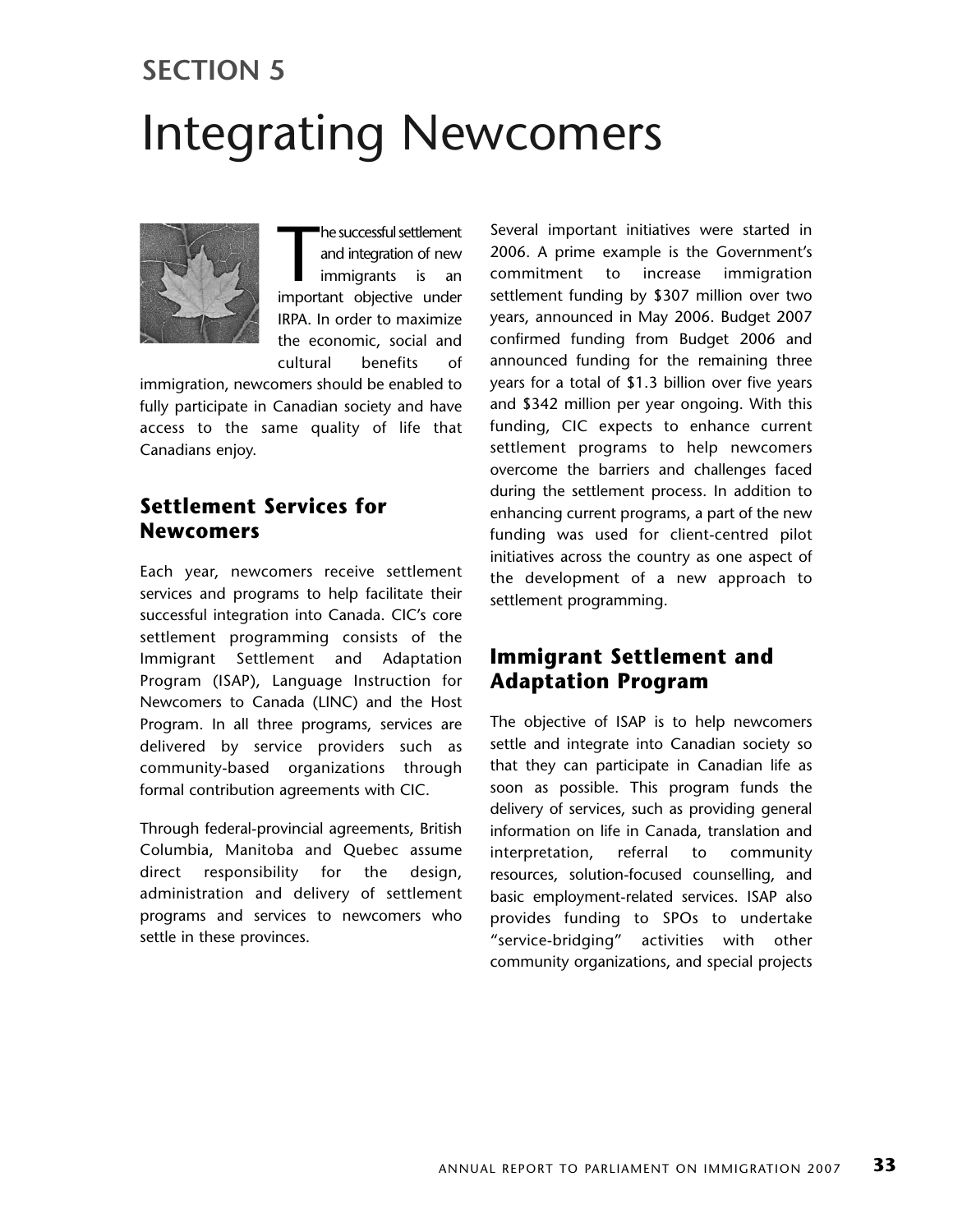## SECTION 5

# Integrating Newcomers

The successful settlement and integration of new immigrants is an important objective under IRPA. In order to maximize the economic, social and cultural benefits of immigration, newcomers should be enabled to fully participate in Canadian society and have access to the same quality of life that Canadians enjoy.

### Settlement Services for Newcomers

Each year, newcomers receive settlement services and programs to help facilitate their successful integration into Canada. CIC's core settlement programming consists of the Immigrant Settlement and Adaptation Program (ISAP), Language Instruction for Newcomers to Canada (LINC) and the Host Program. In all three programs, services are delivered by service providers such as community-based organizations through formal contribution agreements with CIC.

Through federal-provincial agreements, British Columbia, Manitoba and Quebec assume direct responsibility for the design, administration and delivery of settlement programs and services to newcomers who settle in these provinces.

Several important initiatives were started in 2006. A prime example is the Government's commitment to increase immigration settlement funding by $307 million over two years, announced in May 2006. Budget 2007 confirmed funding from Budget 2006 and announced funding for the remaining three years for a total of $1.3 billion over five years and $342 million per year ongoing. With this funding, CIC expects to enhance current settlement programs to help newcomers overcome the barriers and challenges faced during the settlement process. In addition to enhancing current programs, a part of the new funding was used for client-centred pilot initiatives across the country as one aspect of the development of a new approach to settlement programming.

### Immigrant Settlement and Adaptation Program

The objective of ISAP is to help newcomers settle and integrate into Canadian society so that they can participate in Canadian life as soon as possible. This program funds the delivery of services, such as providing general information on life in Canada, translation and interpretation, referral to community resources, solution-focused counselling, and basic employment-related services. ISAP also provides funding to SPOs to undertake "service-bridging" activities with other community organizations, and special projects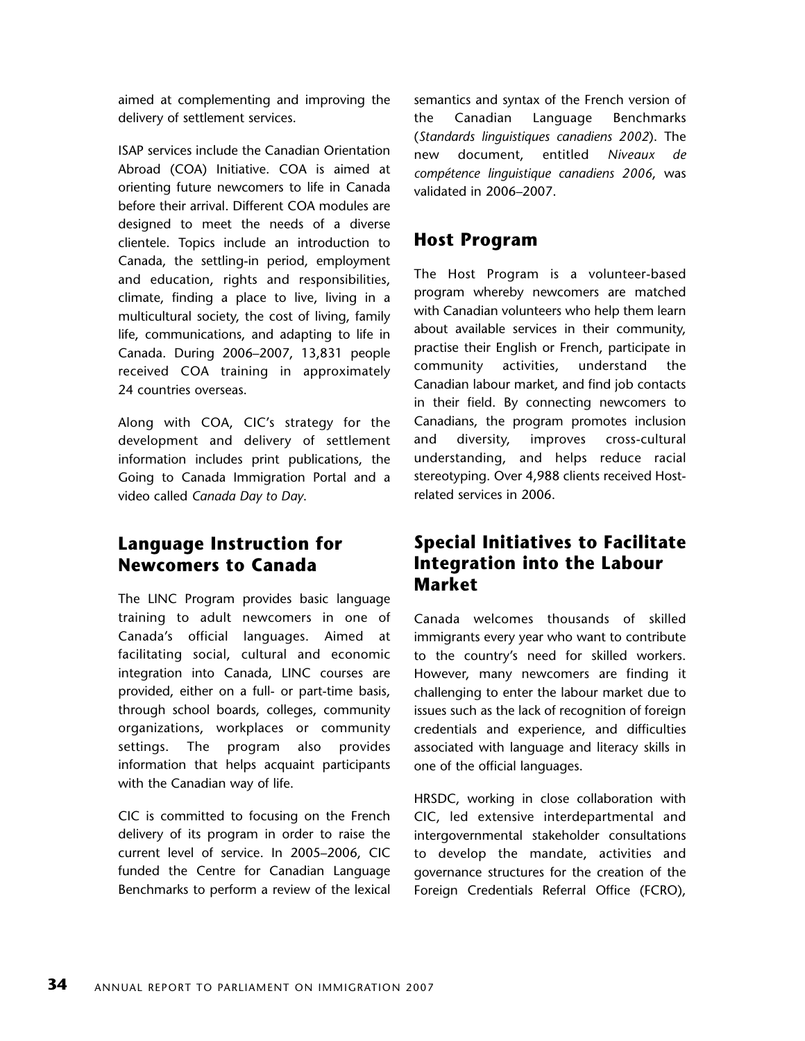aimed at complementing and improving the delivery of settlement services.

ISAP services include the Canadian Orientation Abroad (COA) Initiative. COA is aimed at orienting future newcomers to life in Canada before their arrival. Different COA modules are designed to meet the needs of a diverse clientele. Topics include an introduction to Canada, the settling-in period, employment and education, rights and responsibilities, climate, finding a place to live, living in a multicultural society, the cost of living, family life, communications, and adapting to life in Canada. During 2006–2007, 13,831 people received COA training in approximately 24 countries overseas.

Along with COA, CIC's strategy for the development and delivery of settlement information includes print publications, the Going to Canada Immigration Portal and a video called *Canada Day to Day*.

## Language Instruction for Newcomers to Canada

The LINC Program provides basic language training to adult newcomers in one of Canada's official languages. Aimed at facilitating social, cultural and economic integration into Canada, LINC courses are provided, either on a full- or part-time basis, through school boards, colleges, community organizations, workplaces or community settings. The program also provides information that helps acquaint participants with the Canadian way of life.

CIC is committed to focusing on the French delivery of its program in order to raise the current level of service. In 2005–2006, CIC funded the Centre for Canadian Language Benchmarks to perform a review of the lexical semantics and syntax of the French version of the Canadian Language Benchmarks (*Standards linguistiques canadiens 2002*). The new document, entitled *Niveaux de compétence linguistique canadiens 2006*, was validated in 2006–2007.

## Host Program

The Host Program is a volunteer-based program whereby newcomers are matched with Canadian volunteers who help them learn about available services in their community, practise their English or French, participate in community activities, understand the Canadian labour market, and find job contacts in their field. By connecting newcomers to Canadians, the program promotes inclusion and diversity, improves cross-cultural understanding, and helps reduce racial stereotyping. Over 4,988 clients received Host-related services in 2006.

## Special Initiatives to Facilitate Integration into the Labour Market

Canada welcomes thousands of skilled immigrants every year who want to contribute to the country's need for skilled workers. However, many newcomers are finding it challenging to enter the labour market due to issues such as the lack of recognition of foreign credentials and experience, and difficulties associated with language and literacy skills in one of the official languages.

HRSDC, working in close collaboration with CIC, led extensive interdepartmental and intergovernmental stakeholder consultations to develop the mandate, activities and governance structures for the creation of the Foreign Credentials Referral Office (FCRO),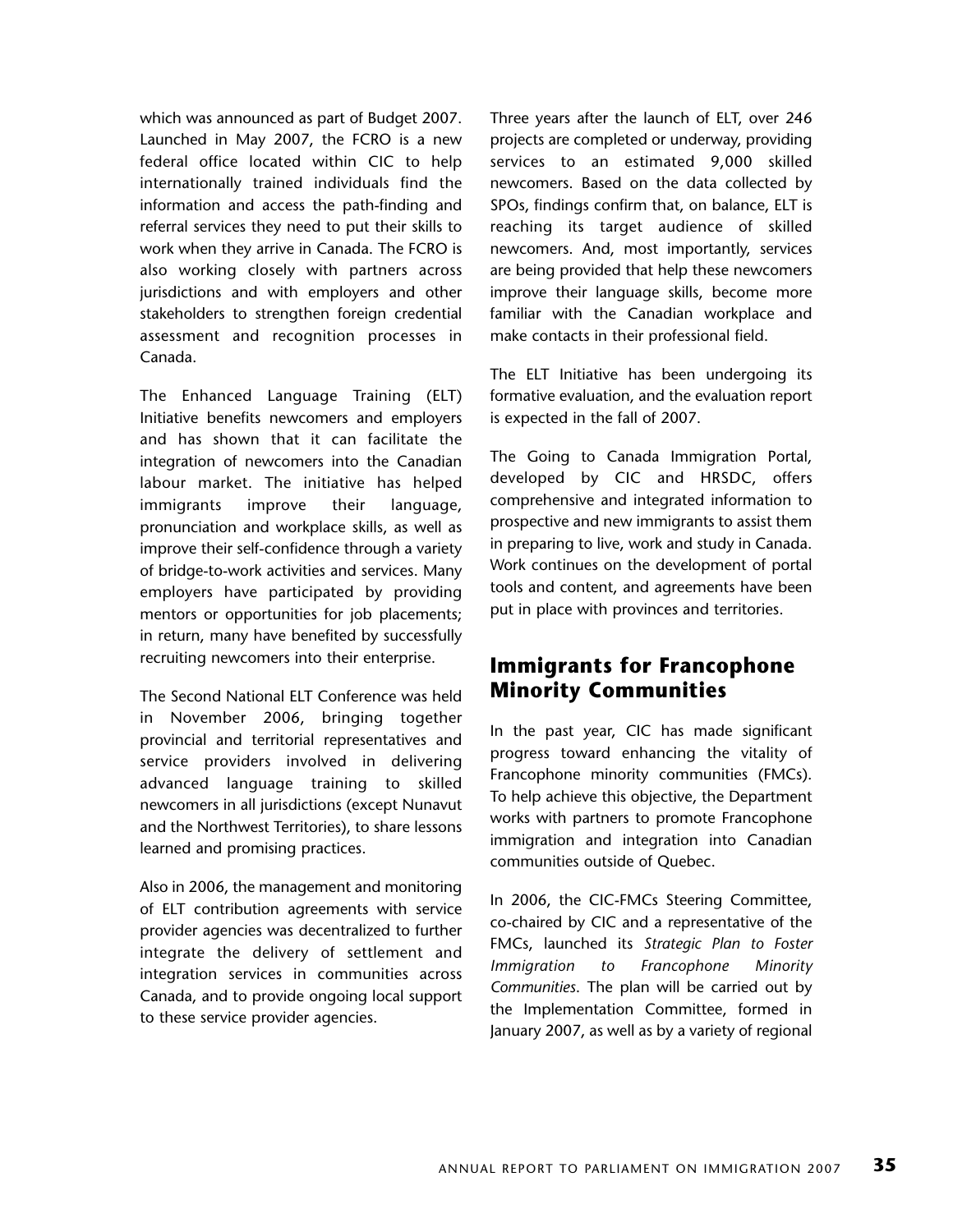which was announced as part of Budget 2007. Launched in May 2007, the FCRO is a new federal office located within CIC to help internationally trained individuals find the information and access the path-finding and referral services they need to put their skills to work when they arrive in Canada. The FCRO is also working closely with partners across jurisdictions and with employers and other stakeholders to strengthen foreign credential assessment and recognition processes in Canada.

The Enhanced Language Training (ELT) Initiative benefits newcomers and employers and has shown that it can facilitate the integration of newcomers into the Canadian labour market. The initiative has helped immigrants improve their language, pronunciation and workplace skills, as well as improve their self-confidence through a variety of bridge-to-work activities and services. Many employers have participated by providing mentors or opportunities for job placements; in return, many have benefited by successfully recruiting newcomers into their enterprise.

The Second National ELT Conference was held in November 2006, bringing together provincial and territorial representatives and service providers involved in delivering advanced language training to skilled newcomers in all jurisdictions (except Nunavut and the Northwest Territories), to share lessons learned and promising practices.

Also in 2006, the management and monitoring of ELT contribution agreements with service provider agencies was decentralized to further integrate the delivery of settlement and integration services in communities across Canada, and to provide ongoing local support to these service provider agencies.

Three years after the launch of ELT, over 246 projects are completed or underway, providing services to an estimated 9,000 skilled newcomers. Based on the data collected by SPOs, findings confirm that, on balance, ELT is reaching its target audience of skilled newcomers. And, most importantly, services are being provided that help these newcomers improve their language skills, become more familiar with the Canadian workplace and make contacts in their professional field.

The ELT Initiative has been undergoing its formative evaluation, and the evaluation report is expected in the fall of 2007.

The Going to Canada Immigration Portal, developed by CIC and HRSDC, offers comprehensive and integrated information to prospective and new immigrants to assist them in preparing to live, work and study in Canada. Work continues on the development of portal tools and content, and agreements have been put in place with provinces and territories.

## Immigrants for Francophone Minority Communities

In the past year, CIC has made significant progress toward enhancing the vitality of Francophone minority communities (FMCs). To help achieve this objective, the Department works with partners to promote Francophone immigration and integration into Canadian communities outside of Quebec.

In 2006, the CIC-FMCs Steering Committee, co-chaired by CIC and a representative of the FMCs, launched its *Strategic Plan to Foster Immigration to Francophone Minority Communities*. The plan will be carried out by the Implementation Committee, formed in January 2007, as well as by a variety of regional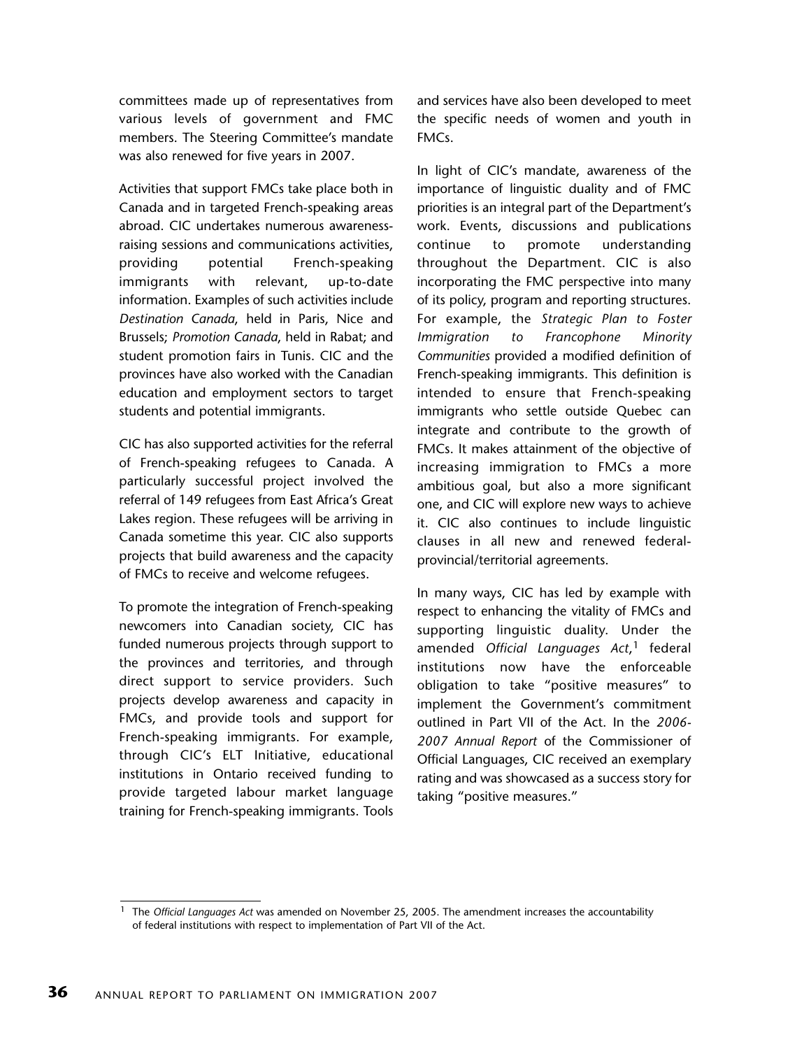committees made up of representatives from various levels of government and FMC members. The Steering Committee's mandate was also renewed for five years in 2007.

Activities that support FMCs take place both in Canada and in targeted French-speaking areas abroad. CIC undertakes numerous awareness-raising sessions and communications activities, providing potential French-speaking immigrants with relevant, up-to-date information. Examples of such activities include *Destination Canada*, held in Paris, Nice and Brussels; *Promotion Canada*, held in Rabat; and student promotion fairs in Tunis. CIC and the provinces have also worked with the Canadian education and employment sectors to target students and potential immigrants.

CIC has also supported activities for the referral of French-speaking refugees to Canada. A particularly successful project involved the referral of 149 refugees from East Africa's Great Lakes region. These refugees will be arriving in Canada sometime this year. CIC also supports projects that build awareness and the capacity of FMCs to receive and welcome refugees.

To promote the integration of French-speaking newcomers into Canadian society, CIC has funded numerous projects through support to the provinces and territories, and through direct support to service providers. Such projects develop awareness and capacity in FMCs, and provide tools and support for French-speaking immigrants. For example, through CIC's ELT Initiative, educational institutions in Ontario received funding to provide targeted labour market language training for French-speaking immigrants. Tools and services have also been developed to meet the specific needs of women and youth in FMCs.

In light of CIC's mandate, awareness of the importance of linguistic duality and of FMC priorities is an integral part of the Department's work. Events, discussions and publications continue to promote understanding throughout the Department. CIC is also incorporating the FMC perspective into many of its policy, program and reporting structures. For example, the *Strategic Plan to Foster Immigration to Francophone Minority Communities* provided a modified definition of French-speaking immigrants. This definition is intended to ensure that French-speaking immigrants who settle outside Quebec can integrate and contribute to the growth of FMCs. It makes attainment of the objective of increasing immigration to FMCs a more ambitious goal, but also a more significant one, and CIC will explore new ways to achieve it. CIC also continues to include linguistic clauses in all new and renewed federal-provincial/territorial agreements.

In many ways, CIC has led by example with respect to enhancing the vitality of FMCs and supporting linguistic duality. Under the amended *Official Languages Act*,[1] federal institutions now have the enforceable obligation to take "positive measures" to implement the Government's commitment outlined in Part VII of the Act. In the *2006-2007 Annual Report* of the Commissioner of Official Languages, CIC received an exemplary rating and was showcased as a success story for taking "positive measures."

[1] The *Official Languages Act* was amended on November 25, 2005. The amendment increases the accountability of federal institutions with respect to implementation of Part VII of the Act.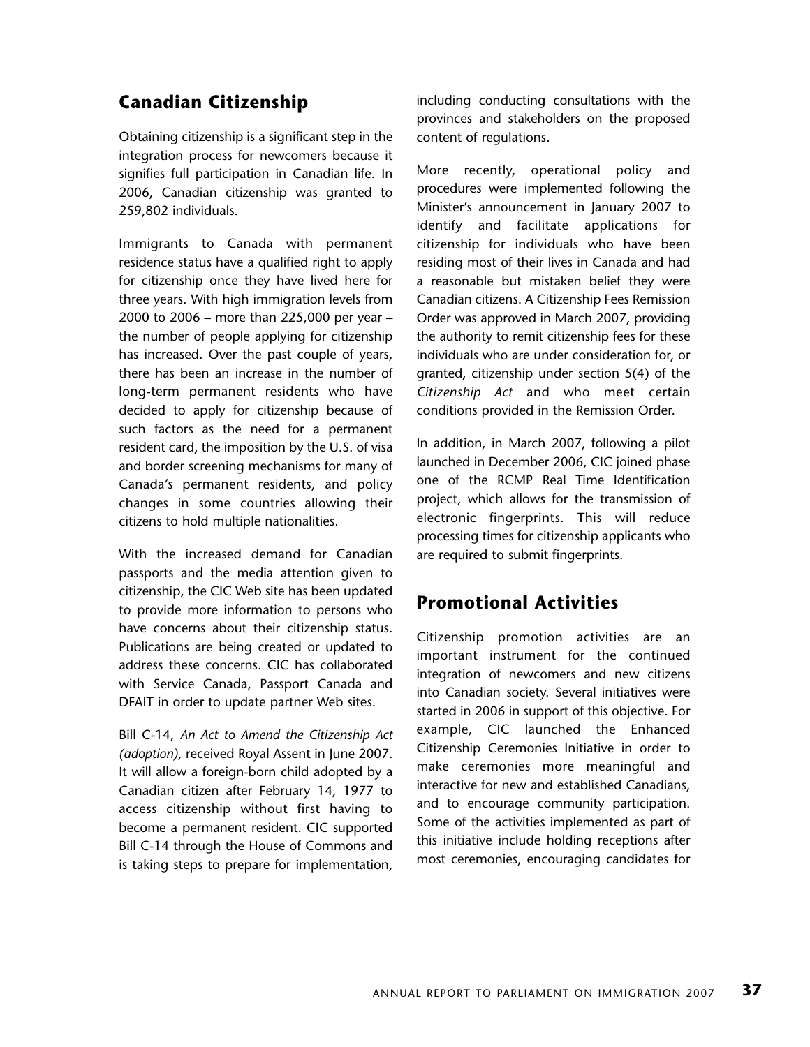## Canadian Citizenship

Obtaining citizenship is a significant step in the integration process for newcomers because it signifies full participation in Canadian life. In 2006, Canadian citizenship was granted to 259,802 individuals.

Immigrants to Canada with permanent residence status have a qualified right to apply for citizenship once they have lived here for three years. With high immigration levels from 2000 to 2006 – more than 225,000 per year – the number of people applying for citizenship has increased. Over the past couple of years, there has been an increase in the number of long-term permanent residents who have decided to apply for citizenship because of such factors as the need for a permanent resident card, the imposition by the U.S. of visa and border screening mechanisms for many of Canada's permanent residents, and policy changes in some countries allowing their citizens to hold multiple nationalities.

With the increased demand for Canadian passports and the media attention given to citizenship, the CIC Web site has been updated to provide more information to persons who have concerns about their citizenship status. Publications are being created or updated to address these concerns. CIC has collaborated with Service Canada, Passport Canada and DFAIT in order to update partner Web sites.

Bill C-14, *An Act to Amend the Citizenship Act (adoption)*, received Royal Assent in June 2007. It will allow a foreign-born child adopted by a Canadian citizen after February 14, 1977 to access citizenship without first having to become a permanent resident. CIC supported Bill C-14 through the House of Commons and is taking steps to prepare for implementation, including conducting consultations with the provinces and stakeholders on the proposed content of regulations.

More recently, operational policy and procedures were implemented following the Minister's announcement in January 2007 to identify and facilitate applications for citizenship for individuals who have been residing most of their lives in Canada and had a reasonable but mistaken belief they were Canadian citizens. A Citizenship Fees Remission Order was approved in March 2007, providing the authority to remit citizenship fees for these individuals who are under consideration for, or granted, citizenship under section 5(4) of the *Citizenship Act* and who meet certain conditions provided in the Remission Order.

In addition, in March 2007, following a pilot launched in December 2006, CIC joined phase one of the RCMP Real Time Identification project, which allows for the transmission of electronic fingerprints. This will reduce processing times for citizenship applicants who are required to submit fingerprints.

## Promotional Activities

Citizenship promotion activities are an important instrument for the continued integration of newcomers and new citizens into Canadian society. Several initiatives were started in 2006 in support of this objective. For example, CIC launched the Enhanced Citizenship Ceremonies Initiative in order to make ceremonies more meaningful and interactive for new and established Canadians, and to encourage community participation. Some of the activities implemented as part of this initiative include holding receptions after most ceremonies, encouraging candidates for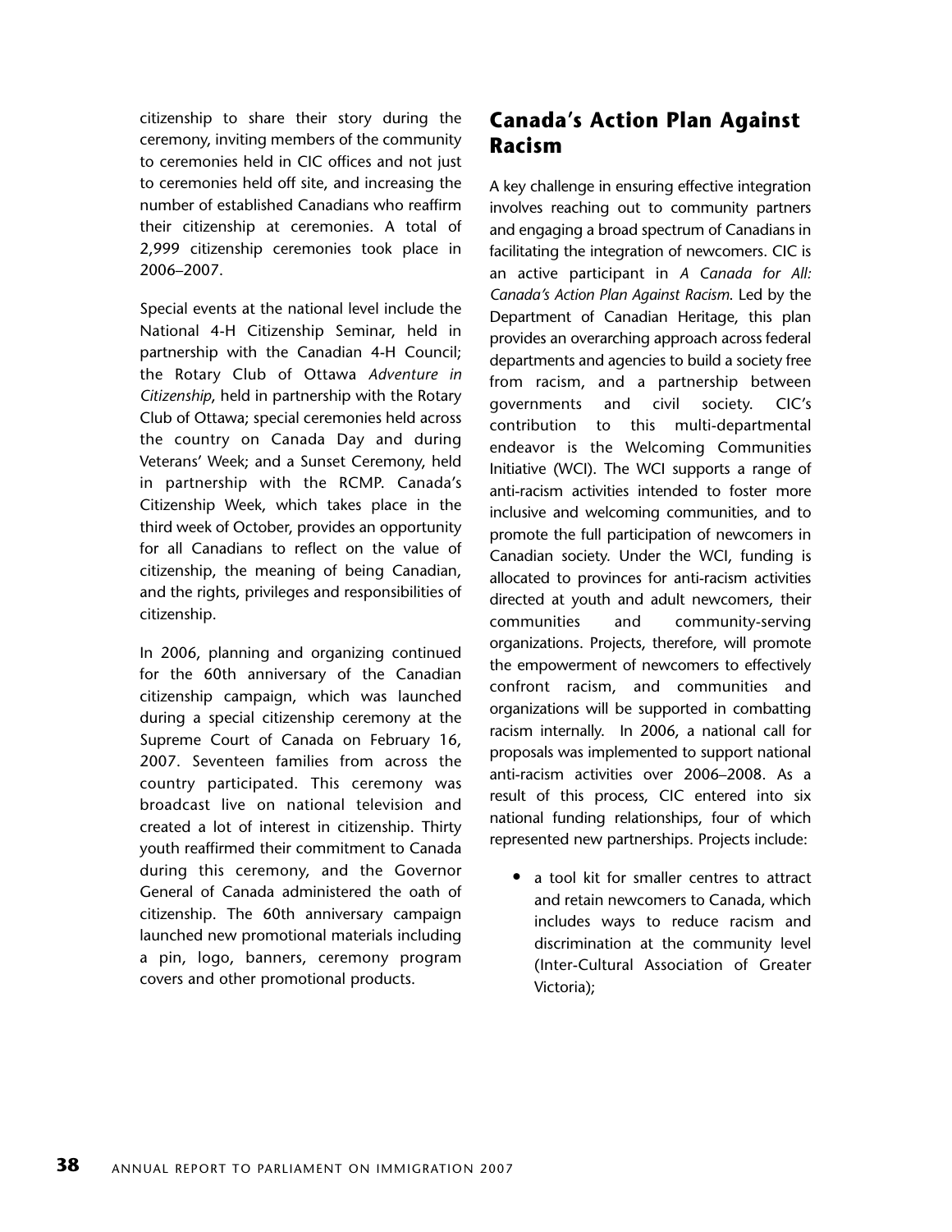citizenship to share their story during the ceremony, inviting members of the community to ceremonies held in CIC offices and not just to ceremonies held off site, and increasing the number of established Canadians who reaffirm their citizenship at ceremonies. A total of 2,999 citizenship ceremonies took place in 2006–2007.

Special events at the national level include the National 4-H Citizenship Seminar, held in partnership with the Canadian 4-H Council; the Rotary Club of Ottawa *Adventure in Citizenship*, held in partnership with the Rotary Club of Ottawa; special ceremonies held across the country on Canada Day and during Veterans' Week; and a Sunset Ceremony, held in partnership with the RCMP. Canada's Citizenship Week, which takes place in the third week of October, provides an opportunity for all Canadians to reflect on the value of citizenship, the meaning of being Canadian, and the rights, privileges and responsibilities of citizenship.

In 2006, planning and organizing continued for the 60th anniversary of the Canadian citizenship campaign, which was launched during a special citizenship ceremony at the Supreme Court of Canada on February 16, 2007. Seventeen families from across the country participated. This ceremony was broadcast live on national television and created a lot of interest in citizenship. Thirty youth reaffirmed their commitment to Canada during this ceremony, and the Governor General of Canada administered the oath of citizenship. The 60th anniversary campaign launched new promotional materials including a pin, logo, banners, ceremony program covers and other promotional products.

## Canada's Action Plan Against Racism

A key challenge in ensuring effective integration involves reaching out to community partners and engaging a broad spectrum of Canadians in facilitating the integration of newcomers. CIC is an active participant in *A Canada for All: Canada's Action Plan Against Racism*. Led by the Department of Canadian Heritage, this plan provides an overarching approach across federal departments and agencies to build a society free from racism, and a partnership between governments and civil society. CIC's contribution to this multi-departmental endeavor is the Welcoming Communities Initiative (WCI). The WCI supports a range of anti-racism activities intended to foster more inclusive and welcoming communities, and to promote the full participation of newcomers in Canadian society. Under the WCI, funding is allocated to provinces for anti-racism activities directed at youth and adult newcomers, their communities and community-serving organizations. Projects, therefore, will promote the empowerment of newcomers to effectively confront racism, and communities and organizations will be supported in combatting racism internally. In 2006, a national call for proposals was implemented to support national anti-racism activities over 2006–2008. As a result of this process, CIC entered into six national funding relationships, four of which represented new partnerships. Projects include:

- a tool kit for smaller centres to attract and retain newcomers to Canada, which includes ways to reduce racism and discrimination at the community level (Inter-Cultural Association of Greater Victoria);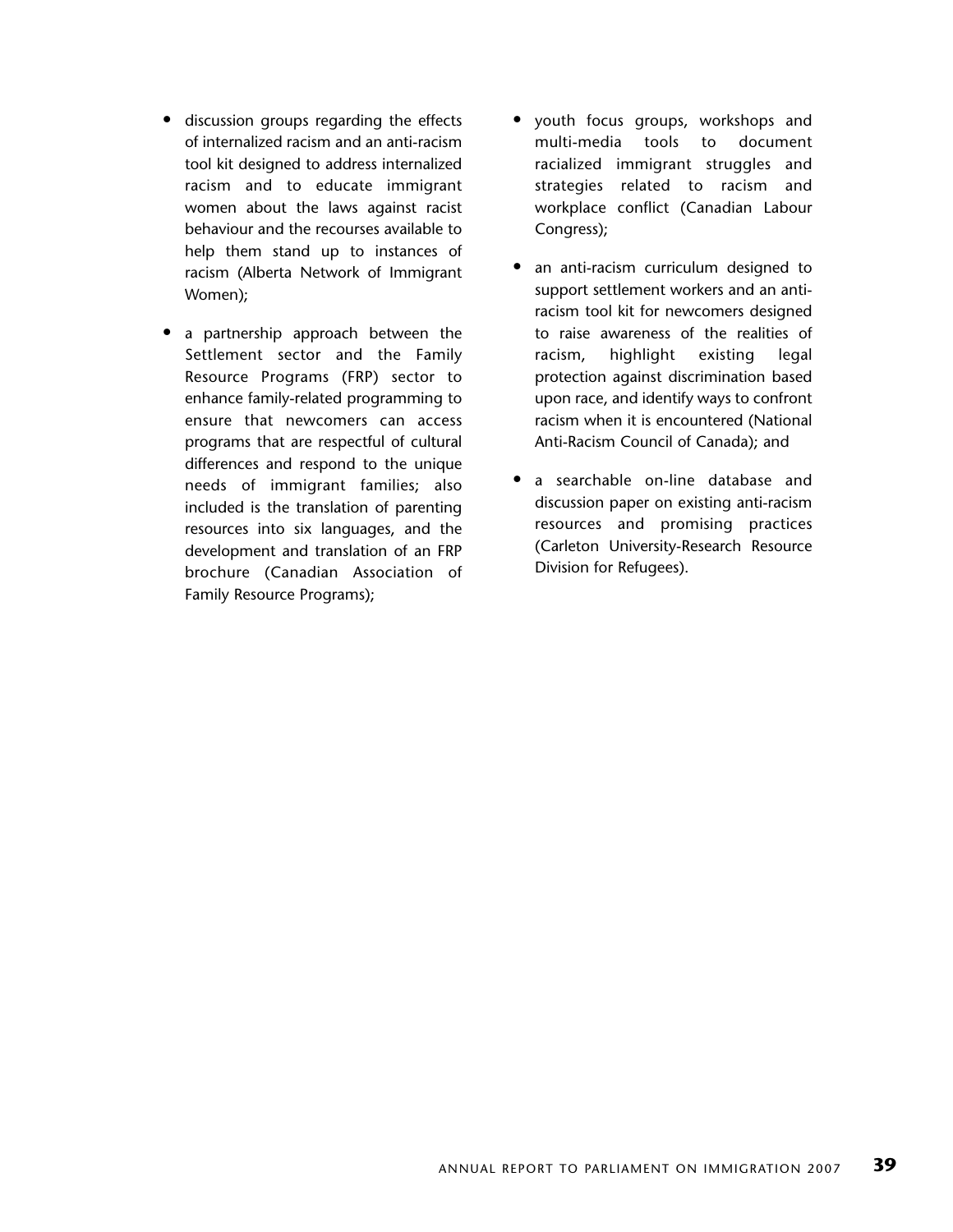- discussion groups regarding the effects of internalized racism and an anti-racism tool kit designed to address internalized racism and to educate immigrant women about the laws against racist behaviour and the recourses available to help them stand up to instances of racism (Alberta Network of Immigrant Women);

- a partnership approach between the Settlement sector and the Family Resource Programs (FRP) sector to enhance family-related programming to ensure that newcomers can access programs that are respectful of cultural differences and respond to the unique needs of immigrant families; also included is the translation of parenting resources into six languages, and the development and translation of an FRP brochure (Canadian Association of Family Resource Programs);

- youth focus groups, workshops and multi-media tools to document racialized immigrant struggles and strategies related to racism and workplace conflict (Canadian Labour Congress);

- an anti-racism curriculum designed to support settlement workers and an anti-racism tool kit for newcomers designed to raise awareness of the realities of racism, highlight existing legal protection against discrimination based upon race, and identify ways to confront racism when it is encountered (National Anti-Racism Council of Canada); and

- a searchable on-line database and discussion paper on existing anti-racism resources and promising practices (Carleton University-Research Resource Division for Refugees).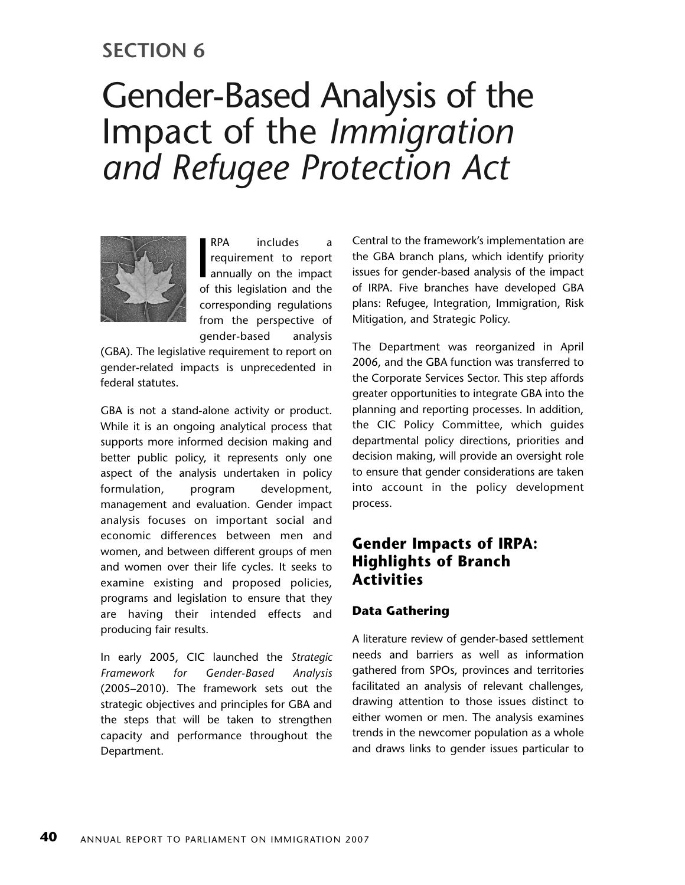# SECTION 6

# Gender-Based Analysis of the Impact of the *Immigration and Refugee Protection Act*

IRPA includes a requirement to report annually on the impact of this legislation and the corresponding regulations from the perspective of gender-based analysis (GBA). The legislative requirement to report on gender-related impacts is unprecedented in federal statutes.

GBA is not a stand-alone activity or product. While it is an ongoing analytical process that supports more informed decision making and better public policy, it represents only one aspect of the analysis undertaken in policy formulation, program development, management and evaluation. Gender impact analysis focuses on important social and economic differences between men and women, and between different groups of men and women over their life cycles. It seeks to examine existing and proposed policies, programs and legislation to ensure that they are having their intended effects and producing fair results.

In early 2005, CIC launched the *Strategic Framework for Gender-Based Analysis* (2005–2010). The framework sets out the strategic objectives and principles for GBA and the steps that will be taken to strengthen capacity and performance throughout the Department.

Central to the framework's implementation are the GBA branch plans, which identify priority issues for gender-based analysis of the impact of IRPA. Five branches have developed GBA plans: Refugee, Integration, Immigration, Risk Mitigation, and Strategic Policy.

The Department was reorganized in April 2006, and the GBA function was transferred to the Corporate Services Sector. This step affords greater opportunities to integrate GBA into the planning and reporting processes. In addition, the CIC Policy Committee, which guides departmental policy directions, priorities and decision making, will provide an oversight role to ensure that gender considerations are taken into account in the policy development process.

## Gender Impacts of IRPA: Highlights of Branch Activities

### Data Gathering

A literature review of gender-based settlement needs and barriers as well as information gathered from SPOs, provinces and territories facilitated an analysis of relevant challenges, drawing attention to those issues distinct to either women or men. The analysis examines trends in the newcomer population as a whole and draws links to gender issues particular to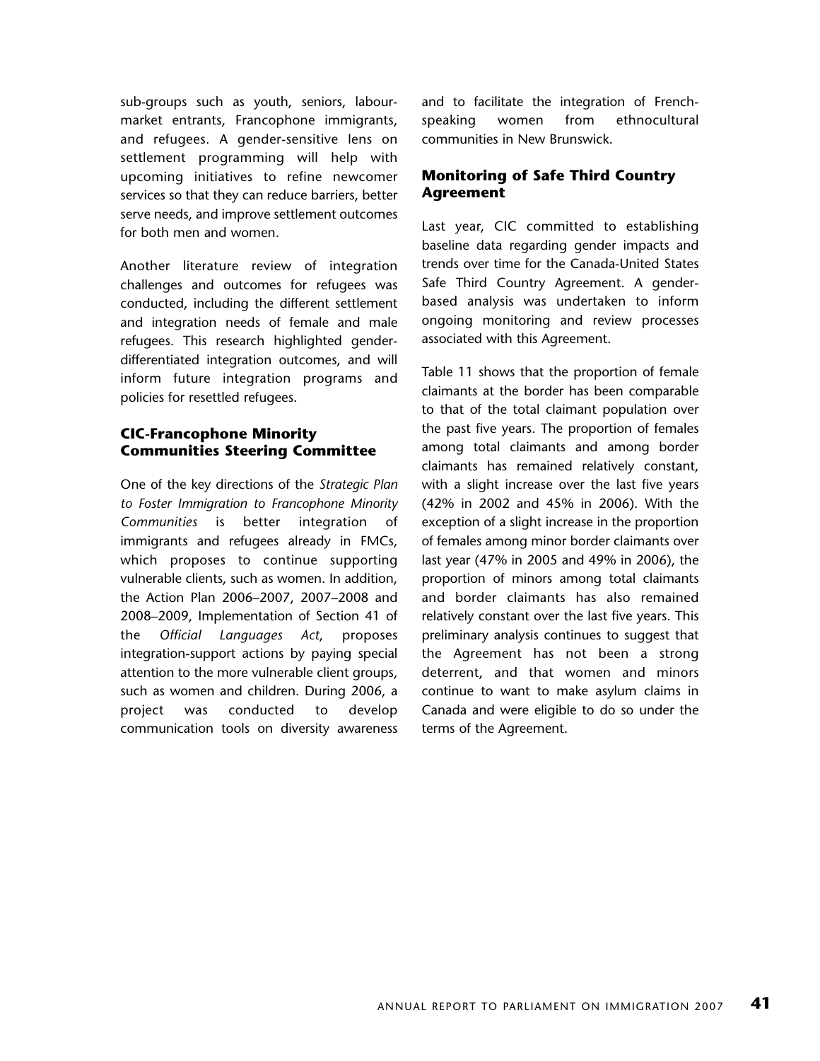sub-groups such as youth, seniors, labour-market entrants, Francophone immigrants, and refugees. A gender-sensitive lens on settlement programming will help with upcoming initiatives to refine newcomer services so that they can reduce barriers, better serve needs, and improve settlement outcomes for both men and women.

Another literature review of integration challenges and outcomes for refugees was conducted, including the different settlement and integration needs of female and male refugees. This research highlighted gender-differentiated integration outcomes, and will inform future integration programs and policies for resettled refugees.

### CIC-Francophone Minority Communities Steering Committee

One of the key directions of the *Strategic Plan to Foster Immigration to Francophone Minority Communities* is better integration of immigrants and refugees already in FMCs, which proposes to continue supporting vulnerable clients, such as women. In addition, the Action Plan 2006–2007, 2007–2008 and 2008–2009, Implementation of Section 41 of the *Official Languages Act*, proposes integration-support actions by paying special attention to the more vulnerable client groups, such as women and children. During 2006, a project was conducted to develop communication tools on diversity awareness and to facilitate the integration of French-speaking women from ethnocultural communities in New Brunswick.

### Monitoring of Safe Third Country Agreement

Last year, CIC committed to establishing baseline data regarding gender impacts and trends over time for the Canada-United States Safe Third Country Agreement. A gender-based analysis was undertaken to inform ongoing monitoring and review processes associated with this Agreement.

Table 11 shows that the proportion of female claimants at the border has been comparable to that of the total claimant population over the past five years. The proportion of females among total claimants and among border claimants has remained relatively constant, with a slight increase over the last five years (42% in 2002 and 45% in 2006). With the exception of a slight increase in the proportion of females among minor border claimants over last year (47% in 2005 and 49% in 2006), the proportion of minors among total claimants and border claimants has also remained relatively constant over the last five years. This preliminary analysis continues to suggest that the Agreement has not been a strong deterrent, and that women and minors continue to want to make asylum claims in Canada and were eligible to do so under the terms of the Agreement.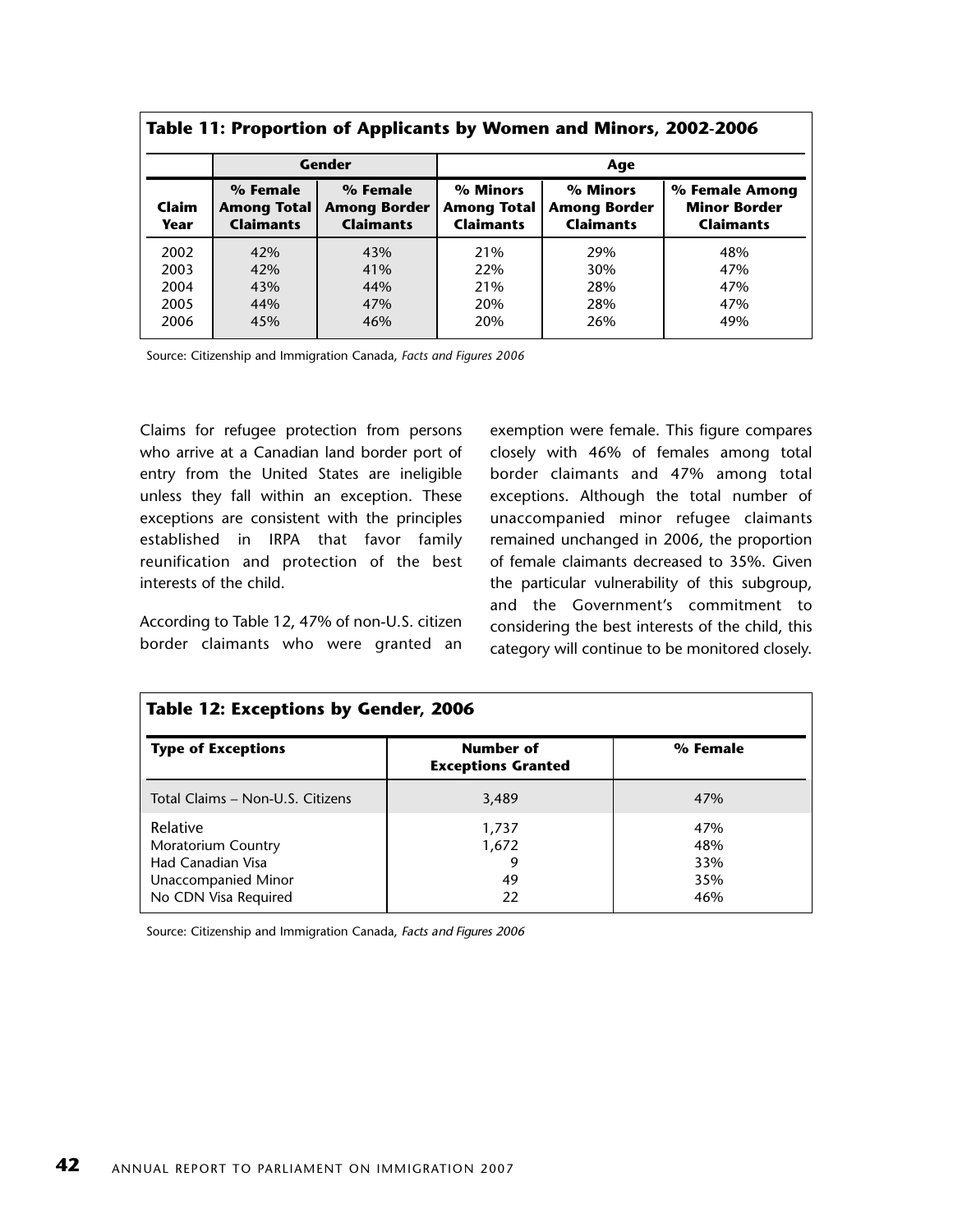**Table 11: Proportion of Applicants by Women and Minors, 2002-2006**

| | Gender | | Age | | |
|---|---|---|---|---|---|
| Claim Year | % Female Among Total Claimants | % Female Among Border Claimants | % Minors Among Total Claimants | % Minors Among Border Claimants | % Female Among Minor Border Claimants |
| 2002 | 42% | 43% | 21% | 29% | 48% |
| 2003 | 42% | 41% | 22% | 30% | 47% |
| 2004 | 43% | 44% | 21% | 28% | 47% |
| 2005 | 44% | 47% | 20% | 28% | 47% |
| 2006 | 45% | 46% | 20% | 26% | 49% |

Source: Citizenship and Immigration Canada, *Facts and Figures 2006*

Claims for refugee protection from persons who arrive at a Canadian land border port of entry from the United States are ineligible unless they fall within an exception. These exceptions are consistent with the principles established in IRPA that favor family reunification and protection of the best interests of the child.

According to Table 12, 47% of non-U.S. citizen border claimants who were granted an exemption were female. This figure compares closely with 46% of females among total border claimants and 47% among total exceptions. Although the total number of unaccompanied minor refugee claimants remained unchanged in 2006, the proportion of female claimants decreased to 35%. Given the particular vulnerability of this subgroup, and the Government's commitment to considering the best interests of the child, this category will continue to be monitored closely.

**Table 12: Exceptions by Gender, 2006**

| Type of Exceptions | Number of Exceptions Granted | % Female |
|---|---|---|
| Total Claims – Non-U.S. Citizens | 3,489 | 47% |
| Relative | 1,737 | 47% |
| Moratorium Country | 1,672 | 48% |
| Had Canadian Visa | 9 | 33% |
| Unaccompanied Minor | 49 | 35% |
| No CDN Visa Required | 22 | 46% |

Source: Citizenship and Immigration Canada, *Facts and Figures 2006*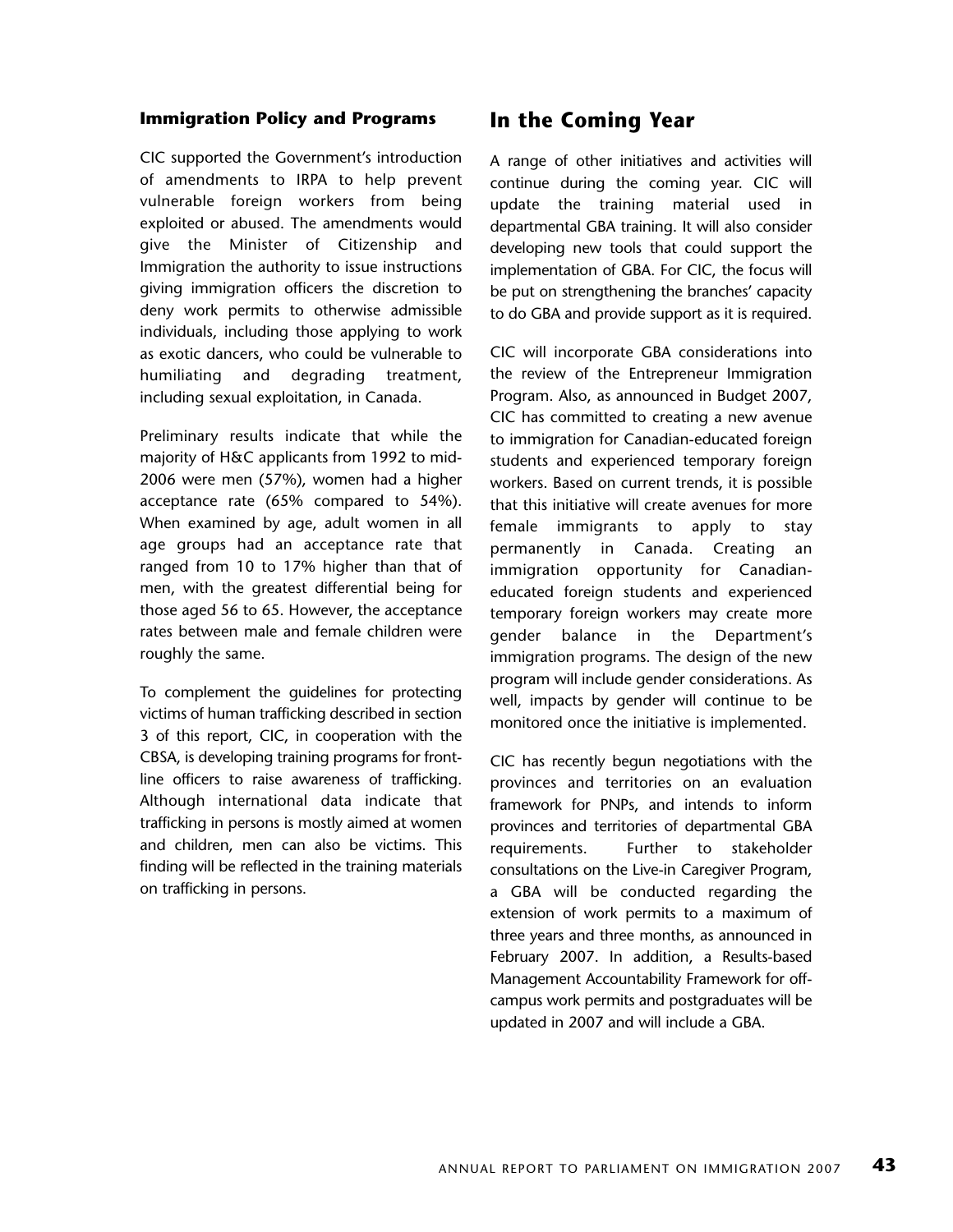### Immigration Policy and Programs

CIC supported the Government's introduction of amendments to IRPA to help prevent vulnerable foreign workers from being exploited or abused. The amendments would give the Minister of Citizenship and Immigration the authority to issue instructions giving immigration officers the discretion to deny work permits to otherwise admissible individuals, including those applying to work as exotic dancers, who could be vulnerable to humiliating and degrading treatment, including sexual exploitation, in Canada.

Preliminary results indicate that while the majority of H&C applicants from 1992 to mid-2006 were men (57%), women had a higher acceptance rate (65% compared to 54%). When examined by age, adult women in all age groups had an acceptance rate that ranged from 10 to 17% higher than that of men, with the greatest differential being for those aged 56 to 65. However, the acceptance rates between male and female children were roughly the same.

To complement the guidelines for protecting victims of human trafficking described in section 3 of this report, CIC, in cooperation with the CBSA, is developing training programs for front-line officers to raise awareness of trafficking. Although international data indicate that trafficking in persons is mostly aimed at women and children, men can also be victims. This finding will be reflected in the training materials on trafficking in persons.

## In the Coming Year

A range of other initiatives and activities will continue during the coming year. CIC will update the training material used in departmental GBA training. It will also consider developing new tools that could support the implementation of GBA. For CIC, the focus will be put on strengthening the branches' capacity to do GBA and provide support as it is required.

CIC will incorporate GBA considerations into the review of the Entrepreneur Immigration Program. Also, as announced in Budget 2007, CIC has committed to creating a new avenue to immigration for Canadian-educated foreign students and experienced temporary foreign workers. Based on current trends, it is possible that this initiative will create avenues for more female immigrants to apply to stay permanently in Canada. Creating an immigration opportunity for Canadian-educated foreign students and experienced temporary foreign workers may create more gender balance in the Department's immigration programs. The design of the new program will include gender considerations. As well, impacts by gender will continue to be monitored once the initiative is implemented.

CIC has recently begun negotiations with the provinces and territories on an evaluation framework for PNPs, and intends to inform provinces and territories of departmental GBA requirements. Further to stakeholder consultations on the Live-in Caregiver Program, a GBA will be conducted regarding the extension of work permits to a maximum of three years and three months, as announced in February 2007. In addition, a Results-based Management Accountability Framework for off-campus work permits and postgraduates will be updated in 2007 and will include a GBA.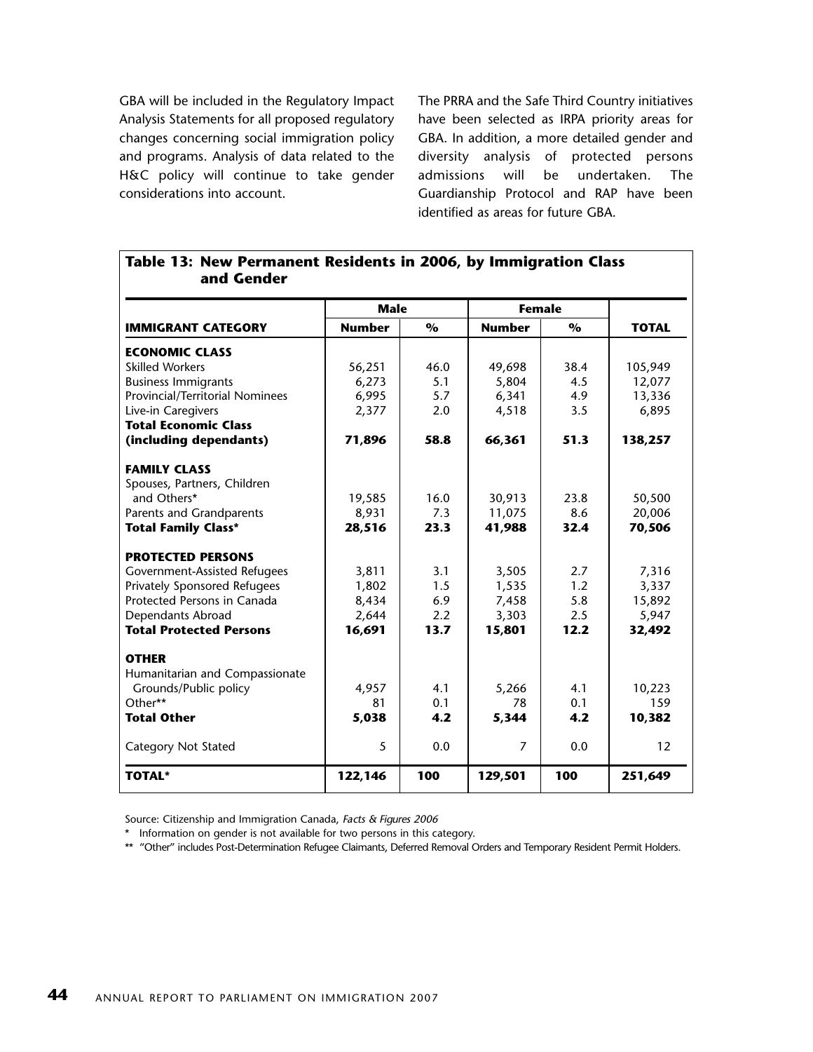GBA will be included in the Regulatory Impact Analysis Statements for all proposed regulatory changes concerning social immigration policy and programs. Analysis of data related to the H&C policy will continue to take gender considerations into account.

The PRRA and the Safe Third Country initiatives have been selected as IRPA priority areas for GBA. In addition, a more detailed gender and diversity analysis of protected persons admissions will be undertaken. The Guardianship Protocol and RAP have been identified as areas for future GBA.

**Table 13: New Permanent Residents in 2006, by Immigration Class and Gender**

| | Male | | Female | | |
|---|---|---|---|---|---|
| **IMMIGRANT CATEGORY** | **Number** | **%** | **Number** | **%** | **TOTAL** |
| **ECONOMIC CLASS** | | | | | |
| Skilled Workers | 56,251 | 46.0 | 49,698 | 38.4 | 105,949 |
| Business Immigrants | 6,273 | 5.1 | 5,804 | 4.5 | 12,077 |
| Provincial/Territorial Nominees | 6,995 | 5.7 | 6,341 | 4.9 | 13,336 |
| Live-in Caregivers | 2,377 | 2.0 | 4,518 | 3.5 | 6,895 |
| **Total Economic Class (including dependants)** | **71,896** | **58.8** | **66,361** | **51.3** | **138,257** |
| **FAMILY CLASS** | | | | | |
| Spouses, Partners, Children and Others* | 19,585 | 16.0 | 30,913 | 23.8 | 50,500 |
| Parents and Grandparents | 8,931 | 7.3 | 11,075 | 8.6 | 20,006 |
| **Total Family Class*** | **28,516** | **23.3** | **41,988** | **32.4** | **70,506** |
| **PROTECTED PERSONS** | | | | | |
| Government-Assisted Refugees | 3,811 | 3.1 | 3,505 | 2.7 | 7,316 |
| Privately Sponsored Refugees | 1,802 | 1.5 | 1,535 | 1.2 | 3,337 |
| Protected Persons in Canada | 8,434 | 6.9 | 7,458 | 5.8 | 15,892 |
| Dependants Abroad | 2,644 | 2.2 | 3,303 | 2.5 | 5,947 |
| **Total Protected Persons** | **16,691** | **13.7** | **15,801** | **12.2** | **32,492** |
| **OTHER** | | | | | |
| Humanitarian and Compassionate Grounds/Public policy | 4,957 | 4.1 | 5,266 | 4.1 | 10,223 |
| Other** | 81 | 0.1 | 78 | 0.1 | 159 |
| **Total Other** | **5,038** | **4.2** | **5,344** | **4.2** | **10,382** |
| Category Not Stated | 5 | 0.0 | 7 | 0.0 | 12 |
| **TOTAL*** | **122,146** | **100** | **129,501** | **100** | **251,649** |

Source: Citizenship and Immigration Canada, *Facts & Figures 2006*

\* Information on gender is not available for two persons in this category.

\*\* "Other" includes Post-Determination Refugee Claimants, Deferred Removal Orders and Temporary Resident Permit Holders.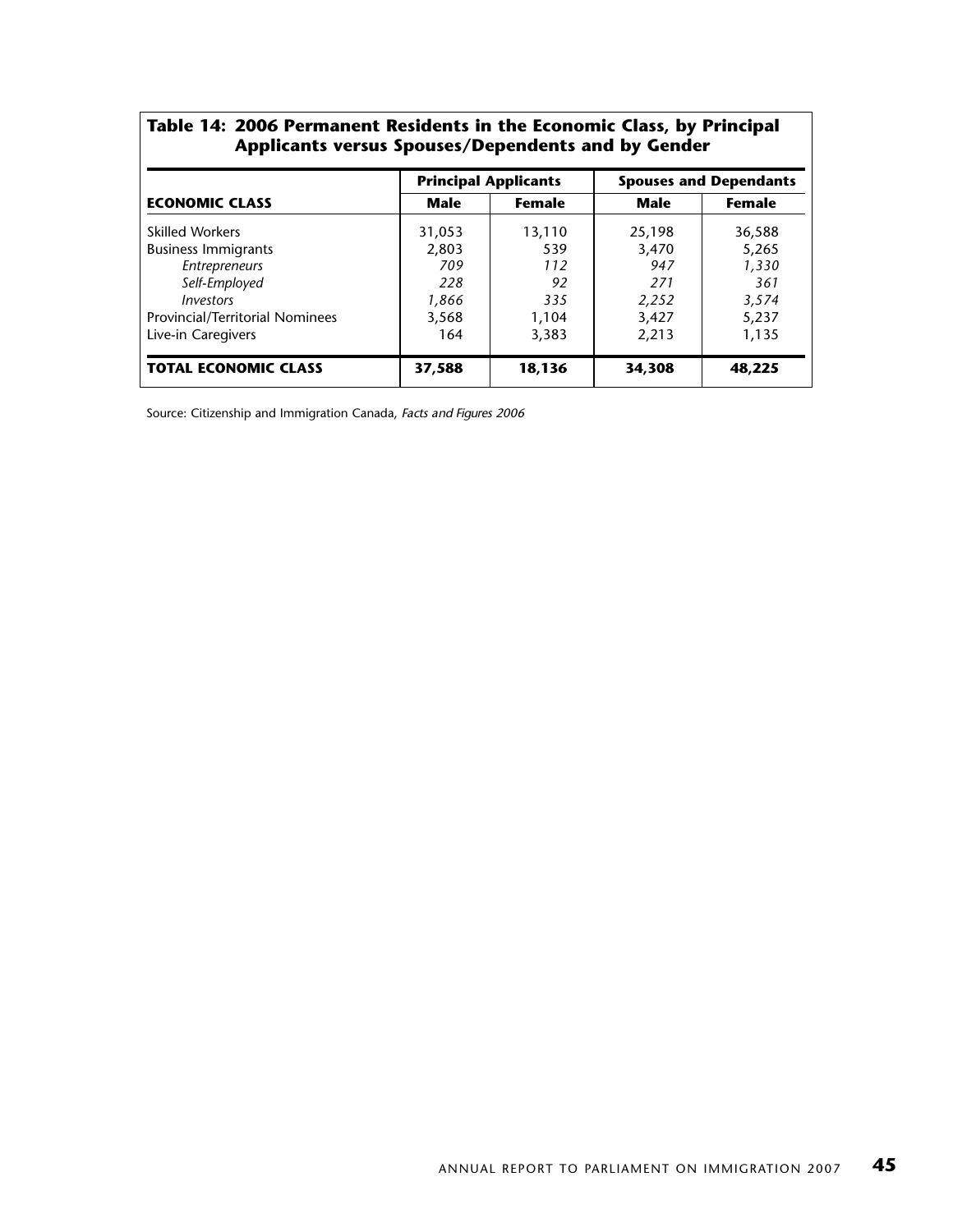**Table 14: 2006 Permanent Residents in the Economic Class, by Principal Applicants versus Spouses/Dependents and by Gender**

| | Principal Applicants | | Spouses and Dependants | |
|---|---|---|---|---|
| **ECONOMIC CLASS** | **Male** | **Female** | **Male** | **Female** |
| Skilled Workers | 31,053 | 13,110 | 25,198 | 36,588 |
| Business Immigrants | 2,803 | 539 | 3,470 | 5,265 |
| *Entrepreneurs* | *709* | *112* | *947* | *1,330* |
| *Self-Employed* | *228* | *92* | *271* | *361* |
| *Investors* | *1,866* | *335* | *2,252* | *3,574* |
| Provincial/Territorial Nominees | 3,568 | 1,104 | 3,427 | 5,237 |
| Live-in Caregivers | 164 | 3,383 | 2,213 | 1,135 |
| **TOTAL ECONOMIC CLASS** | **37,588** | **18,136** | **34,308** | **48,225** |

Source: Citizenship and Immigration Canada, *Facts and Figures 2006*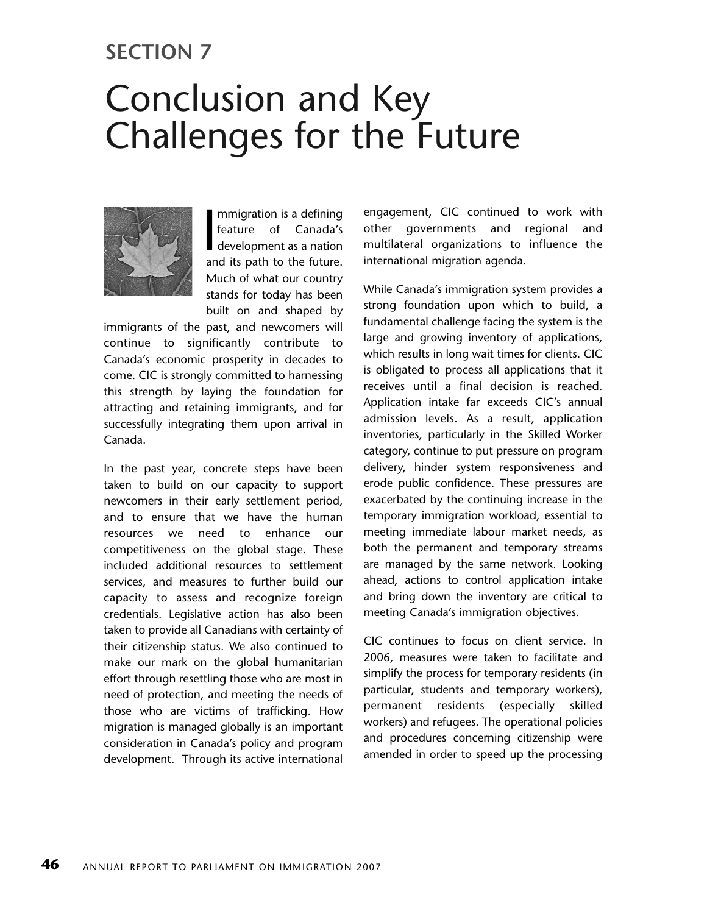# SECTION 7

# Conclusion and Key Challenges for the Future

Immigration is a defining feature of Canada's development as a nation and its path to the future. Much of what our country stands for today has been built on and shaped by immigrants of the past, and newcomers will continue to significantly contribute to Canada's economic prosperity in decades to come. CIC is strongly committed to harnessing this strength by laying the foundation for attracting and retaining immigrants, and for successfully integrating them upon arrival in Canada.

In the past year, concrete steps have been taken to build on our capacity to support newcomers in their early settlement period, and to ensure that we have the human resources we need to enhance our competitiveness on the global stage. These included additional resources to settlement services, and measures to further build our capacity to assess and recognize foreign credentials. Legislative action has also been taken to provide all Canadians with certainty of their citizenship status. We also continued to make our mark on the global humanitarian effort through resettling those who are most in need of protection, and meeting the needs of those who are victims of trafficking. How migration is managed globally is an important consideration in Canada's policy and program development. Through its active international engagement, CIC continued to work with other governments and regional and multilateral organizations to influence the international migration agenda.

While Canada's immigration system provides a strong foundation upon which to build, a fundamental challenge facing the system is the large and growing inventory of applications, which results in long wait times for clients. CIC is obligated to process all applications that it receives until a final decision is reached. Application intake far exceeds CIC's annual admission levels. As a result, application inventories, particularly in the Skilled Worker category, continue to put pressure on program delivery, hinder system responsiveness and erode public confidence. These pressures are exacerbated by the continuing increase in the temporary immigration workload, essential to meeting immediate labour market needs, as both the permanent and temporary streams are managed by the same network. Looking ahead, actions to control application intake and bring down the inventory are critical to meeting Canada's immigration objectives.

CIC continues to focus on client service. In 2006, measures were taken to facilitate and simplify the process for temporary residents (in particular, students and temporary workers), permanent residents (especially skilled workers) and refugees. The operational policies and procedures concerning citizenship were amended in order to speed up the processing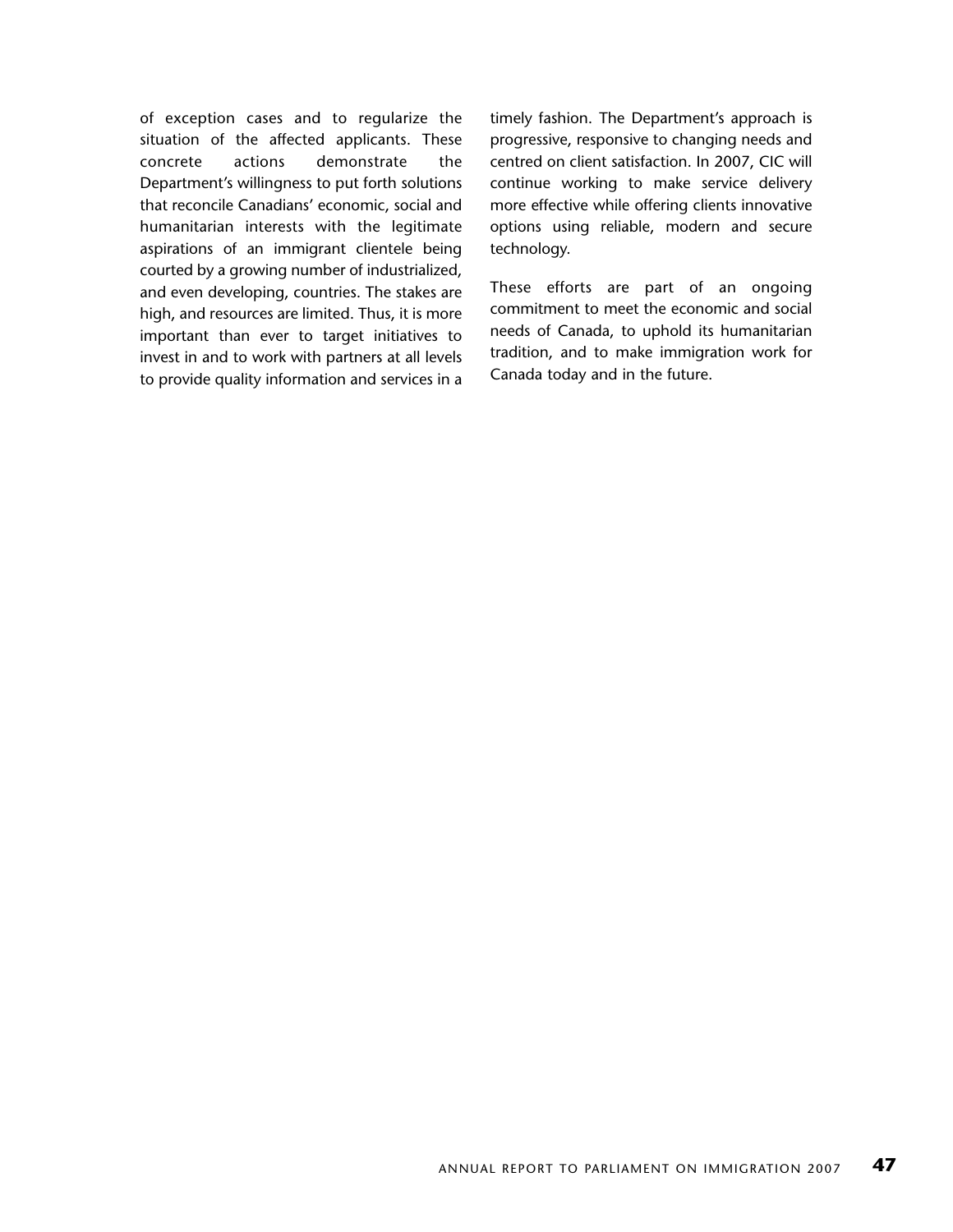of exception cases and to regularize the situation of the affected applicants. These concrete actions demonstrate the Department's willingness to put forth solutions that reconcile Canadians' economic, social and humanitarian interests with the legitimate aspirations of an immigrant clientele being courted by a growing number of industrialized, and even developing, countries. The stakes are high, and resources are limited. Thus, it is more important than ever to target initiatives to invest in and to work with partners at all levels to provide quality information and services in a timely fashion. The Department's approach is progressive, responsive to changing needs and centred on client satisfaction. In 2007, CIC will continue working to make service delivery more effective while offering clients innovative options using reliable, modern and secure technology.

These efforts are part of an ongoing commitment to meet the economic and social needs of Canada, to uphold its humanitarian tradition, and to make immigration work for Canada today and in the future.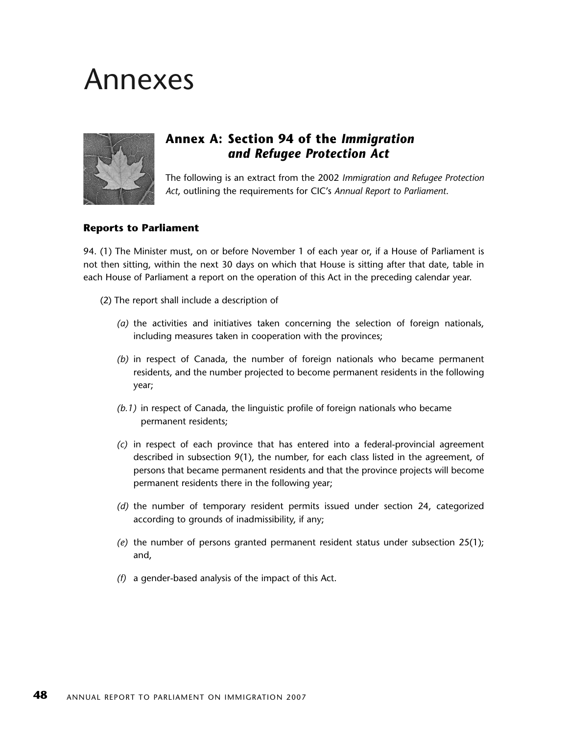# Annexes

## Annex A: Section 94 of the *Immigration and Refugee Protection Act*

The following is an extract from the 2002 *Immigration and Refugee Protection Act*, outlining the requirements for CIC's *Annual Report to Parliament*.

### Reports to Parliament

94. (1) The Minister must, on or before November 1 of each year or, if a House of Parliament is not then sitting, within the next 30 days on which that House is sitting after that date, table in each House of Parliament a report on the operation of this Act in the preceding calendar year.

(2) The report shall include a description of

*(a)* the activities and initiatives taken concerning the selection of foreign nationals, including measures taken in cooperation with the provinces;

*(b)* in respect of Canada, the number of foreign nationals who became permanent residents, and the number projected to become permanent residents in the following year;

*(b.1)* in respect of Canada, the linguistic profile of foreign nationals who became permanent residents;

*(c)* in respect of each province that has entered into a federal-provincial agreement described in subsection 9(1), the number, for each class listed in the agreement, of persons that became permanent residents and that the province projects will become permanent residents there in the following year;

*(d)* the number of temporary resident permits issued under section 24, categorized according to grounds of inadmissibility, if any;

*(e)* the number of persons granted permanent resident status under subsection 25(1); and,

*(f)* a gender-based analysis of the impact of this Act.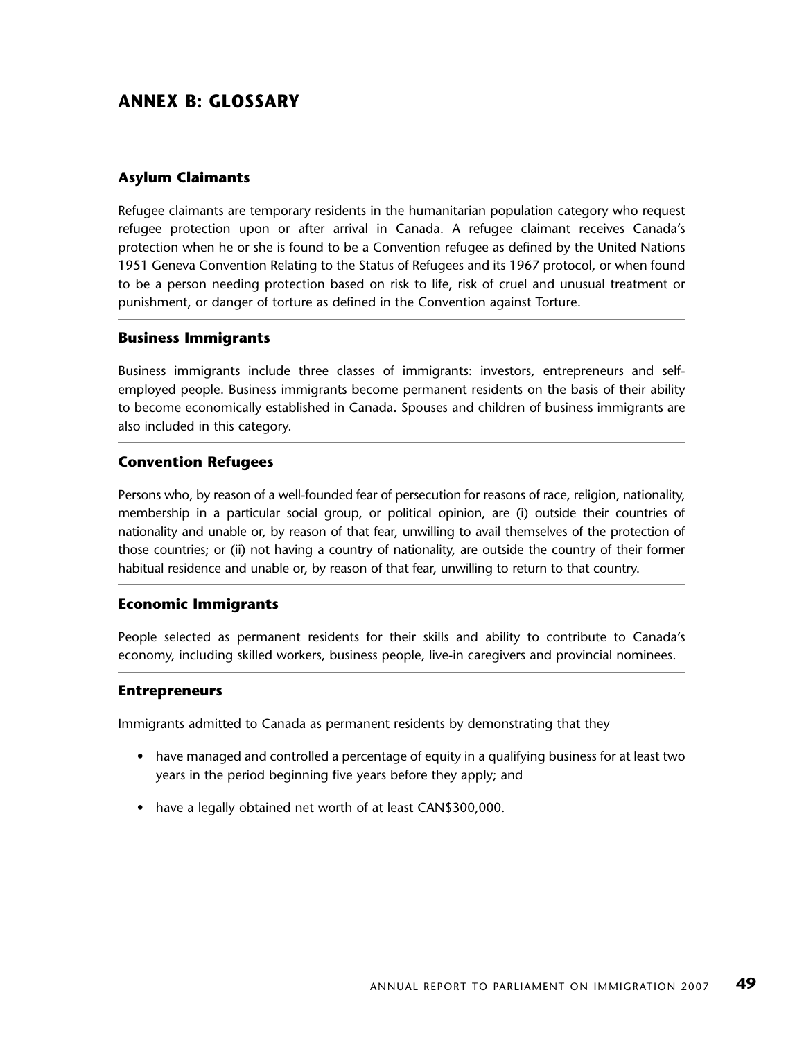# ANNEX B: GLOSSARY

### Asylum Claimants

Refugee claimants are temporary residents in the humanitarian population category who request refugee protection upon or after arrival in Canada. A refugee claimant receives Canada's protection when he or she is found to be a Convention refugee as defined by the United Nations 1951 Geneva Convention Relating to the Status of Refugees and its 1967 protocol, or when found to be a person needing protection based on risk to life, risk of cruel and unusual treatment or punishment, or danger of torture as defined in the Convention against Torture.

### Business Immigrants

Business immigrants include three classes of immigrants: investors, entrepreneurs and self-employed people. Business immigrants become permanent residents on the basis of their ability to become economically established in Canada. Spouses and children of business immigrants are also included in this category.

### Convention Refugees

Persons who, by reason of a well-founded fear of persecution for reasons of race, religion, nationality, membership in a particular social group, or political opinion, are (i) outside their countries of nationality and unable or, by reason of that fear, unwilling to avail themselves of the protection of those countries; or (ii) not having a country of nationality, are outside the country of their former habitual residence and unable or, by reason of that fear, unwilling to return to that country.

### Economic Immigrants

People selected as permanent residents for their skills and ability to contribute to Canada's economy, including skilled workers, business people, live-in caregivers and provincial nominees.

### Entrepreneurs

Immigrants admitted to Canada as permanent residents by demonstrating that they

- have managed and controlled a percentage of equity in a qualifying business for at least two years in the period beginning five years before they apply; and
- have a legally obtained net worth of at least CAN$300,000.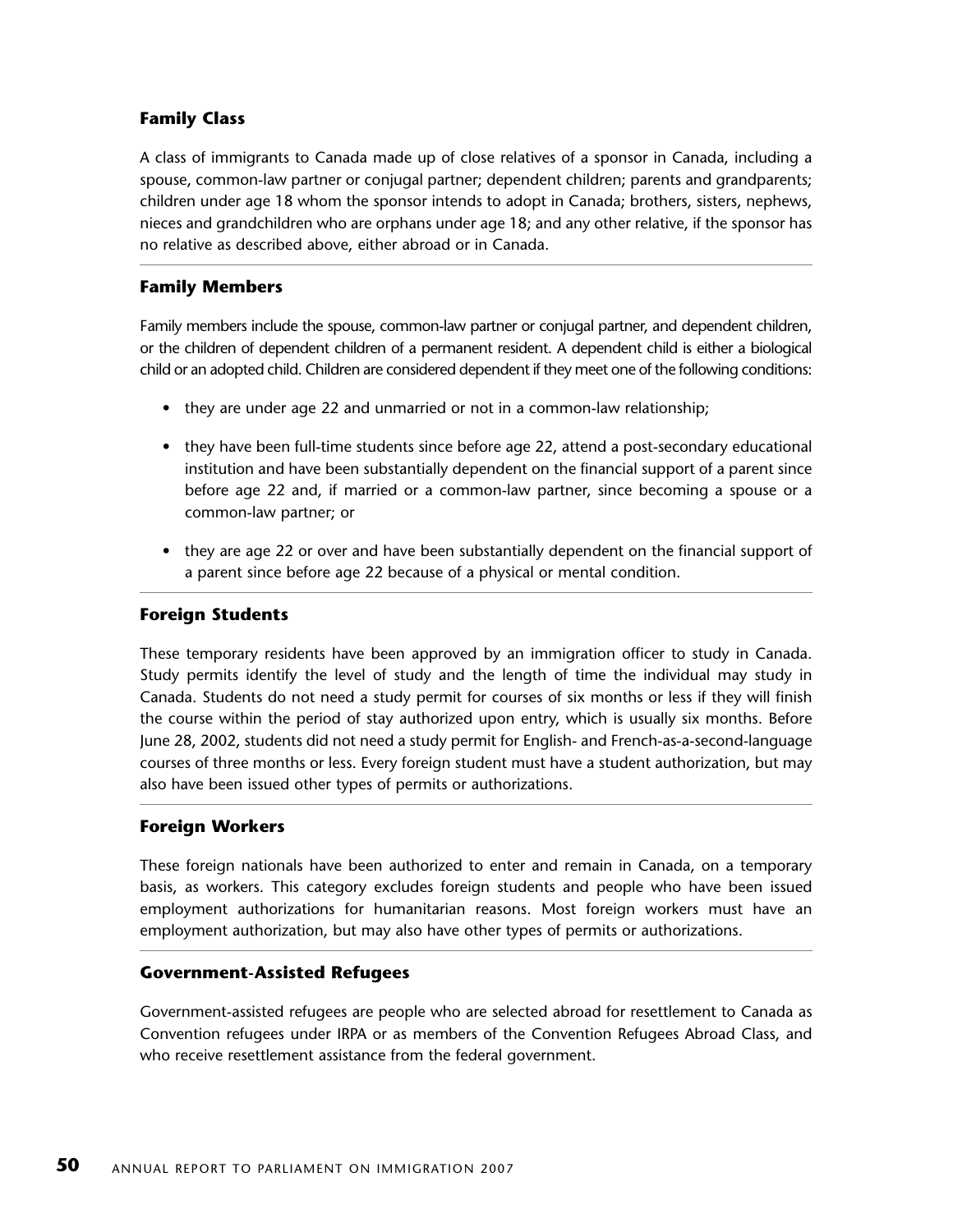### Family Class

A class of immigrants to Canada made up of close relatives of a sponsor in Canada, including a spouse, common-law partner or conjugal partner; dependent children; parents and grandparents; children under age 18 whom the sponsor intends to adopt in Canada; brothers, sisters, nephews, nieces and grandchildren who are orphans under age 18; and any other relative, if the sponsor has no relative as described above, either abroad or in Canada.

### Family Members

Family members include the spouse, common-law partner or conjugal partner, and dependent children, or the children of dependent children of a permanent resident. A dependent child is either a biological child or an adopted child. Children are considered dependent if they meet one of the following conditions:

- they are under age 22 and unmarried or not in a common-law relationship;
- they have been full-time students since before age 22, attend a post-secondary educational institution and have been substantially dependent on the financial support of a parent since before age 22 and, if married or a common-law partner, since becoming a spouse or a common-law partner; or
- they are age 22 or over and have been substantially dependent on the financial support of a parent since before age 22 because of a physical or mental condition.

### Foreign Students

These temporary residents have been approved by an immigration officer to study in Canada. Study permits identify the level of study and the length of time the individual may study in Canada. Students do not need a study permit for courses of six months or less if they will finish the course within the period of stay authorized upon entry, which is usually six months. Before June 28, 2002, students did not need a study permit for English- and French-as-a-second-language courses of three months or less. Every foreign student must have a student authorization, but may also have been issued other types of permits or authorizations.

### Foreign Workers

These foreign nationals have been authorized to enter and remain in Canada, on a temporary basis, as workers. This category excludes foreign students and people who have been issued employment authorizations for humanitarian reasons. Most foreign workers must have an employment authorization, but may also have other types of permits or authorizations.

### Government-Assisted Refugees

Government-assisted refugees are people who are selected abroad for resettlement to Canada as Convention refugees under IRPA or as members of the Convention Refugees Abroad Class, and who receive resettlement assistance from the federal government.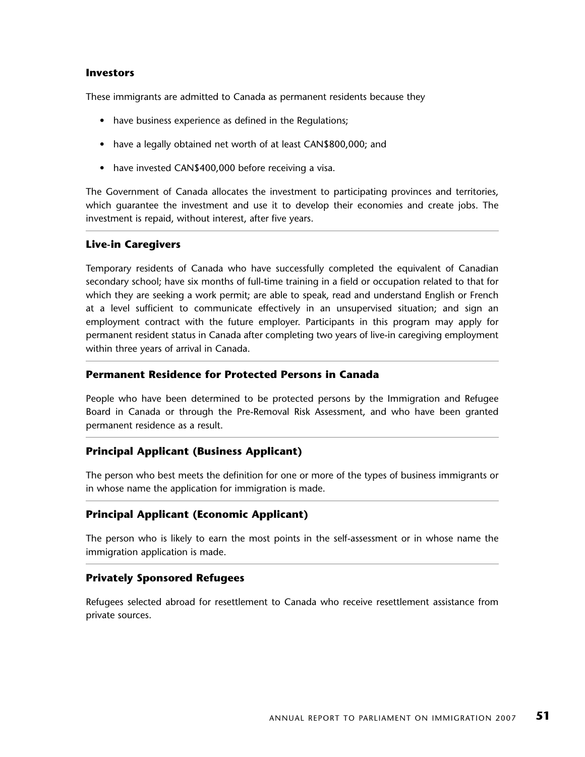### Investors

These immigrants are admitted to Canada as permanent residents because they

- have business experience as defined in the Regulations;
- have a legally obtained net worth of at least CAN$800,000; and
- have invested CAN$400,000 before receiving a visa.

The Government of Canada allocates the investment to participating provinces and territories, which guarantee the investment and use it to develop their economies and create jobs. The investment is repaid, without interest, after five years.

### Live-in Caregivers

Temporary residents of Canada who have successfully completed the equivalent of Canadian secondary school; have six months of full-time training in a field or occupation related to that for which they are seeking a work permit; are able to speak, read and understand English or French at a level sufficient to communicate effectively in an unsupervised situation; and sign an employment contract with the future employer. Participants in this program may apply for permanent resident status in Canada after completing two years of live-in caregiving employment within three years of arrival in Canada.

### Permanent Residence for Protected Persons in Canada

People who have been determined to be protected persons by the Immigration and Refugee Board in Canada or through the Pre-Removal Risk Assessment, and who have been granted permanent residence as a result.

### Principal Applicant (Business Applicant)

The person who best meets the definition for one or more of the types of business immigrants or in whose name the application for immigration is made.

### Principal Applicant (Economic Applicant)

The person who is likely to earn the most points in the self-assessment or in whose name the immigration application is made.

### Privately Sponsored Refugees

Refugees selected abroad for resettlement to Canada who receive resettlement assistance from private sources.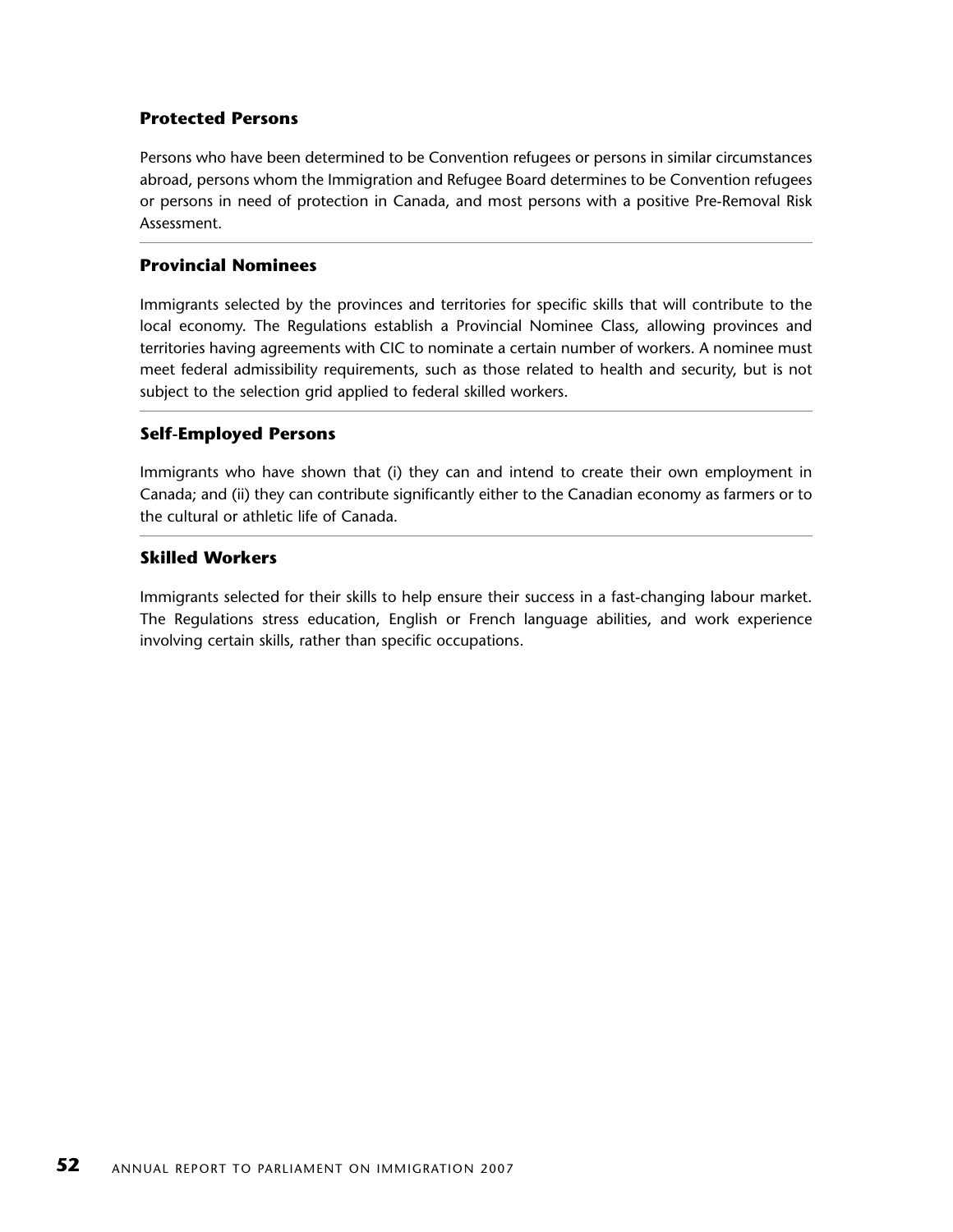### Protected Persons

Persons who have been determined to be Convention refugees or persons in similar circumstances abroad, persons whom the Immigration and Refugee Board determines to be Convention refugees or persons in need of protection in Canada, and most persons with a positive Pre-Removal Risk Assessment.

### Provincial Nominees

Immigrants selected by the provinces and territories for specific skills that will contribute to the local economy. The Regulations establish a Provincial Nominee Class, allowing provinces and territories having agreements with CIC to nominate a certain number of workers. A nominee must meet federal admissibility requirements, such as those related to health and security, but is not subject to the selection grid applied to federal skilled workers.

### Self-Employed Persons

Immigrants who have shown that (i) they can and intend to create their own employment in Canada; and (ii) they can contribute significantly either to the Canadian economy as farmers or to the cultural or athletic life of Canada.

### Skilled Workers

Immigrants selected for their skills to help ensure their success in a fast-changing labour market. The Regulations stress education, English or French language abilities, and work experience involving certain skills, rather than specific occupations.